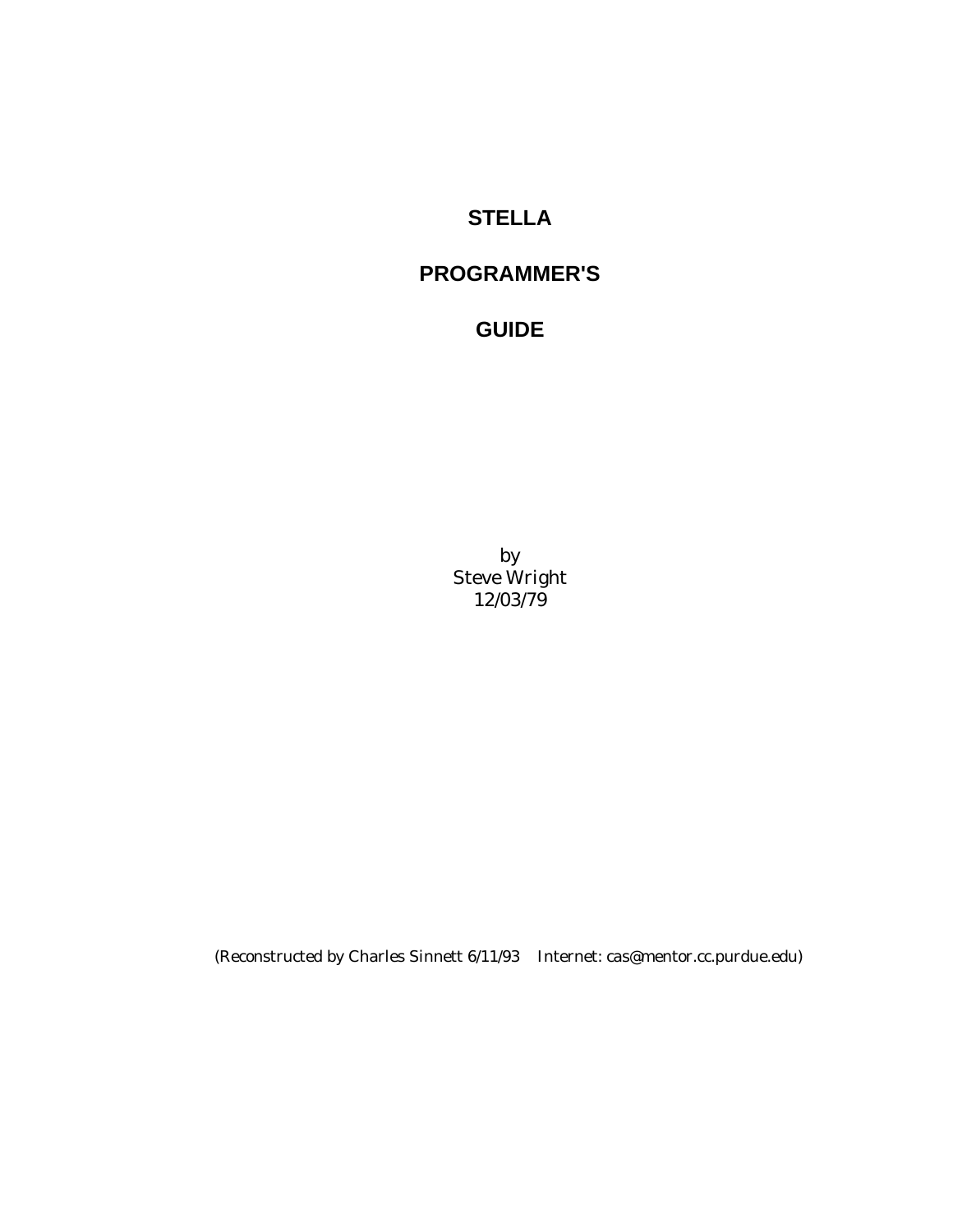# STELLA

# PROGRAMMER'S

# GUIDE

by
Steve Wright
12/03/79

(Reconstructed by Charles Sinnett 6/11/93 Internet: cas@mentor.cc.purdue.edu)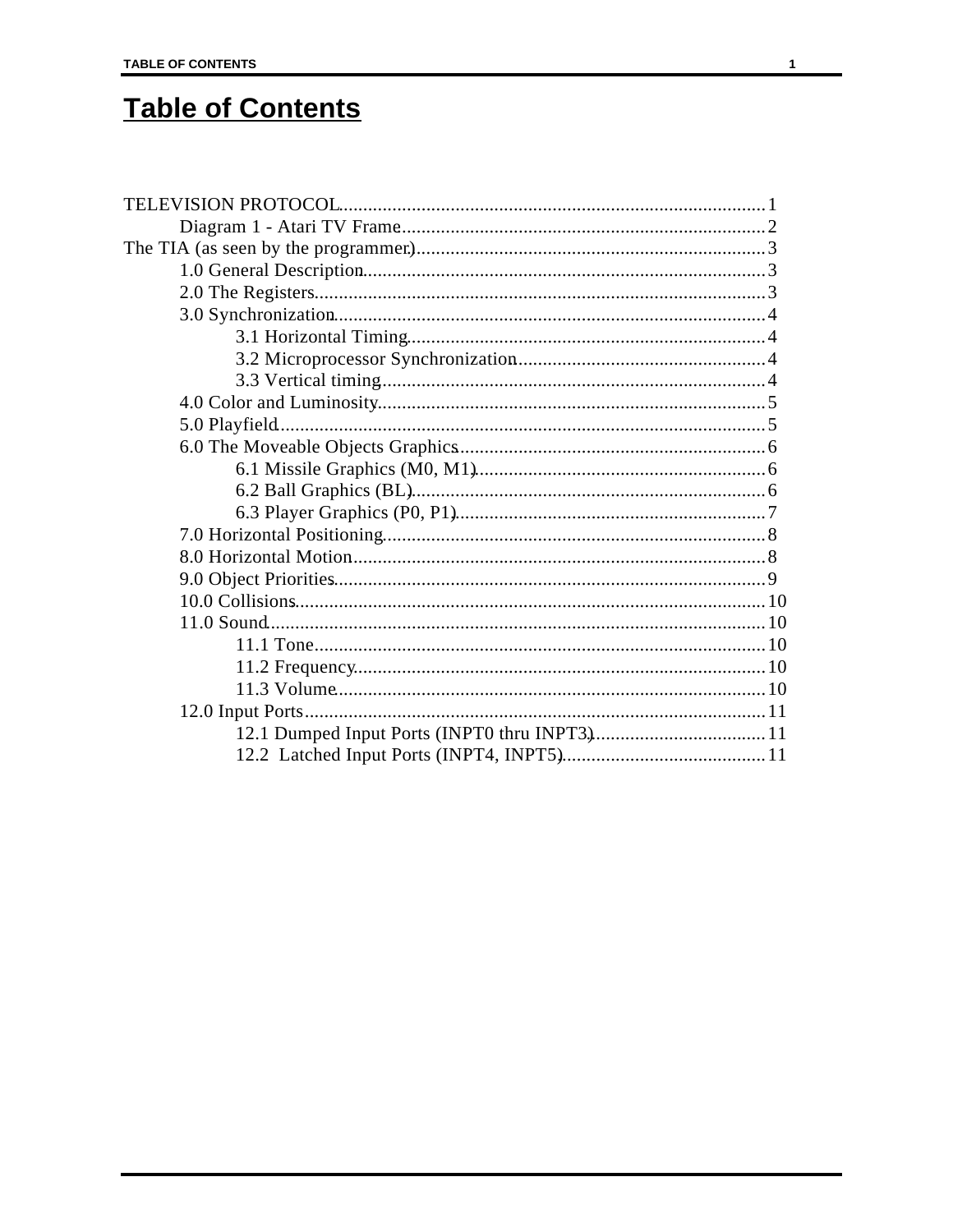# Table of Contents

TELEVISION PROTOCOL....................................................................................1

- Diagram 1 - Atari TV Frame..........................................................................2

The TIA (as seen by the programmer)........................................................................3

- 1.0 General Description..................................................................................3
- 2.0 The Registers............................................................................................3
- 3.0 Synchronization.........................................................................................4
  - 3.1 Horizontal Timing.........................................................................4
  - 3.2 Microprocessor Synchronization..................................................4
  - 3.3 Vertical timing..............................................................................4
- 4.0 Color and Luminosity...............................................................................5
- 5.0 Playfield...................................................................................................5
- 6.0 The Moveable Objects Graphics...............................................................6
  - 6.1 Missile Graphics (M0, M1)...........................................................6
  - 6.2 Ball Graphics (BL)........................................................................6
  - 6.3 Player Graphics (P0, P1)...............................................................7
- 7.0 Horizontal Positioning..............................................................................8
- 8.0 Horizontal Motion....................................................................................8
- 9.0 Object Priorities........................................................................................9
- 10.0 Collisions...............................................................................................10
- 11.0 Sound.....................................................................................................10
  - 11.1 Tone...........................................................................................10
  - 11.2 Frequency..................................................................................10
  - 11.3 Volume......................................................................................10
- 12.0 Input Ports.............................................................................................11
  - 12.1 Dumped Input Ports (INPT0 thru INPT3)...................................11
  - 12.2 Latched Input Ports (INPT4, INPT5)..........................................11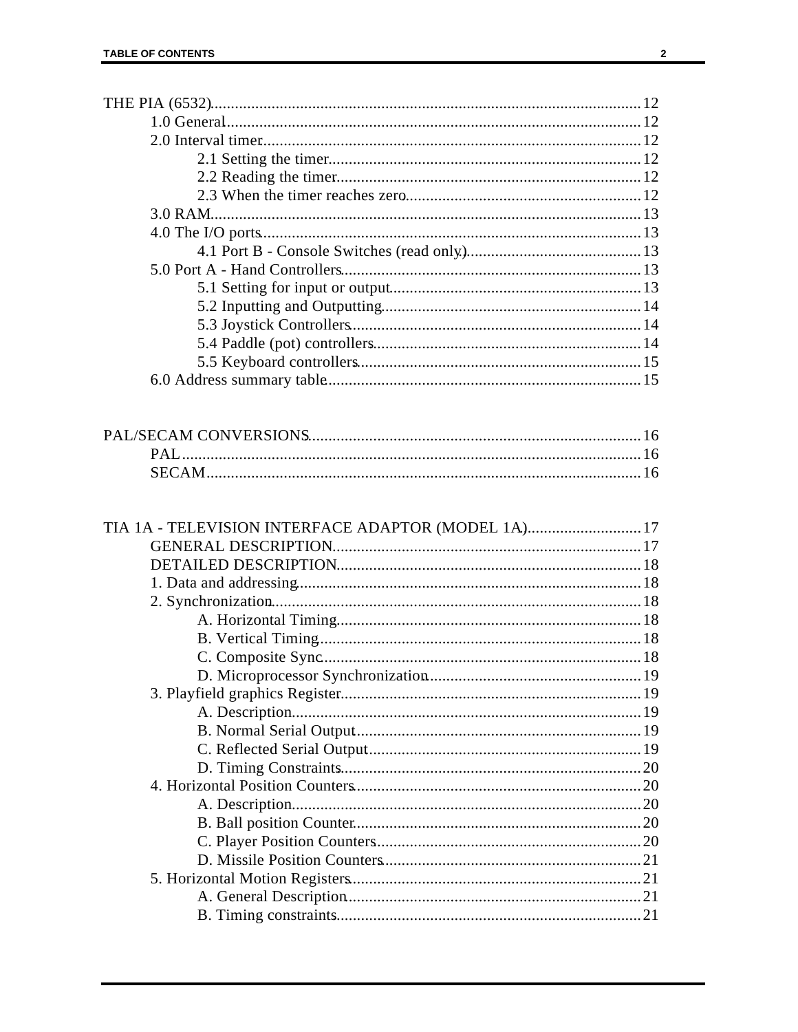THE PIA (6532) ........ 12
- 1.0 General ........ 12
- 2.0 Interval timer ........ 12
  - 2.1 Setting the timer ........ 12
  - 2.2 Reading the timer ........ 12
  - 2.3 When the timer reaches zero ........ 12
- 3.0 RAM ........ 13
- 4.0 The I/O ports ........ 13
  - 4.1 Port B - Console Switches (read only) ........ 13
- 5.0 Port A - Hand Controllers ........ 13
  - 5.1 Setting for input or output ........ 13
  - 5.2 Inputting and Outputting ........ 14
  - 5.3 Joystick Controllers ........ 14
  - 5.4 Paddle (pot) controllers ........ 14
  - 5.5 Keyboard controllers ........ 15
- 6.0 Address summary table ........ 15

PAL/SECAM CONVERSIONS ........ 16
- PAL ........ 16
- SECAM ........ 16

TIA 1A - TELEVISION INTERFACE ADAPTOR (MODEL 1A) ........ 17
- GENERAL DESCRIPTION ........ 17
- DETAILED DESCRIPTION ........ 18
- 1. Data and addressing ........ 18
- 2. Synchronization ........ 18
  - A. Horizontal Timing ........ 18
  - B. Vertical Timing ........ 18
  - C. Composite Sync ........ 18
  - D. Microprocessor Synchronization ........ 19
- 3. Playfield graphics Register ........ 19
  - A. Description ........ 19
  - B. Normal Serial Output ........ 19
  - C. Reflected Serial Output ........ 19
  - D. Timing Constraints ........ 20
- 4. Horizontal Position Counters ........ 20
  - A. Description ........ 20
  - B. Ball position Counter ........ 20
  - C. Player Position Counters ........ 20
  - D. Missile Position Counters ........ 21
- 5. Horizontal Motion Registers ........ 21
  - A. General Description ........ 21
  - B. Timing constraints ........ 21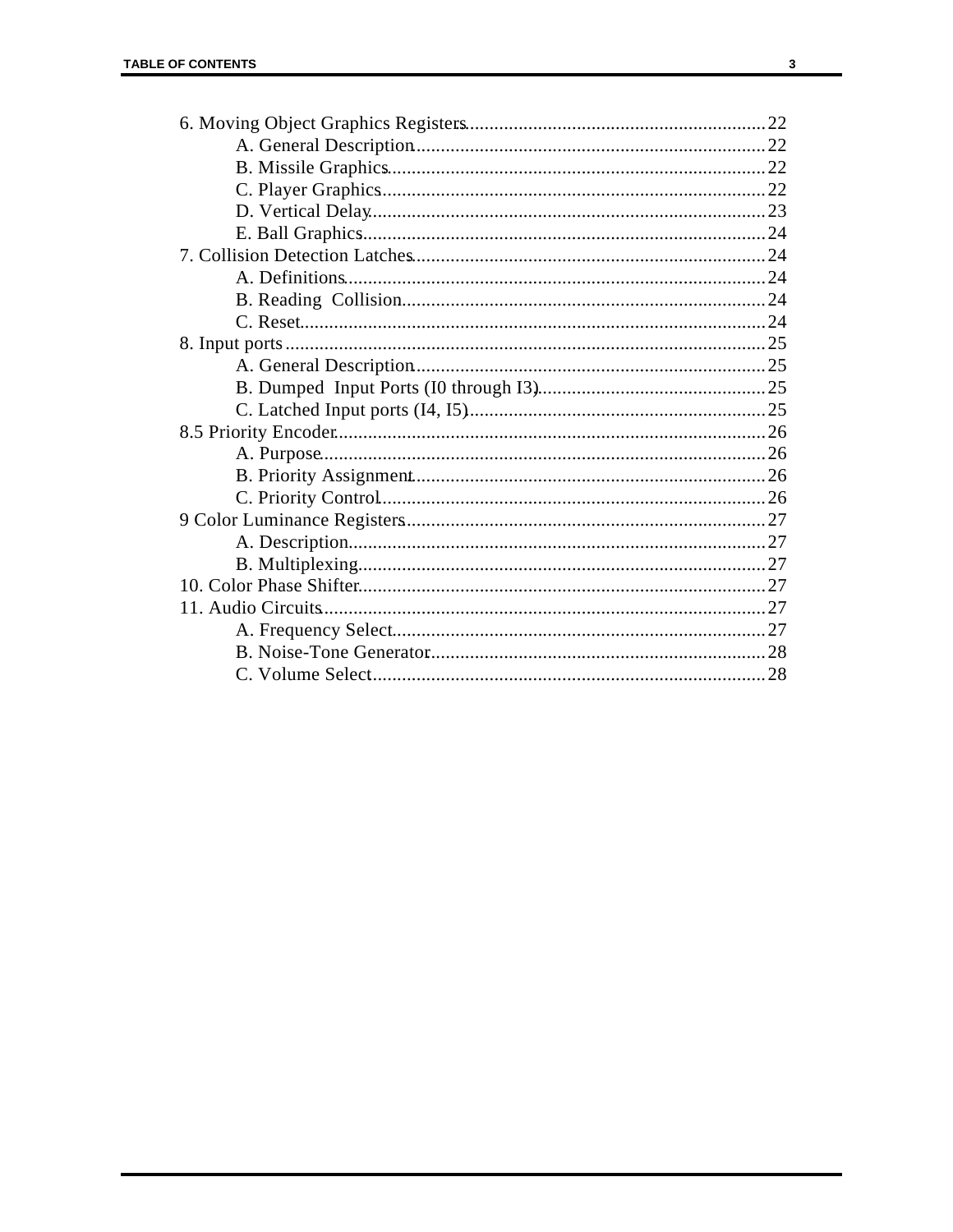6. Moving Object Graphics Registers ........ 22

- A. General Description ........ 22
- B. Missile Graphics ........ 22
- C. Player Graphics ........ 22
- D. Vertical Delay ........ 23
- E. Ball Graphics ........ 24

7. Collision Detection Latches ........ 24

- A. Definitions ........ 24
- B. Reading Collision ........ 24
- C. Reset ........ 24

8. Input ports ........ 25

- A. General Description ........ 25
- B. Dumped Input Ports (I0 through I3) ........ 25
- C. Latched Input ports (I4, I5) ........ 25

8.5 Priority Encoder ........ 26

- A. Purpose ........ 26
- B. Priority Assignment ........ 26
- C. Priority Control ........ 26

9 Color Luminance Registers ........ 27

- A. Description ........ 27
- B. Multiplexing ........ 27

10. Color Phase Shifter ........ 27

11. Audio Circuits ........ 27

- A. Frequency Select ........ 27
- B. Noise-Tone Generator ........ 28
- C. Volume Select ........ 28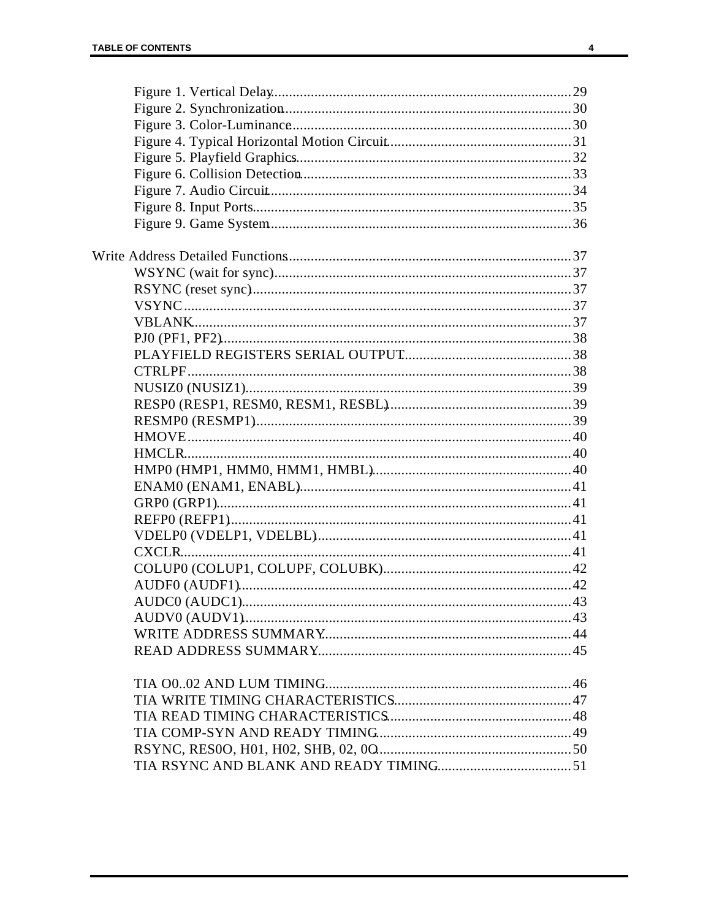Figure 1. Vertical Delay ........ 29
Figure 2. Synchronization ........ 30
Figure 3. Color-Luminance ........ 30
Figure 4. Typical Horizontal Motion Circuit ........ 31
Figure 5. Playfield Graphics ........ 32
Figure 6. Collision Detection ........ 33
Figure 7. Audio Circuit ........ 34
Figure 8. Input Ports ........ 35
Figure 9. Game System ........ 36

Write Address Detailed Functions ........ 37

WSYNC (wait for sync) ........ 37
RSYNC (reset sync) ........ 37
VSYNC ........ 37
VBLANK ........ 37
PJ0 (PF1, PF2) ........ 38
PLAYFIELD REGISTERS SERIAL OUTPUT ........ 38
CTRLPF ........ 38
NUSIZ0 (NUSIZ1) ........ 39
RESP0 (RESP1, RESM0, RESM1, RESBL) ........ 39
RESMP0 (RESMP1) ........ 39
HMOVE ........ 40
HMCLR ........ 40
HMP0 (HMP1, HMM0, HMM1, HMBL) ........ 40
ENAM0 (ENAM1, ENABL) ........ 41
GRP0 (GRP1) ........ 41
REFP0 (REFP1) ........ 41
VDELP0 (VDELP1, VDELBL) ........ 41
CXCLR ........ 41
COLUP0 (COLUP1, COLUPF, COLUBK) ........ 42
AUDF0 (AUDF1) ........ 42
AUDC0 (AUDC1) ........ 43
AUDV0 (AUDV1) ........ 43
WRITE ADDRESS SUMMARY ........ 44
READ ADDRESS SUMMARY ........ 45

TIA O0..02 AND LUM TIMING ........ 46
TIA WRITE TIMING CHARACTERISTICS ........ 47
TIA READ TIMING CHARACTERISTICS ........ 48
TIA COMP-SYN AND READY TIMING ........ 49
RSYNC, RES0O, H01, H02, SHB, 02, 0O ........ 50
TIA RSYNC AND BLANK AND READY TIMING ........ 51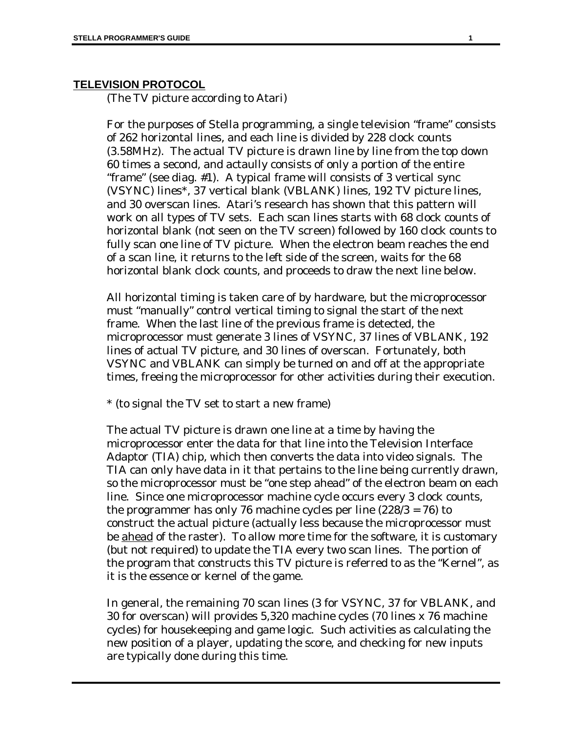## TELEVISION PROTOCOL

(The TV picture according to Atari)

For the purposes of Stella programming, a single television "frame" consists of 262 horizontal lines, and each line is divided by 228 clock counts (3.58MHz). The actual TV picture is drawn line by line from the top down 60 times a second, and actaully consists of only a portion of the entire "frame" (see diag. #1). A typical frame will consists of 3 vertical sync (VSYNC) lines*, 37 vertical blank (VBLANK) lines, 192 TV picture lines, and 30 overscan lines. Atari's research has shown that this pattern will work on all types of TV sets. Each scan lines starts with 68 clock counts of horizontal blank (not seen on the TV screen) followed by 160 clock counts to fully scan one line of TV picture. When the electron beam reaches the end of a scan line, it returns to the left side of the screen, waits for the 68 horizontal blank clock counts, and proceeds to draw the next line below.

All horizontal timing is taken care of by hardware, but the microprocessor must "manually" control vertical timing to signal the start of the next frame. When the last line of the previous frame is detected, the microprocessor must generate 3 lines of VSYNC, 37 lines of VBLANK, 192 lines of actual TV picture, and 30 lines of overscan. Fortunately, both VSYNC and VBLANK can simply be turned on and off at the appropriate times, freeing the microprocessor for other activities during their execution.

* (to signal the TV set to start a new frame)

The actual TV picture is drawn one line at a time by having the microprocessor enter the data for that line into the Television Interface Adaptor (TIA) chip, which then converts the data into video signals. The TIA can only have data in it that pertains to the line being currently drawn, so the microprocessor must be "one step ahead" of the electron beam on each line. Since one microprocessor machine cycle occurs every 3 clock counts, the programmer has only 76 machine cycles per line (228/3 = 76) to construct the actual picture (actually less because the microprocessor must be <u>ahead</u> of the raster). To allow more time for the software, it is customary (but not required) to update the TIA every two scan lines. The portion of the program that constructs this TV picture is referred to as the "Kernel", as it is the essence or kernel of the game.

In general, the remaining 70 scan lines (3 for VSYNC, 37 for VBLANK, and 30 for overscan) will provides 5,320 machine cycles (70 lines x 76 machine cycles) for housekeeping and game logic. Such activities as calculating the new position of a player, updating the score, and checking for new inputs are typically done during this time.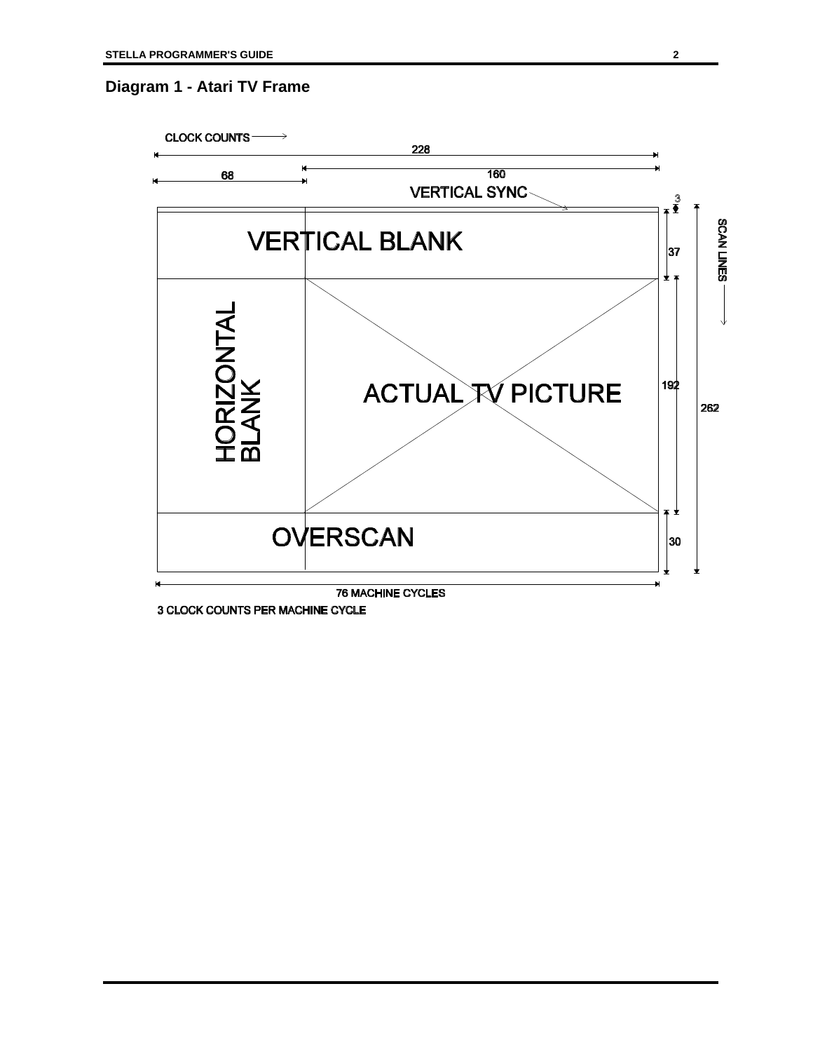## Diagram 1 - Atari TV Frame

CLOCK COUNTS →

228

68 | 160

VERTICAL SYNC — 3

VERTICAL BLANK — 37

HORIZONTAL BLANK

ACTUAL TV PICTURE — 192

OVERSCAN — 30

262 SCAN LINES

76 MACHINE CYCLES

3 CLOCK COUNTS PER MACHINE CYCLE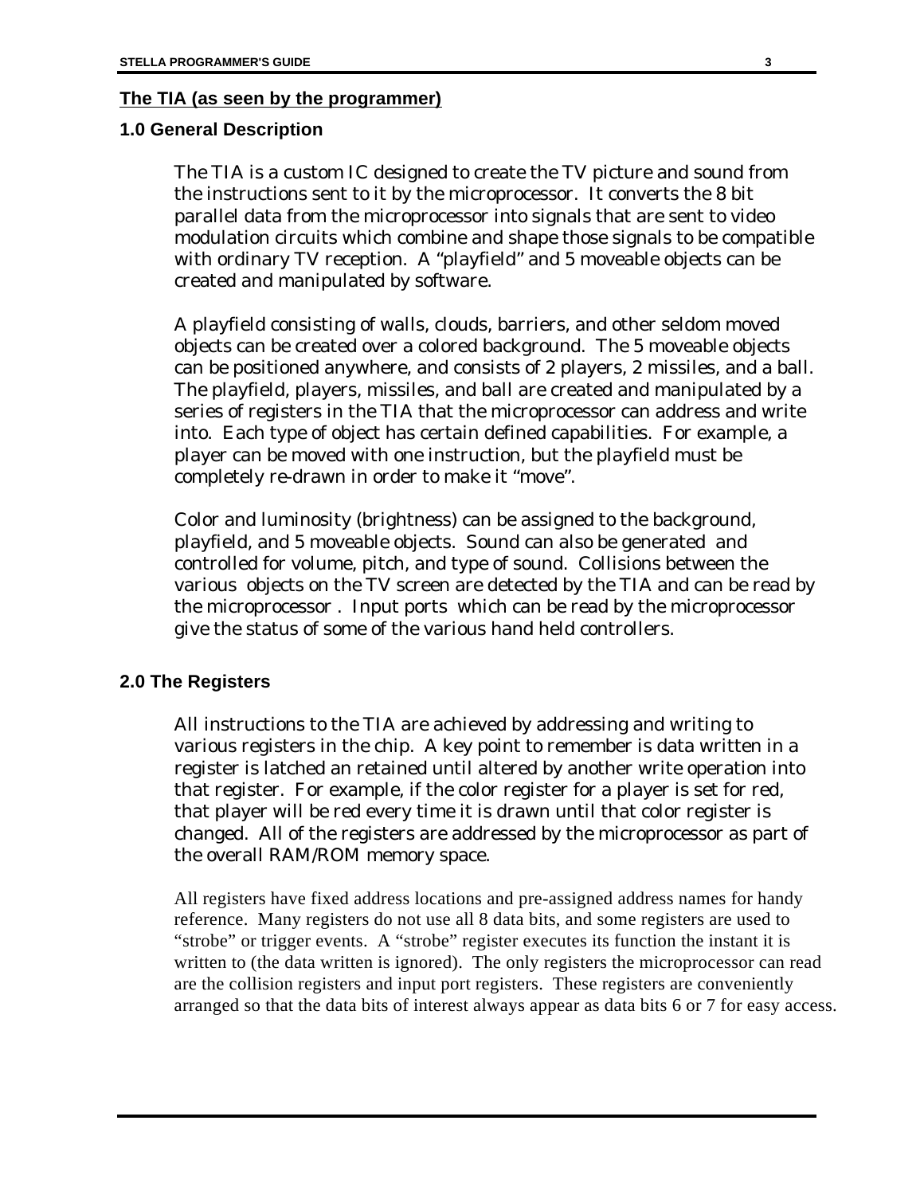## The TIA (as seen by the programmer)

### 1.0 General Description

The TIA is a custom IC designed to create the TV picture and sound from the instructions sent to it by the microprocessor. It converts the 8 bit parallel data from the microprocessor into signals that are sent to video modulation circuits which combine and shape those signals to be compatible with ordinary TV reception. A "playfield" and 5 moveable objects can be created and manipulated by software.

A playfield consisting of walls, clouds, barriers, and other seldom moved objects can be created over a colored background. The 5 moveable objects can be positioned anywhere, and consists of 2 players, 2 missiles, and a ball. The playfield, players, missiles, and ball are created and manipulated by a series of registers in the TIA that the microprocessor can address and write into. Each type of object has certain defined capabilities. For example, a player can be moved with one instruction, but the playfield must be completely re-drawn in order to make it "move".

Color and luminosity (brightness) can be assigned to the background, playfield, and 5 moveable objects. Sound can also be generated and controlled for volume, pitch, and type of sound. Collisions between the various objects on the TV screen are detected by the TIA and can be read by the microprocessor . Input ports which can be read by the microprocessor give the status of some of the various hand held controllers.

### 2.0 The Registers

All instructions to the TIA are achieved by addressing and writing to various registers in the chip. A key point to remember is data written in a register is latched an retained until altered by another write operation into that register. For example, if the color register for a player is set for red, that player will be red every time it is drawn until that color register is changed. All of the registers are addressed by the microprocessor as part of the overall RAM/ROM memory space.

All registers have fixed address locations and pre-assigned address names for handy reference. Many registers do not use all 8 data bits, and some registers are used to "strobe" or trigger events. A "strobe" register executes its function the instant it is written to (the data written is ignored). The only registers the microprocessor can read are the collision registers and input port registers. These registers are conveniently arranged so that the data bits of interest always appear as data bits 6 or 7 for easy access.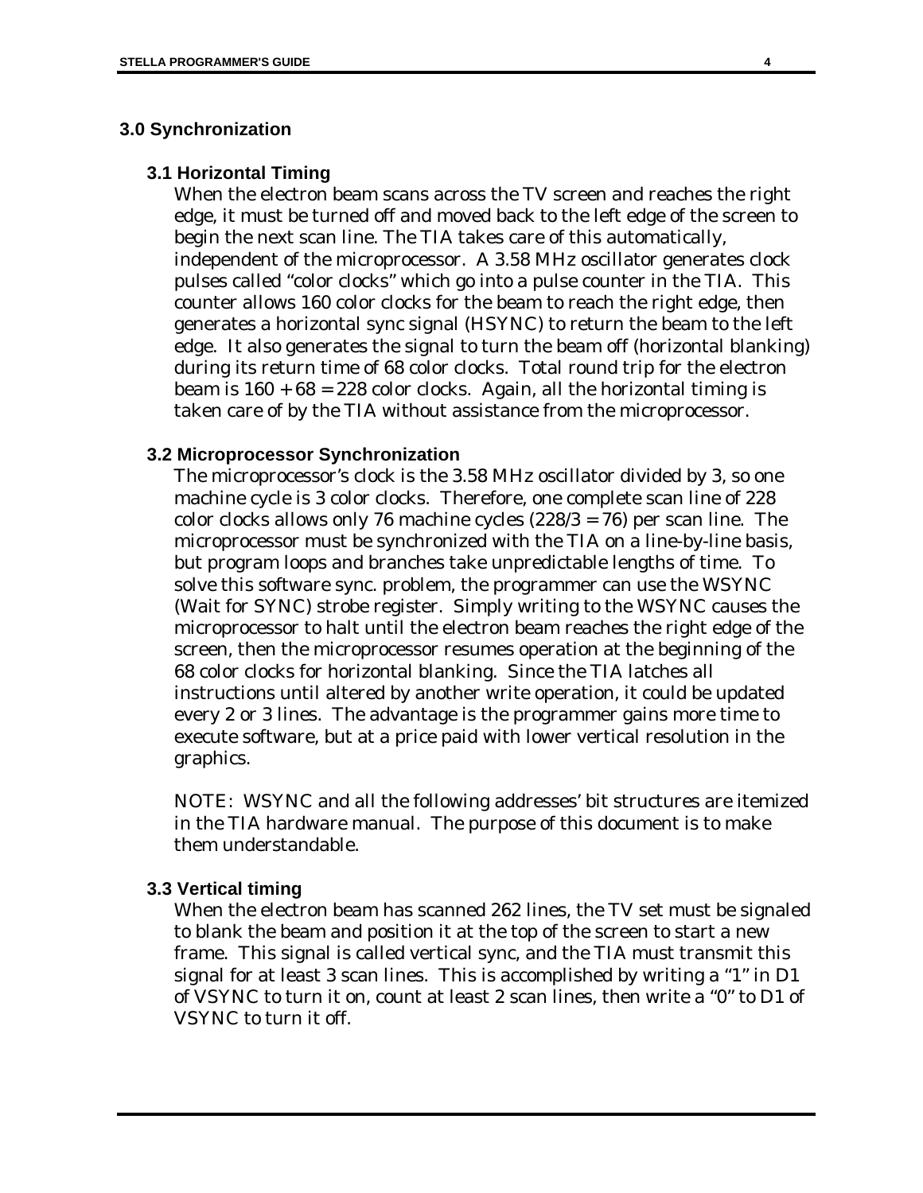## 3.0 Synchronization

### 3.1 Horizontal Timing

When the electron beam scans across the TV screen and reaches the right edge, it must be turned off and moved back to the left edge of the screen to begin the next scan line. The TIA takes care of this automatically, independent of the microprocessor. A 3.58 MHz oscillator generates clock pulses called "color clocks" which go into a pulse counter in the TIA. This counter allows 160 color clocks for the beam to reach the right edge, then generates a horizontal sync signal (HSYNC) to return the beam to the left edge. It also generates the signal to turn the beam off (horizontal blanking) during its return time of 68 color clocks. Total round trip for the electron beam is 160 + 68 = 228 color clocks. Again, all the horizontal timing is taken care of by the TIA without assistance from the microprocessor.

### 3.2 Microprocessor Synchronization

The microprocessor's clock is the 3.58 MHz oscillator divided by 3, so one machine cycle is 3 color clocks. Therefore, one complete scan line of 228 color clocks allows only 76 machine cycles (228/3 = 76) per scan line. The microprocessor must be synchronized with the TIA on a line-by-line basis, but program loops and branches take unpredictable lengths of time. To solve this software sync. problem, the programmer can use the WSYNC (Wait for SYNC) strobe register. Simply writing to the WSYNC causes the microprocessor to halt until the electron beam reaches the right edge of the screen, then the microprocessor resumes operation at the beginning of the 68 color clocks for horizontal blanking. Since the TIA latches all instructions until altered by another write operation, it could be updated every 2 or 3 lines. The advantage is the programmer gains more time to execute software, but at a price paid with lower vertical resolution in the graphics.

NOTE: WSYNC and all the following addresses' bit structures are itemized in the TIA hardware manual. The purpose of this document is to make them understandable.

### 3.3 Vertical timing

When the electron beam has scanned 262 lines, the TV set must be signaled to blank the beam and position it at the top of the screen to start a new frame. This signal is called vertical sync, and the TIA must transmit this signal for at least 3 scan lines. This is accomplished by writing a "1" in D1 of VSYNC to turn it on, count at least 2 scan lines, then write a "0" to D1 of VSYNC to turn it off.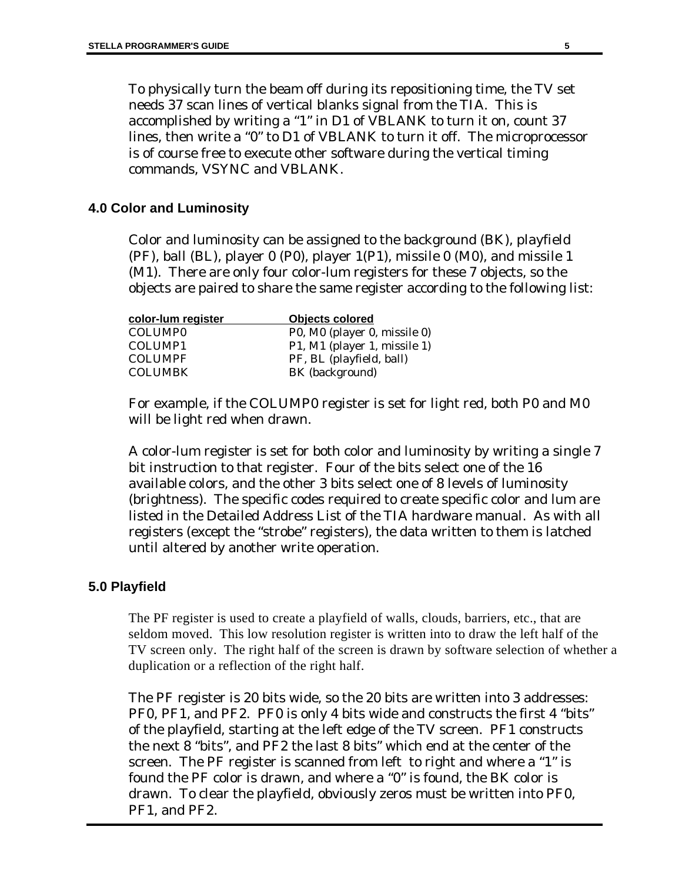To physically turn the beam off during its repositioning time, the TV set needs 37 scan lines of vertical blanks signal from the TIA. This is accomplished by writing a "1" in D1 of VBLANK to turn it on, count 37 lines, then write a "0" to D1 of VBLANK to turn it off. The microprocessor is of course free to execute other software during the vertical timing commands, VSYNC and VBLANK.

## 4.0 Color and Luminosity

Color and luminosity can be assigned to the background (BK), playfield (PF), ball (BL), player 0 (P0), player 1(P1), missile 0 (M0), and missile 1 (M1). There are only four color-lum registers for these 7 objects, so the objects are paired to share the same register according to the following list:

| color-lum register | Objects colored |
|---|---|
| COLUMP0 | P0, M0 (player 0, missile 0) |
| COLUMP1 | P1, M1 (player 1, missile 1) |
| COLUMPF | PF, BL (playfield, ball) |
| COLUMBK | BK (background) |

For example, if the COLUMP0 register is set for light red, both P0 and M0 will be light red when drawn.

A color-lum register is set for both color and luminosity by writing a single 7 bit instruction to that register. Four of the bits select one of the 16 available colors, and the other 3 bits select one of 8 levels of luminosity (brightness). The specific codes required to create specific color and lum are listed in the Detailed Address List of the TIA hardware manual. As with all registers (except the "strobe" registers), the data written to them is latched until altered by another write operation.

## 5.0 Playfield

The PF register is used to create a playfield of walls, clouds, barriers, etc., that are seldom moved. This low resolution register is written into to draw the left half of the TV screen only. The right half of the screen is drawn by software selection of whether a duplication or a reflection of the right half.

The PF register is 20 bits wide, so the 20 bits are written into 3 addresses: PF0, PF1, and PF2. PF0 is only 4 bits wide and constructs the first 4 "bits" of the playfield, starting at the left edge of the TV screen. PF1 constructs the next 8 "bits", and PF2 the last 8 bits" which end at the center of the screen. The PF register is scanned from left to right and where a "1" is found the PF color is drawn, and where a "0" is found, the BK color is drawn. To clear the playfield, obviously zeros must be written into PF0, PF1, and PF2.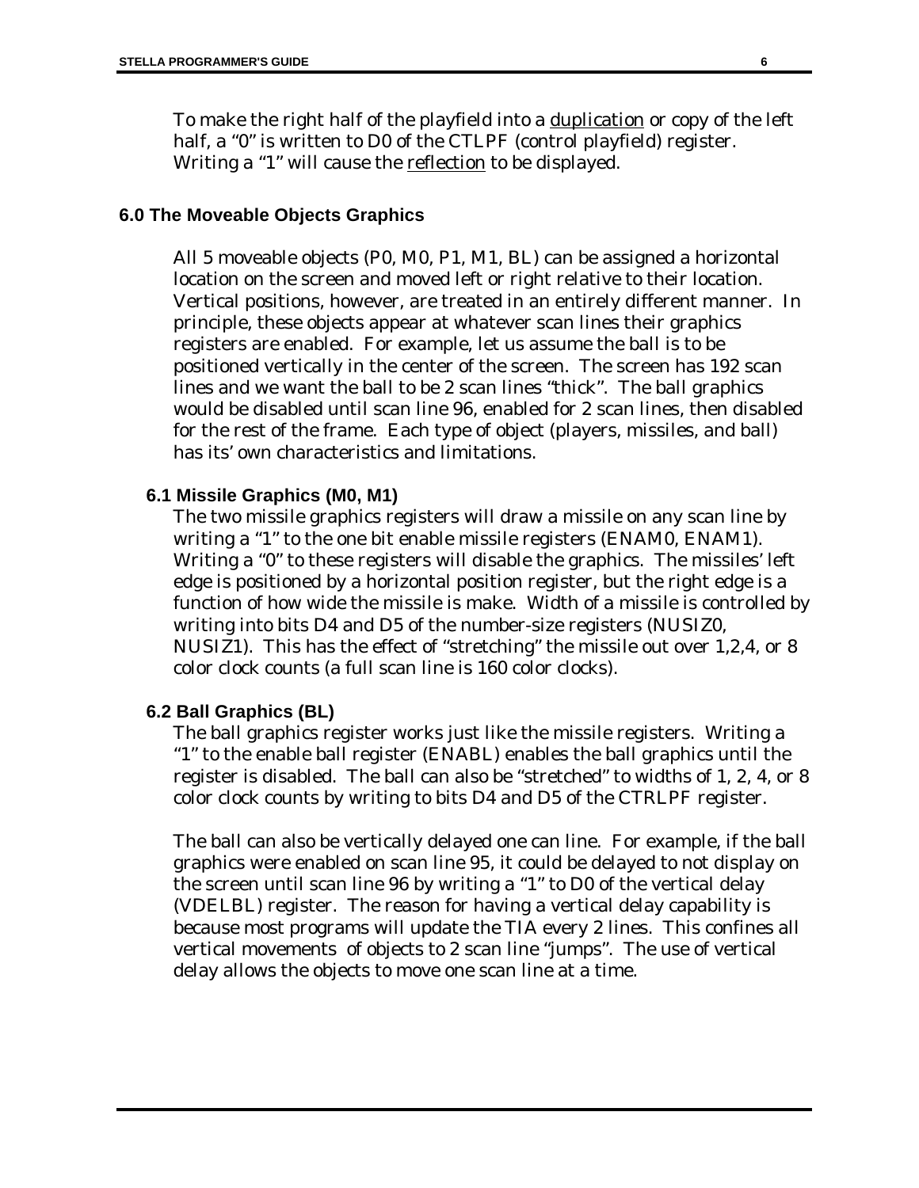To make the right half of the playfield into a <u>duplication</u> or copy of the left half, a "0" is written to D0 of the CTLPF (control playfield) register. Writing a "1" will cause the <u>reflection</u> to be displayed.

## 6.0 The Moveable Objects Graphics

All 5 moveable objects (P0, M0, P1, M1, BL) can be assigned a horizontal location on the screen and moved left or right relative to their location. Vertical positions, however, are treated in an entirely different manner. In principle, these objects appear at whatever scan lines their graphics registers are enabled. For example, let us assume the ball is to be positioned vertically in the center of the screen. The screen has 192 scan lines and we want the ball to be 2 scan lines "thick". The ball graphics would be disabled until scan line 96, enabled for 2 scan lines, then disabled for the rest of the frame. Each type of object (players, missiles, and ball) has its' own characteristics and limitations.

### 6.1 Missile Graphics (M0, M1)

The two missile graphics registers will draw a missile on any scan line by writing a "1" to the one bit enable missile registers (ENAM0, ENAM1). Writing a "0" to these registers will disable the graphics. The missiles' left edge is positioned by a horizontal position register, but the right edge is a function of how wide the missile is make. Width of a missile is controlled by writing into bits D4 and D5 of the number-size registers (NUSIZ0, NUSIZ1). This has the effect of "stretching" the missile out over 1,2,4, or 8 color clock counts (a full scan line is 160 color clocks).

### 6.2 Ball Graphics (BL)

The ball graphics register works just like the missile registers. Writing a "1" to the enable ball register (ENABL) enables the ball graphics until the register is disabled. The ball can also be "stretched" to widths of 1, 2, 4, or 8 color clock counts by writing to bits D4 and D5 of the CTRLPF register.

The ball can also be vertically delayed one can line. For example, if the ball graphics were enabled on scan line 95, it could be delayed to not display on the screen until scan line 96 by writing a "1" to D0 of the vertical delay (VDELBL) register. The reason for having a vertical delay capability is because most programs will update the TIA every 2 lines. This confines all vertical movements of objects to 2 scan line "jumps". The use of vertical delay allows the objects to move one scan line at a time.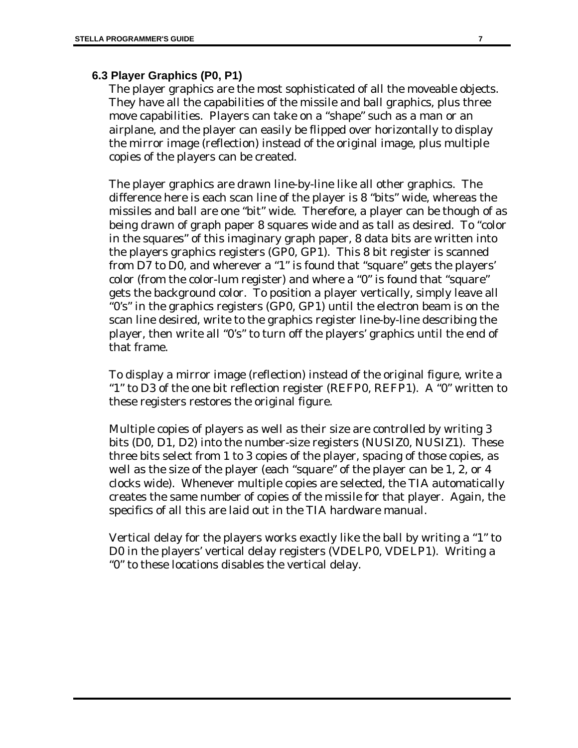### 6.3 Player Graphics (P0, P1)

The player graphics are the most sophisticated of all the moveable objects. They have all the capabilities of the missile and ball graphics, plus three move capabilities. Players can take on a "shape" such as a man or an airplane, and the player can easily be flipped over horizontally to display the mirror image (reflection) instead of the original image, plus multiple copies of the players can be created.

The player graphics are drawn line-by-line like all other graphics. The difference here is each scan line of the player is 8 "bits" wide, whereas the missiles and ball are one "bit" wide. Therefore, a player can be though of as being drawn of graph paper 8 squares wide and as tall as desired. To "color in the squares" of this imaginary graph paper, 8 data bits are written into the players graphics registers (GP0, GP1). This 8 bit register is scanned from D7 to D0, and wherever a "1" is found that "square" gets the players' color (from the color-lum register) and where a "0" is found that "square" gets the background color. To position a player vertically, simply leave all "0's" in the graphics registers (GP0, GP1) until the electron beam is on the scan line desired, write to the graphics register line-by-line describing the player, then write all "0's" to turn off the players' graphics until the end of that frame.

To display a mirror image (reflection) instead of the original figure, write a "1" to D3 of the one bit reflection register (REFP0, REFP1). A "0" written to these registers restores the original figure.

Multiple copies of players as well as their size are controlled by writing 3 bits (D0, D1, D2) into the number-size registers (NUSIZ0, NUSIZ1). These three bits select from 1 to 3 copies of the player, spacing of those copies, as well as the size of the player (each "square" of the player can be 1, 2, or 4 clocks wide). Whenever multiple copies are selected, the TIA automatically creates the same number of copies of the missile for that player. Again, the specifics of all this are laid out in the TIA hardware manual.

Vertical delay for the players works exactly like the ball by writing a "1" to D0 in the players' vertical delay registers (VDELP0, VDELP1). Writing a "0" to these locations disables the vertical delay.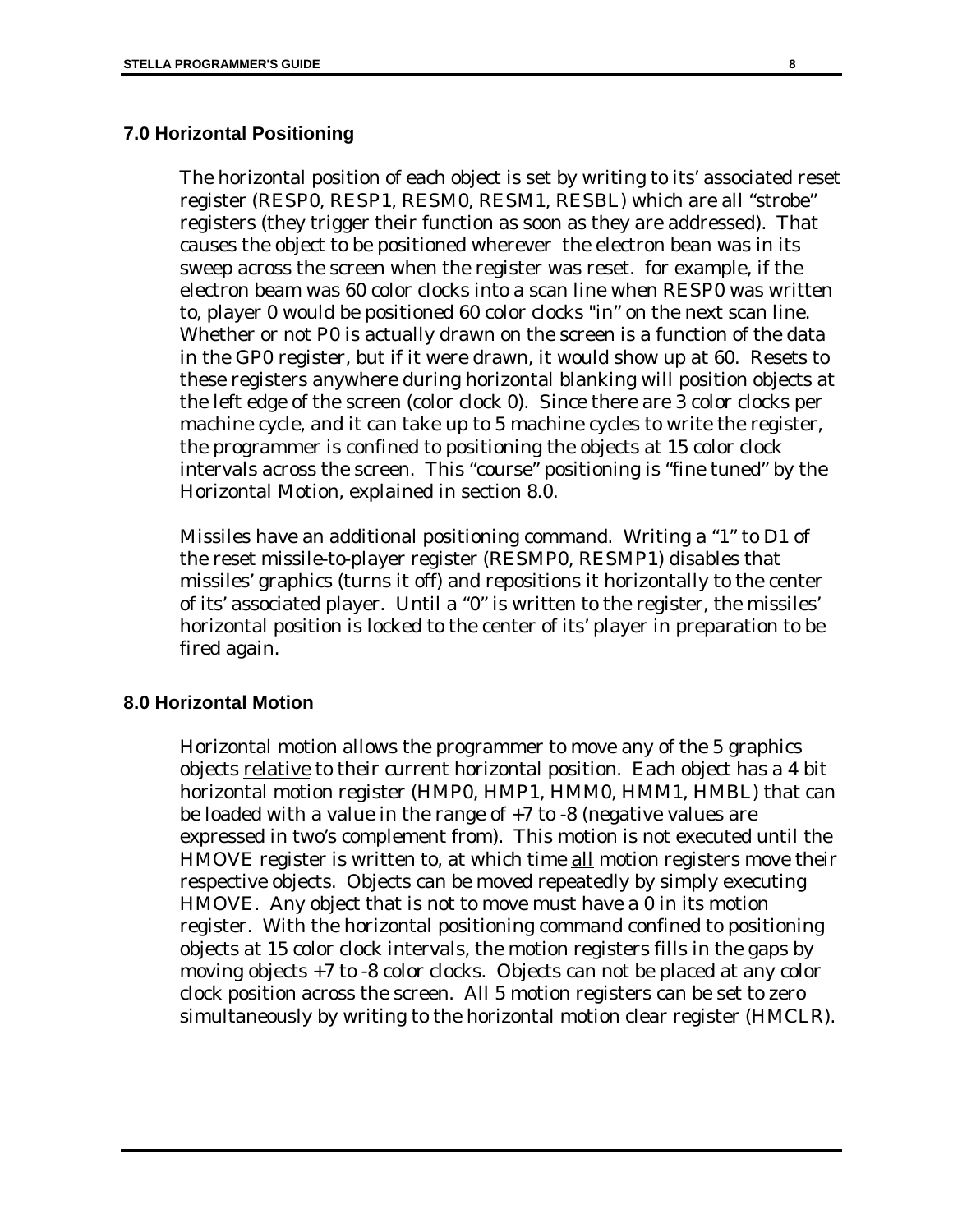## 7.0 Horizontal Positioning

The horizontal position of each object is set by writing to its' associated reset register (RESP0, RESP1, RESM0, RESM1, RESBL) which are all "strobe" registers (they trigger their function as soon as they are addressed). That causes the object to be positioned wherever the electron bean was in its sweep across the screen when the register was reset. for example, if the electron beam was 60 color clocks into a scan line when RESP0 was written to, player 0 would be positioned 60 color clocks "in" on the next scan line. Whether or not P0 is actually drawn on the screen is a function of the data in the GP0 register, but if it were drawn, it would show up at 60. Resets to these registers anywhere during horizontal blanking will position objects at the left edge of the screen (color clock 0). Since there are 3 color clocks per machine cycle, and it can take up to 5 machine cycles to write the register, the programmer is confined to positioning the objects at 15 color clock intervals across the screen. This "course" positioning is "fine tuned" by the Horizontal Motion, explained in section 8.0.

Missiles have an additional positioning command. Writing a "1" to D1 of the reset missile-to-player register (RESMP0, RESMP1) disables that missiles' graphics (turns it off) and repositions it horizontally to the center of its' associated player. Until a "0" is written to the register, the missiles' horizontal position is locked to the center of its' player in preparation to be fired again.

## 8.0 Horizontal Motion

Horizontal motion allows the programmer to move any of the 5 graphics objects <u>relative</u> to their current horizontal position. Each object has a 4 bit horizontal motion register (HMP0, HMP1, HMM0, HMM1, HMBL) that can be loaded with a value in the range of +7 to -8 (negative values are expressed in two's complement from). This motion is not executed until the HMOVE register is written to, at which time <u>all</u> motion registers move their respective objects. Objects can be moved repeatedly by simply executing HMOVE. Any object that is not to move must have a 0 in its motion register. With the horizontal positioning command confined to positioning objects at 15 color clock intervals, the motion registers fills in the gaps by moving objects +7 to -8 color clocks. Objects can not be placed at any color clock position across the screen. All 5 motion registers can be set to zero simultaneously by writing to the horizontal motion clear register (HMCLR).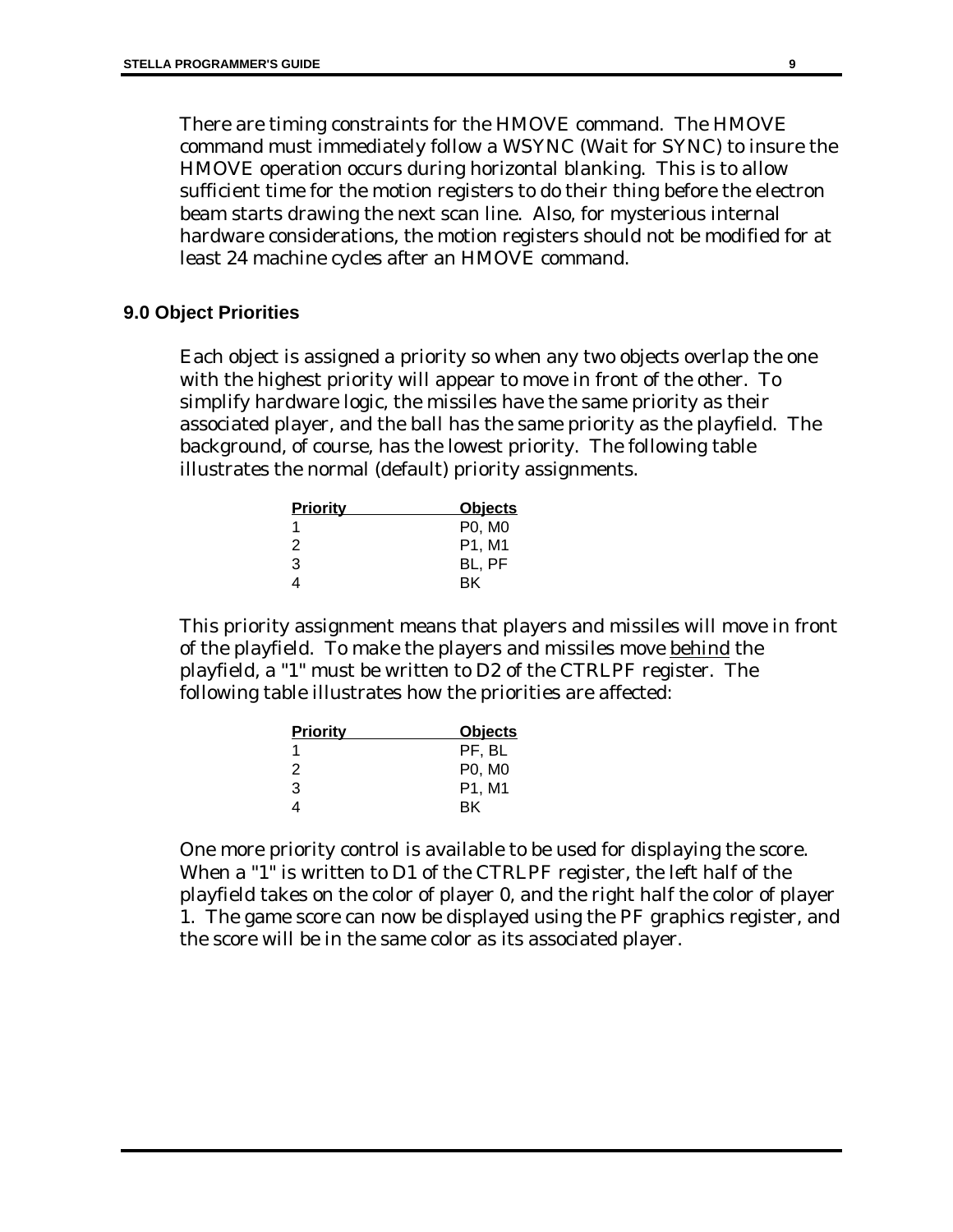There are timing constraints for the HMOVE command. The HMOVE command must immediately follow a WSYNC (Wait for SYNC) to insure the HMOVE operation occurs during horizontal blanking. This is to allow sufficient time for the motion registers to do their thing before the electron beam starts drawing the next scan line. Also, for mysterious internal hardware considerations, the motion registers should not be modified for at least 24 machine cycles after an HMOVE command.

## 9.0 Object Priorities

Each object is assigned a priority so when any two objects overlap the one with the highest priority will appear to move in front of the other. To simplify hardware logic, the missiles have the same priority as their associated player, and the ball has the same priority as the playfield. The background, of course, has the lowest priority. The following table illustrates the normal (default) priority assignments.

| Priority | Objects |
|---|---|
| 1 | P0, M0 |
| 2 | P1, M1 |
| 3 | BL, PF |
| 4 | BK |

This priority assignment means that players and missiles will move in front of the playfield. To make the players and missiles move <u>behind</u> the playfield, a "1" must be written to D2 of the CTRLPF register. The following table illustrates how the priorities are affected:

| Priority | Objects |
|---|---|
| 1 | PF, BL |
| 2 | P0, M0 |
| 3 | P1, M1 |
| 4 | BK |

One more priority control is available to be used for displaying the score. When a "1" is written to D1 of the CTRLPF register, the left half of the playfield takes on the color of player 0, and the right half the color of player 1. The game score can now be displayed using the PF graphics register, and the score will be in the same color as its associated player.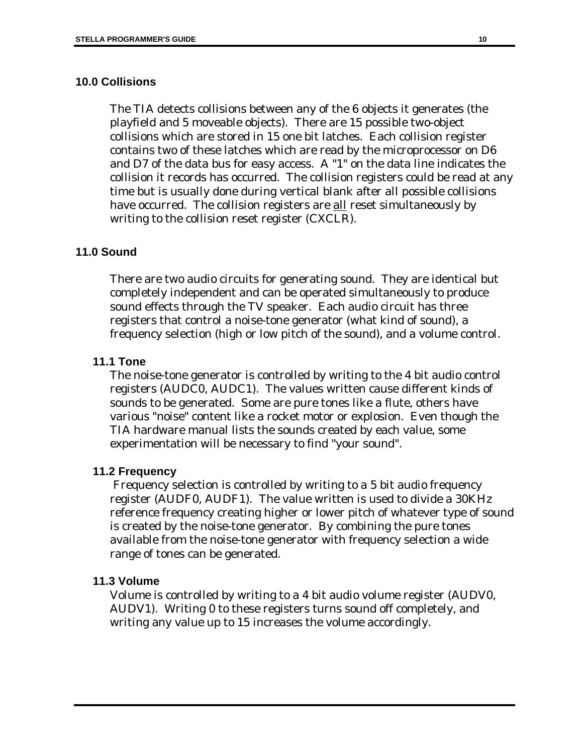## 10.0 Collisions

The TIA detects collisions between any of the 6 objects it generates (the playfield and 5 moveable objects). There are 15 possible two-object collisions which are stored in 15 one bit latches. Each collision register contains two of these latches which are read by the microprocessor on D6 and D7 of the data bus for easy access. A "1" on the data line indicates the collision it records has occurred. The collision registers could be read at any time but is usually done during vertical blank after all possible collisions have occurred. The collision registers are <u>all</u> reset simultaneously by writing to the collision reset register (CXCLR).

## 11.0 Sound

There are two audio circuits for generating sound. They are identical but completely independent and can be operated simultaneously to produce sound effects through the TV speaker. Each audio circuit has three registers that control a noise-tone generator (what kind of sound), a frequency selection (high or low pitch of the sound), and a volume control.

### 11.1 Tone

The noise-tone generator is controlled by writing to the 4 bit audio control registers (AUDC0, AUDC1). The values written cause different kinds of sounds to be generated. Some are pure tones like a flute, others have various "noise" content like a rocket motor or explosion. Even though the TIA hardware manual lists the sounds created by each value, some experimentation will be necessary to find "your sound".

### 11.2 Frequency

Frequency selection is controlled by writing to a 5 bit audio frequency register (AUDF0, AUDF1). The value written is used to divide a 30KHz reference frequency creating higher or lower pitch of whatever type of sound is created by the noise-tone generator. By combining the pure tones available from the noise-tone generator with frequency selection a wide range of tones can be generated.

### 11.3 Volume

Volume is controlled by writing to a 4 bit audio volume register (AUDV0, AUDV1). Writing 0 to these registers turns sound off completely, and writing any value up to 15 increases the volume accordingly.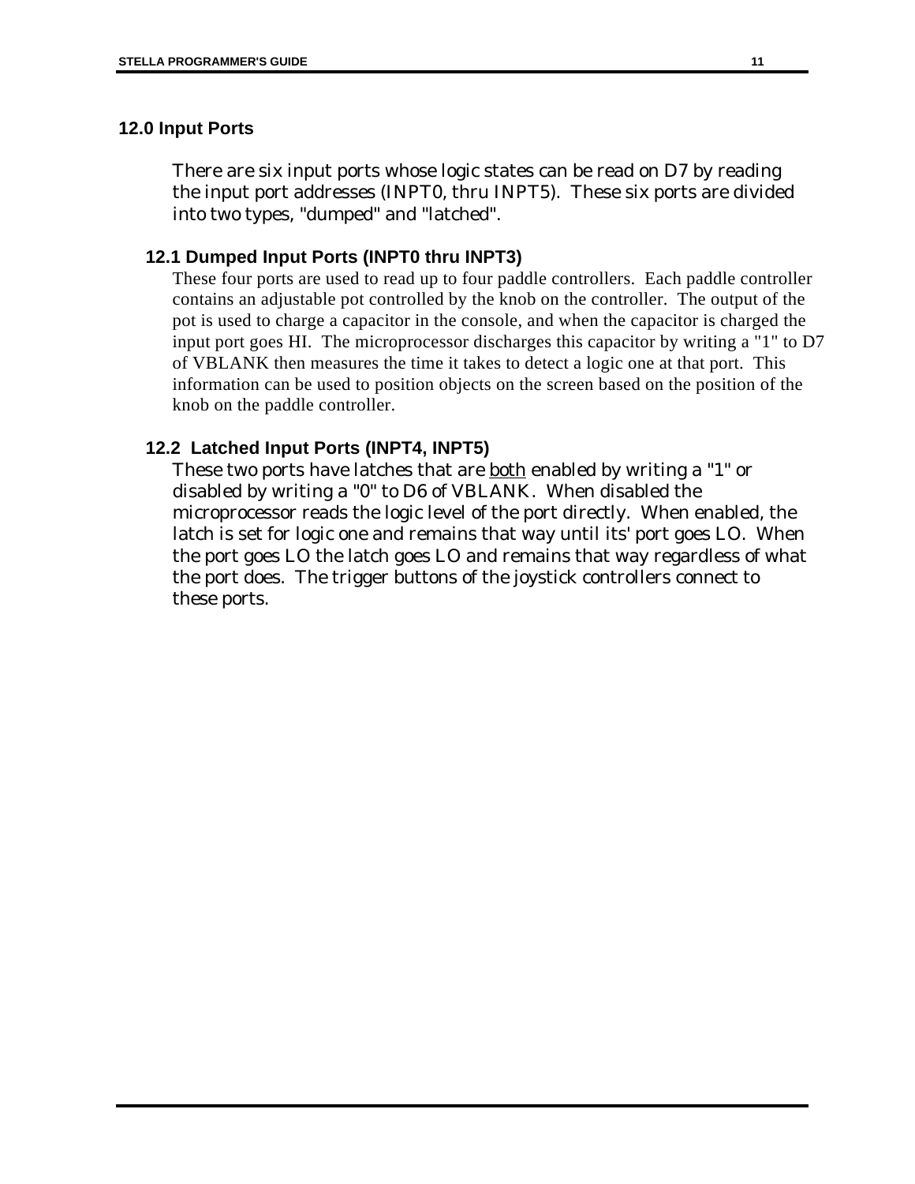## 12.0 Input Ports

There are six input ports whose logic states can be read on D7 by reading the input port addresses (INPT0, thru INPT5). These six ports are divided into two types, "dumped" and "latched".

### 12.1 Dumped Input Ports (INPT0 thru INPT3)

These four ports are used to read up to four paddle controllers. Each paddle controller contains an adjustable pot controlled by the knob on the controller. The output of the pot is used to charge a capacitor in the console, and when the capacitor is charged the input port goes HI. The microprocessor discharges this capacitor by writing a "1" to D7 of VBLANK then measures the time it takes to detect a logic one at that port. This information can be used to position objects on the screen based on the position of the knob on the paddle controller.

### 12.2 Latched Input Ports (INPT4, INPT5)

These two ports have latches that are <u>both</u> enabled by writing a "1" or disabled by writing a "0" to D6 of VBLANK. When disabled the microprocessor reads the logic level of the port directly. When enabled, the latch is set for logic one and remains that way until its' port goes LO. When the port goes LO the latch goes LO and remains that way regardless of what the port does. The trigger buttons of the joystick controllers connect to these ports.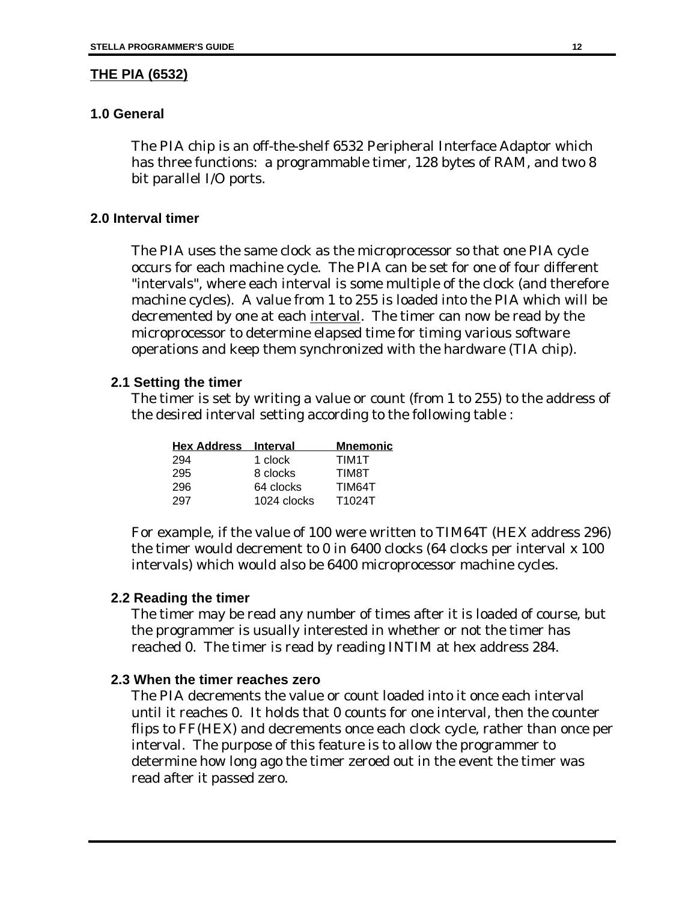## THE PIA (6532)

### 1.0 General

The PIA chip is an off-the-shelf 6532 Peripheral Interface Adaptor which has three functions: a programmable timer, 128 bytes of RAM, and two 8 bit parallel I/O ports.

### 2.0 Interval timer

The PIA uses the same clock as the microprocessor so that one PIA cycle occurs for each machine cycle. The PIA can be set for one of four different "intervals", where each interval is some multiple of the clock (and therefore machine cycles). A value from 1 to 255 is loaded into the PIA which will be decremented by one at each interval. The timer can now be read by the microprocessor to determine elapsed time for timing various software operations and keep them synchronized with the hardware (TIA chip).

#### 2.1 Setting the timer

The timer is set by writing a value or count (from 1 to 255) to the address of the desired interval setting according to the following table :

| Hex Address | Interval | Mnemonic |
|---|---|---|
| 294 | 1 clock | TIM1T |
| 295 | 8 clocks | TIM8T |
| 296 | 64 clocks | TIM64T |
| 297 | 1024 clocks | T1024T |

For example, if the value of 100 were written to TIM64T (HEX address 296) the timer would decrement to 0 in 6400 clocks (64 clocks per interval x 100 intervals) which would also be 6400 microprocessor machine cycles.

#### 2.2 Reading the timer

The timer may be read any number of times after it is loaded of course, but the programmer is usually interested in whether or not the timer has reached 0. The timer is read by reading INTIM at hex address 284.

#### 2.3 When the timer reaches zero

The PIA decrements the value or count loaded into it once each interval until it reaches 0. It holds that 0 counts for one interval, then the counter flips to FF(HEX) and decrements once each clock cycle, rather than once per interval. The purpose of this feature is to allow the programmer to determine how long ago the timer zeroed out in the event the timer was read after it passed zero.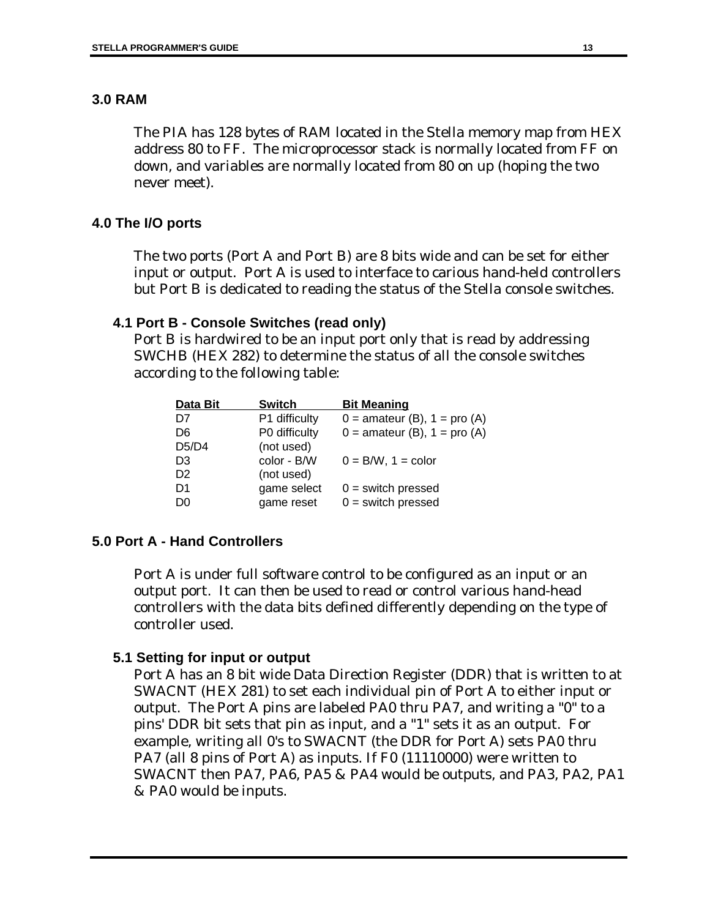## 3.0 RAM

The PIA has 128 bytes of RAM located in the Stella memory map from HEX address 80 to FF. The microprocessor stack is normally located from FF on down, and variables are normally located from 80 on up (hoping the two never meet).

## 4.0 The I/O ports

The two ports (Port A and Port B) are 8 bits wide and can be set for either input or output. Port A is used to interface to carious hand-held controllers but Port B is dedicated to reading the status of the Stella console switches.

### 4.1 Port B - Console Switches (read only)

Port B is hardwired to be an input port only that is read by addressing SWCHB (HEX 282) to determine the status of all the console switches according to the following table:

| Data Bit | Switch | Bit Meaning |
|---|---|---|
| D7 | P1 difficulty | 0 = amateur (B), 1 = pro (A) |
| D6 | P0 difficulty | 0 = amateur (B), 1 = pro (A) |
| D5/D4 | (not used) | |
| D3 | color - B/W | 0 = B/W, 1 = color |
| D2 | (not used) | |
| D1 | game select | 0 = switch pressed |
| D0 | game reset | 0 = switch pressed |

## 5.0 Port A - Hand Controllers

Port A is under full software control to be configured as an input or an output port. It can then be used to read or control various hand-head controllers with the data bits defined differently depending on the type of controller used.

### 5.1 Setting for input or output

Port A has an 8 bit wide Data Direction Register (DDR) that is written to at SWACNT (HEX 281) to set each individual pin of Port A to either input or output. The Port A pins are labeled PA0 thru PA7, and writing a "0" to a pins' DDR bit sets that pin as input, and a "1" sets it as an output. For example, writing all 0's to SWACNT (the DDR for Port A) sets PA0 thru PA7 (all 8 pins of Port A) as inputs. If F0 (11110000) were written to SWACNT then PA7, PA6, PA5 & PA4 would be outputs, and PA3, PA2, PA1 & PA0 would be inputs.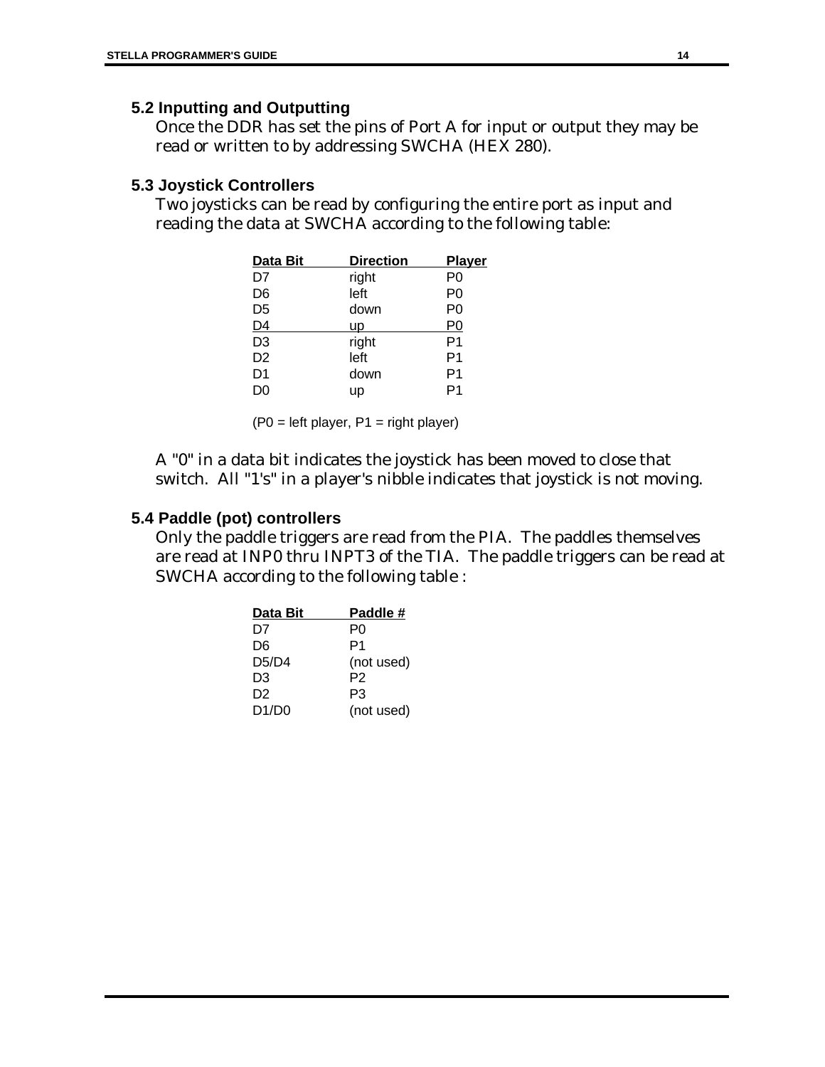### 5.2 Inputting and Outputting

Once the DDR has set the pins of Port A for input or output they may be read or written to by addressing SWCHA (HEX 280).

### 5.3 Joystick Controllers

Two joysticks can be read by configuring the entire port as input and reading the data at SWCHA according to the following table:

| Data Bit | Direction | Player |
|---|---|---|
| D7 | right | P0 |
| D6 | left | P0 |
| D5 | down | P0 |
| D4 | up | P0 |
| D3 | right | P1 |
| D2 | left | P1 |
| D1 | down | P1 |
| D0 | up | P1 |

(P0 = left player, P1 = right player)

A "0" in a data bit indicates the joystick has been moved to close that switch. All "1's" in a player's nibble indicates that joystick is not moving.

### 5.4 Paddle (pot) controllers

Only the paddle triggers are read from the PIA. The paddles themselves are read at INP0 thru INPT3 of the TIA. The paddle triggers can be read at SWCHA according to the following table :

| Data Bit | Paddle # |
|---|---|
| D7 | P0 |
| D6 | P1 |
| D5/D4 | (not used) |
| D3 | P2 |
| D2 | P3 |
| D1/D0 | (not used) |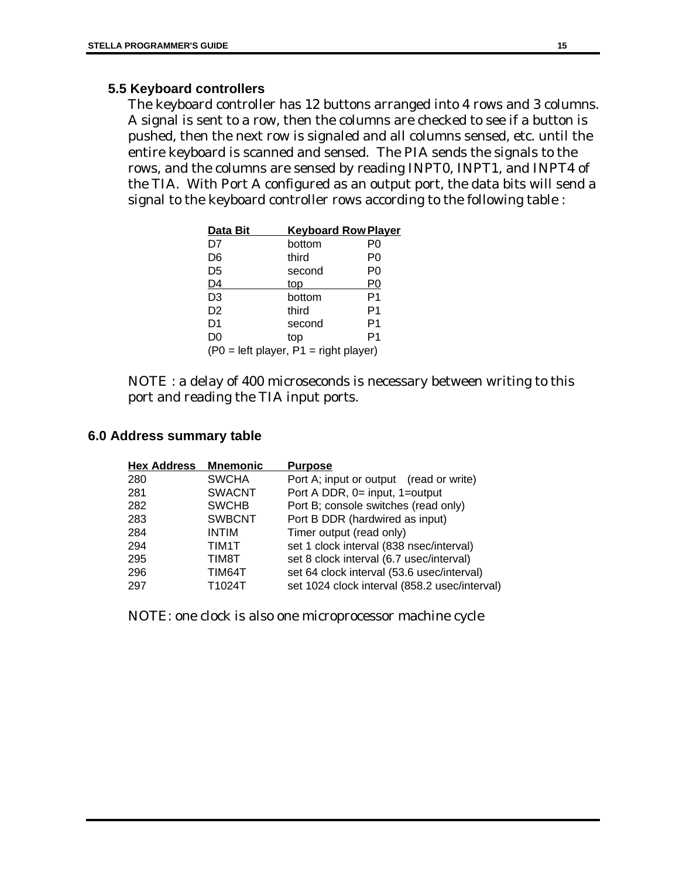### 5.5 Keyboard controllers

The keyboard controller has 12 buttons arranged into 4 rows and 3 columns. A signal is sent to a row, then the columns are checked to see if a button is pushed, then the next row is signaled and all columns sensed, etc. until the entire keyboard is scanned and sensed. The PIA sends the signals to the rows, and the columns are sensed by reading INPT0, INPT1, and INPT4 of the TIA. With Port A configured as an output port, the data bits will send a signal to the keyboard controller rows according to the following table :

| Data Bit | Keyboard Row | Player |
|---|---|---|
| D7 | bottom | P0 |
| D6 | third | P0 |
| D5 | second | P0 |
| D4 | top | P0 |
| D3 | bottom | P1 |
| D2 | third | P1 |
| D1 | second | P1 |
| D0 | top | P1 |

(P0 = left player, P1 = right player)

NOTE : a delay of 400 microseconds is necessary between writing to this port and reading the TIA input ports.

## 6.0 Address summary table

| Hex Address | Mnemonic | Purpose |
|---|---|---|
| 280 | SWCHA | Port A; input or output (read or write) |
| 281 | SWACNT | Port A DDR, 0= input, 1=output |
| 282 | SWCHB | Port B; console switches (read only) |
| 283 | SWBCNT | Port B DDR (hardwired as input) |
| 284 | INTIM | Timer output (read only) |
| 294 | TIM1T | set 1 clock interval (838 nsec/interval) |
| 295 | TIM8T | set 8 clock interval (6.7 usec/interval) |
| 296 | TIM64T | set 64 clock interval (53.6 usec/interval) |
| 297 | T1024T | set 1024 clock interval (858.2 usec/interval) |

NOTE: one clock is also one microprocessor machine cycle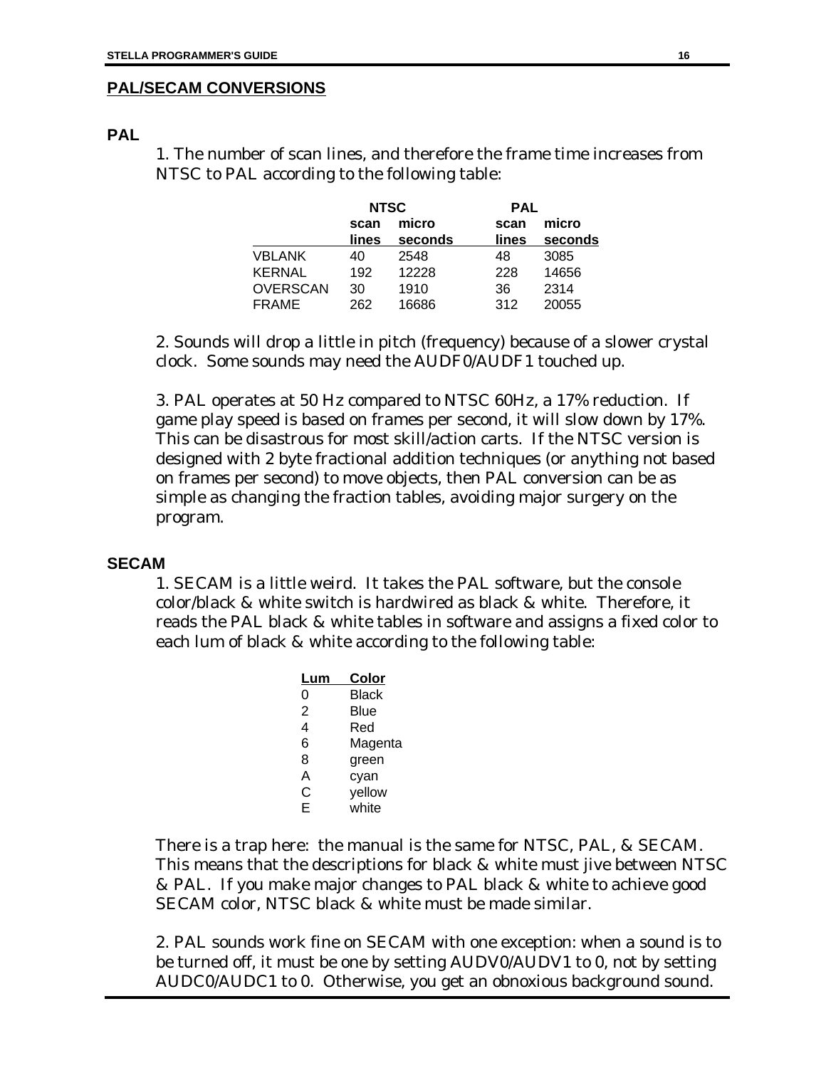## PAL/SECAM CONVERSIONS

### PAL

1. The number of scan lines, and therefore the frame time increases from NTSC to PAL according to the following table:

| | NTSC | | PAL | |
|---|---|---|---|---|
| | scan lines | micro seconds | scan lines | micro seconds |
| VBLANK | 40 | 2548 | 48 | 3085 |
| KERNAL | 192 | 12228 | 228 | 14656 |
| OVERSCAN | 30 | 1910 | 36 | 2314 |
| FRAME | 262 | 16686 | 312 | 20055 |

2. Sounds will drop a little in pitch (frequency) because of a slower crystal clock. Some sounds may need the AUDF0/AUDF1 touched up.

3. PAL operates at 50 Hz compared to NTSC 60Hz, a 17% reduction. If game play speed is based on frames per second, it will slow down by 17%. This can be disastrous for most skill/action carts. If the NTSC version is designed with 2 byte fractional addition techniques (or anything not based on frames per second) to move objects, then PAL conversion can be as simple as changing the fraction tables, avoiding major surgery on the program.

### SECAM

1. SECAM is a little weird. It takes the PAL software, but the console color/black & white switch is hardwired as black & white. Therefore, it reads the PAL black & white tables in software and assigns a fixed color to each lum of black & white according to the following table:

| Lum | Color |
|---|---|
| 0 | Black |
| 2 | Blue |
| 4 | Red |
| 6 | Magenta |
| 8 | green |
| A | cyan |
| C | yellow |
| E | white |

There is a trap here: the manual is the same for NTSC, PAL, & SECAM. This means that the descriptions for black & white must jive between NTSC & PAL. If you make major changes to PAL black & white to achieve good SECAM color, NTSC black & white must be made similar.

2. PAL sounds work fine on SECAM with one exception: when a sound is to be turned off, it must be one by setting AUDV0/AUDV1 to 0, not by setting AUDC0/AUDC1 to 0. Otherwise, you get an obnoxious background sound.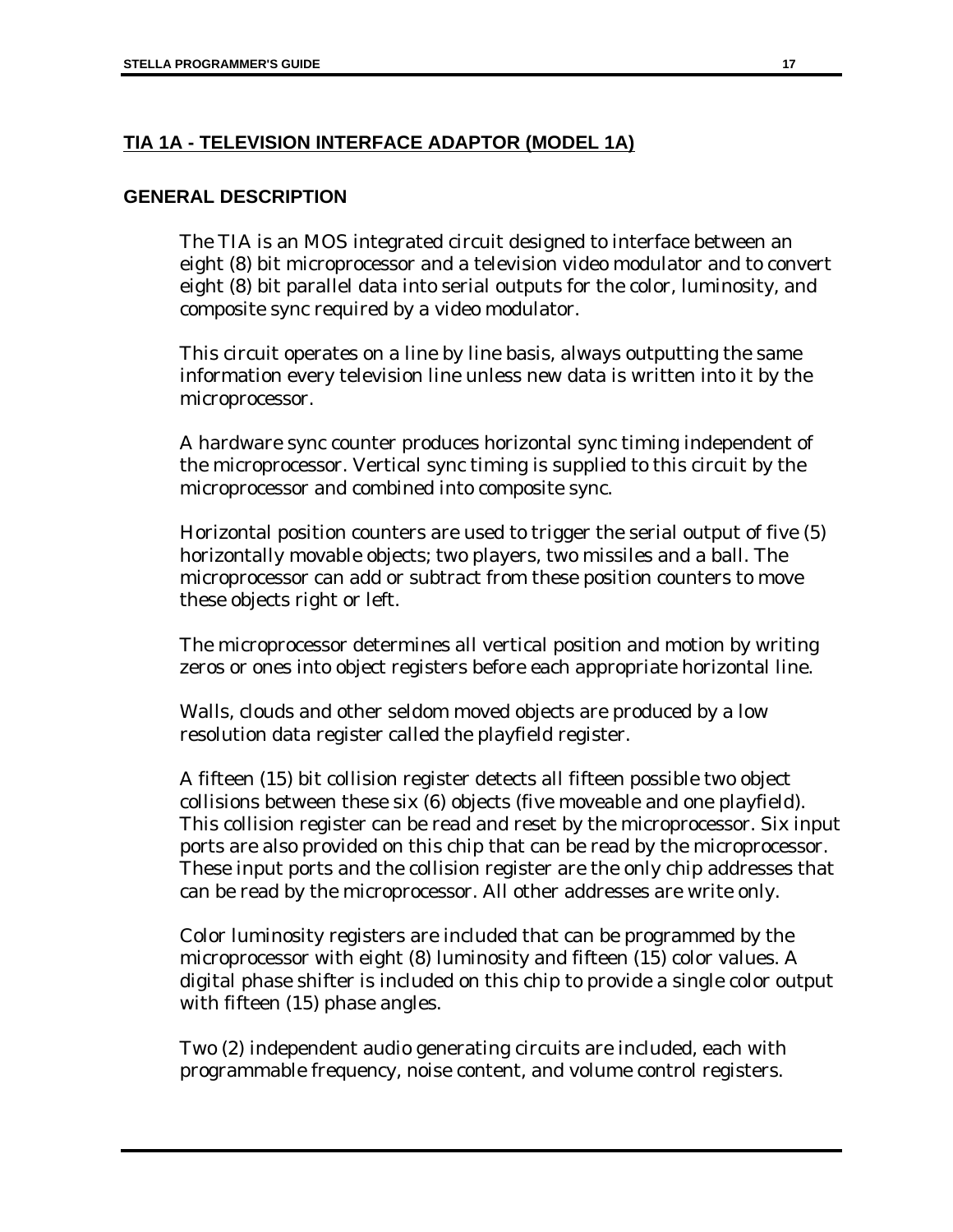## TIA 1A - TELEVISION INTERFACE ADAPTOR (MODEL 1A)

### GENERAL DESCRIPTION

The TIA is an MOS integrated circuit designed to interface between an eight (8) bit microprocessor and a television video modulator and to convert eight (8) bit parallel data into serial outputs for the color, luminosity, and composite sync required by a video modulator.

This circuit operates on a line by line basis, always outputting the same information every television line unless new data is written into it by the microprocessor.

A hardware sync counter produces horizontal sync timing independent of the microprocessor. Vertical sync timing is supplied to this circuit by the microprocessor and combined into composite sync.

Horizontal position counters are used to trigger the serial output of five (5) horizontally movable objects; two players, two missiles and a ball. The microprocessor can add or subtract from these position counters to move these objects right or left.

The microprocessor determines all vertical position and motion by writing zeros or ones into object registers before each appropriate horizontal line.

Walls, clouds and other seldom moved objects are produced by a low resolution data register called the playfield register.

A fifteen (15) bit collision register detects all fifteen possible two object collisions between these six (6) objects (five moveable and one playfield). This collision register can be read and reset by the microprocessor. Six input ports are also provided on this chip that can be read by the microprocessor. These input ports and the collision register are the only chip addresses that can be read by the microprocessor. All other addresses are write only.

Color luminosity registers are included that can be programmed by the microprocessor with eight (8) luminosity and fifteen (15) color values. A digital phase shifter is included on this chip to provide a single color output with fifteen (15) phase angles.

Two (2) independent audio generating circuits are included, each with programmable frequency, noise content, and volume control registers.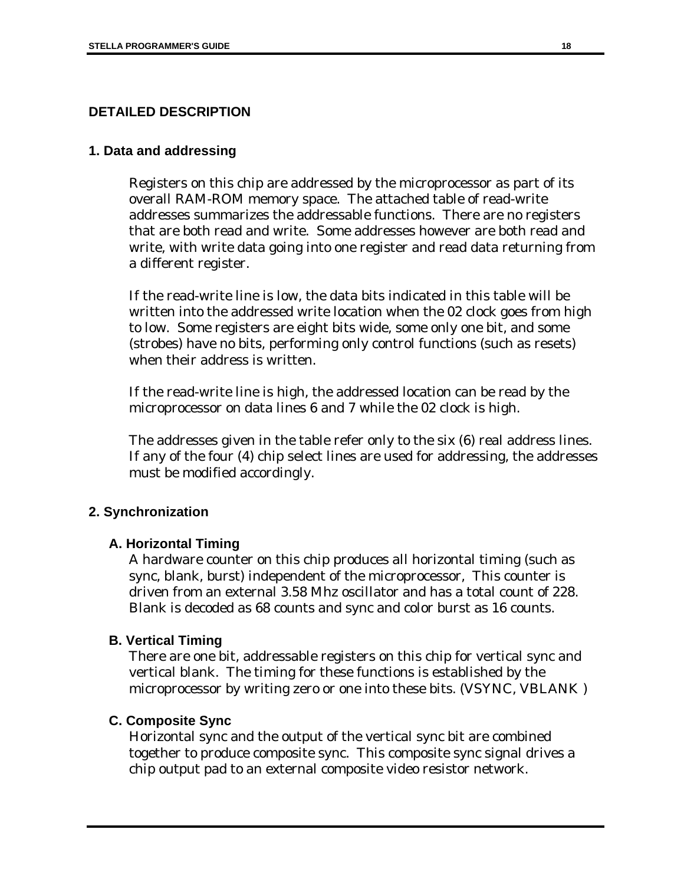## DETAILED DESCRIPTION

### 1. Data and addressing

Registers on this chip are addressed by the microprocessor as part of its overall RAM-ROM memory space. The attached table of read-write addresses summarizes the addressable functions. There are no registers that are both read and write. Some addresses however are both read and write, with write data going into one register and read data returning from a different register.

If the read-write line is low, the data bits indicated in this table will be written into the addressed write location when the 02 clock goes from high to low. Some registers are eight bits wide, some only one bit, and some (strobes) have no bits, performing only control functions (such as resets) when their address is written.

If the read-write line is high, the addressed location can be read by the microprocessor on data lines 6 and 7 while the 02 clock is high.

The addresses given in the table refer only to the six (6) real address lines. If any of the four (4) chip select lines are used for addressing, the addresses must be modified accordingly.

### 2. Synchronization

#### A. Horizontal Timing

A hardware counter on this chip produces all horizontal timing (such as sync, blank, burst) independent of the microprocessor, This counter is driven from an external 3.58 Mhz oscillator and has a total count of 228. Blank is decoded as 68 counts and sync and color burst as 16 counts.

#### B. Vertical Timing

There are one bit, addressable registers on this chip for vertical sync and vertical blank. The timing for these functions is established by the microprocessor by writing zero or one into these bits. (VSYNC, VBLANK )

#### C. Composite Sync

Horizontal sync and the output of the vertical sync bit are combined together to produce composite sync. This composite sync signal drives a chip output pad to an external composite video resistor network.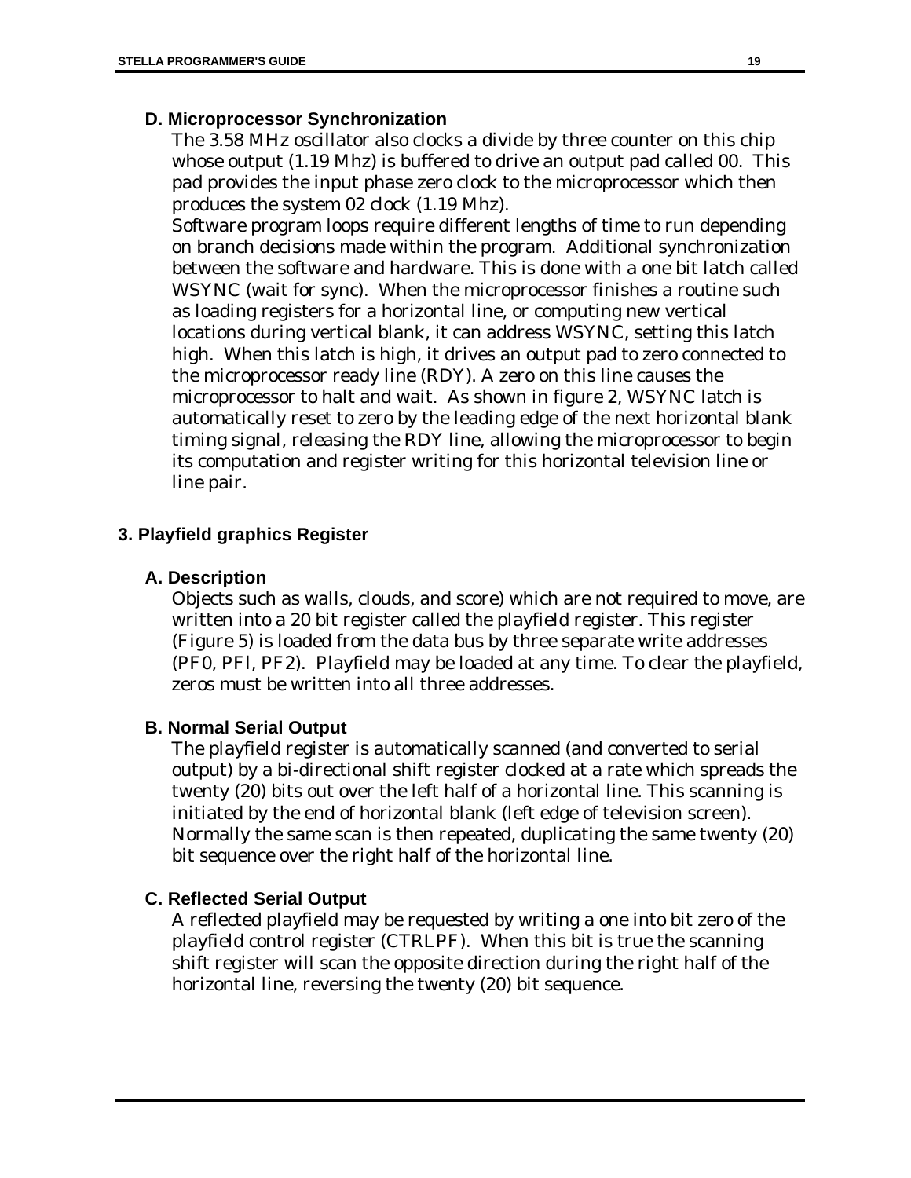### D. Microprocessor Synchronization

The 3.58 MHz oscillator also clocks a divide by three counter on this chip whose output (1.19 Mhz) is buffered to drive an output pad called 00. This pad provides the input phase zero clock to the microprocessor which then produces the system 02 clock (1.19 Mhz).

Software program loops require different lengths of time to run depending on branch decisions made within the program. Additional synchronization between the software and hardware. This is done with a one bit latch called WSYNC (wait for sync). When the microprocessor finishes a routine such as loading registers for a horizontal line, or computing new vertical locations during vertical blank, it can address WSYNC, setting this latch high. When this latch is high, it drives an output pad to zero connected to the microprocessor ready line (RDY). A zero on this line causes the microprocessor to halt and wait. As shown in figure 2, WSYNC latch is automatically reset to zero by the leading edge of the next horizontal blank timing signal, releasing the RDY line, allowing the microprocessor to begin its computation and register writing for this horizontal television line or line pair.

## 3. Playfield graphics Register

### A. Description

Objects such as walls, clouds, and score) which are not required to move, are written into a 20 bit register called the playfield register. This register (Figure 5) is loaded from the data bus by three separate write addresses (PF0, PFl, PF2). Playfield may be loaded at any time. To clear the playfield, zeros must be written into all three addresses.

### B. Normal Serial Output

The playfield register is automatically scanned (and converted to serial output) by a bi-directional shift register clocked at a rate which spreads the twenty (20) bits out over the left half of a horizontal line. This scanning is initiated by the end of horizontal blank (left edge of television screen). Normally the same scan is then repeated, duplicating the same twenty (20) bit sequence over the right half of the horizontal line.

### C. Reflected Serial Output

A reflected playfield may be requested by writing a one into bit zero of the playfield control register (CTRLPF). When this bit is true the scanning shift register will scan the opposite direction during the right half of the horizontal line, reversing the twenty (20) bit sequence.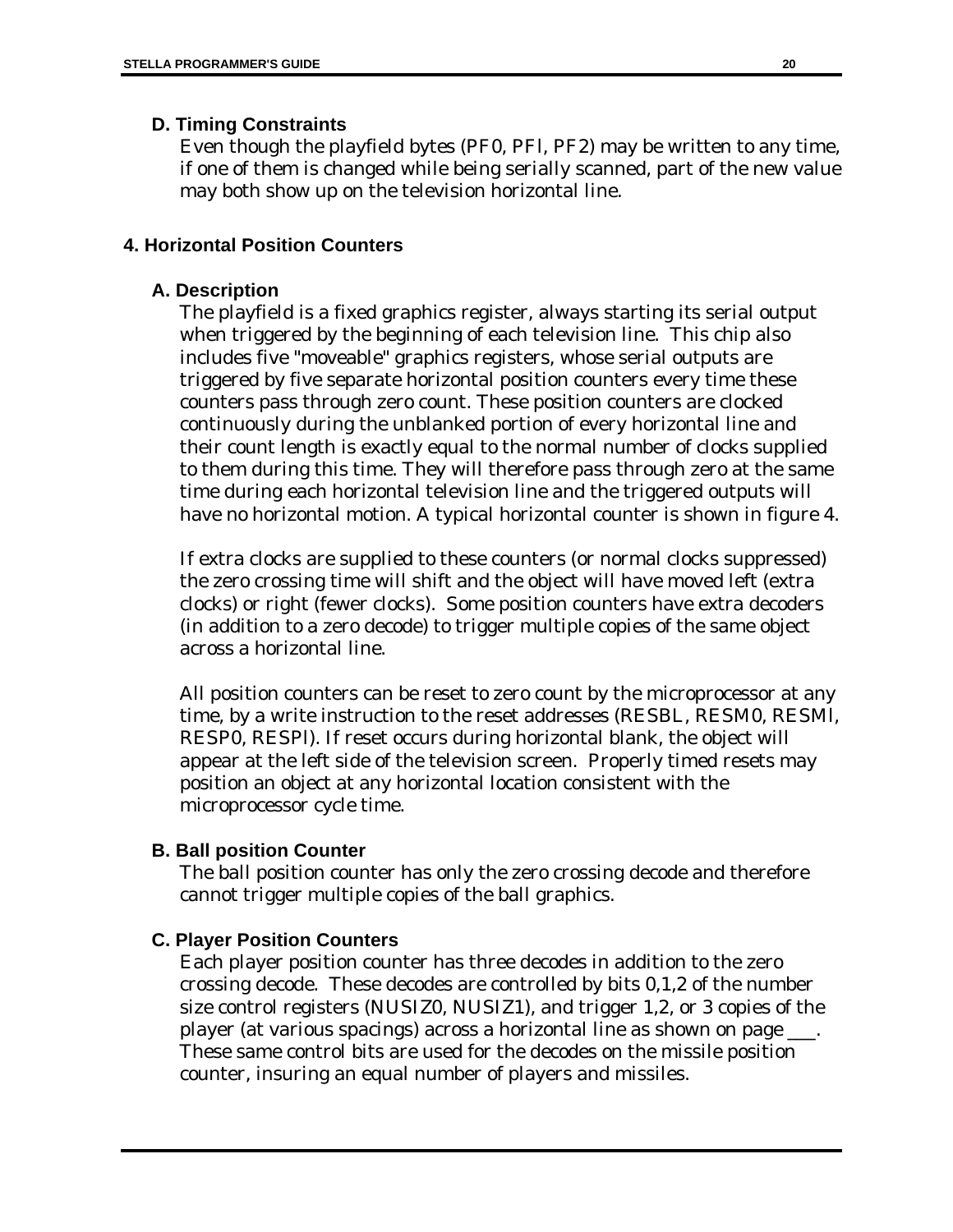### D. Timing Constraints

Even though the playfield bytes (PF0, PFl, PF2) may be written to any time, if one of them is changed while being serially scanned, part of the new value may both show up on the television horizontal line.

## 4. Horizontal Position Counters

### A. Description

The playfield is a fixed graphics register, always starting its serial output when triggered by the beginning of each television line. This chip also includes five "moveable" graphics registers, whose serial outputs are triggered by five separate horizontal position counters every time these counters pass through zero count. These position counters are clocked continuously during the unblanked portion of every horizontal line and their count length is exactly equal to the normal number of clocks supplied to them during this time. They will therefore pass through zero at the same time during each horizontal television line and the triggered outputs will have no horizontal motion. A typical horizontal counter is shown in figure 4.

If extra clocks are supplied to these counters (or normal clocks suppressed) the zero crossing time will shift and the object will have moved left (extra clocks) or right (fewer clocks). Some position counters have extra decoders (in addition to a zero decode) to trigger multiple copies of the same object across a horizontal line.

All position counters can be reset to zero count by the microprocessor at any time, by a write instruction to the reset addresses (RESBL, RESM0, RESMl, RESP0, RESPl). If reset occurs during horizontal blank, the object will appear at the left side of the television screen. Properly timed resets may position an object at any horizontal location consistent with the microprocessor cycle time.

### B. Ball position Counter

The ball position counter has only the zero crossing decode and therefore cannot trigger multiple copies of the ball graphics.

### C. Player Position Counters

Each player position counter has three decodes in addition to the zero crossing decode. These decodes are controlled by bits 0,1,2 of the number size control registers (NUSIZ0, NUSIZ1), and trigger 1,2, or 3 copies of the player (at various spacings) across a horizontal line as shown on page ___. These same control bits are used for the decodes on the missile position counter, insuring an equal number of players and missiles.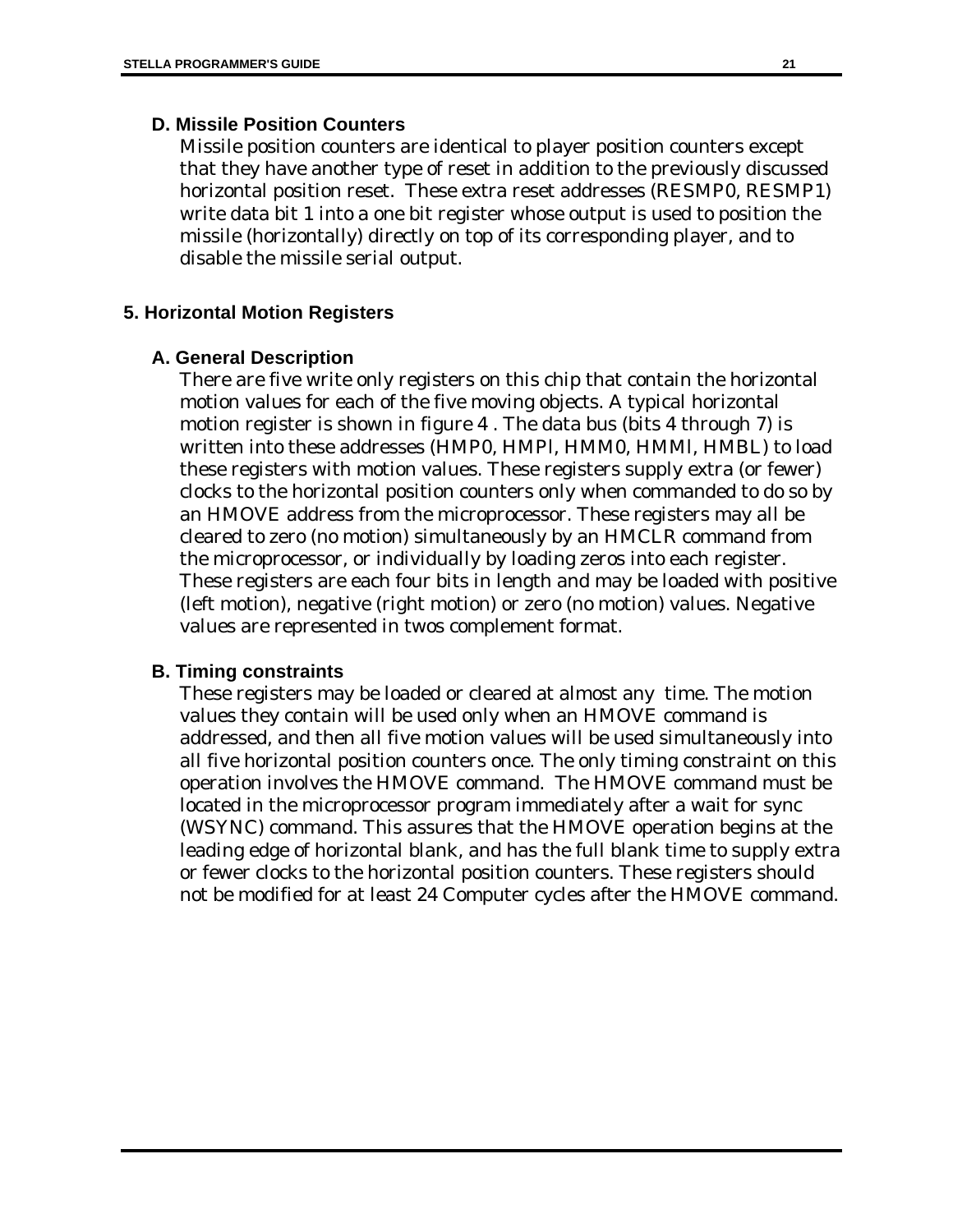### D. Missile Position Counters

Missile position counters are identical to player position counters except that they have another type of reset in addition to the previously discussed horizontal position reset. These extra reset addresses (RESMP0, RESMP1) write data bit 1 into a one bit register whose output is used to position the missile (horizontally) directly on top of its corresponding player, and to disable the missile serial output.

## 5. Horizontal Motion Registers

### A. General Description

There are five write only registers on this chip that contain the horizontal motion values for each of the five moving objects. A typical horizontal motion register is shown in figure 4 . The data bus (bits 4 through 7) is written into these addresses (HMP0, HMPl, HMM0, HMMl, HMBL) to load these registers with motion values. These registers supply extra (or fewer) clocks to the horizontal position counters only when commanded to do so by an HMOVE address from the microprocessor. These registers may all be cleared to zero (no motion) simultaneously by an HMCLR command from the microprocessor, or individually by loading zeros into each register. These registers are each four bits in length and may be loaded with positive (left motion), negative (right motion) or zero (no motion) values. Negative values are represented in twos complement format.

### B. Timing constraints

These registers may be loaded or cleared at almost any time. The motion values they contain will be used only when an HMOVE command is addressed, and then all five motion values will be used simultaneously into all five horizontal position counters once. The only timing constraint on this operation involves the HMOVE command. The HMOVE command must be located in the microprocessor program immediately after a wait for sync (WSYNC) command. This assures that the HMOVE operation begins at the leading edge of horizontal blank, and has the full blank time to supply extra or fewer clocks to the horizontal position counters. These registers should not be modified for at least 24 Computer cycles after the HMOVE command.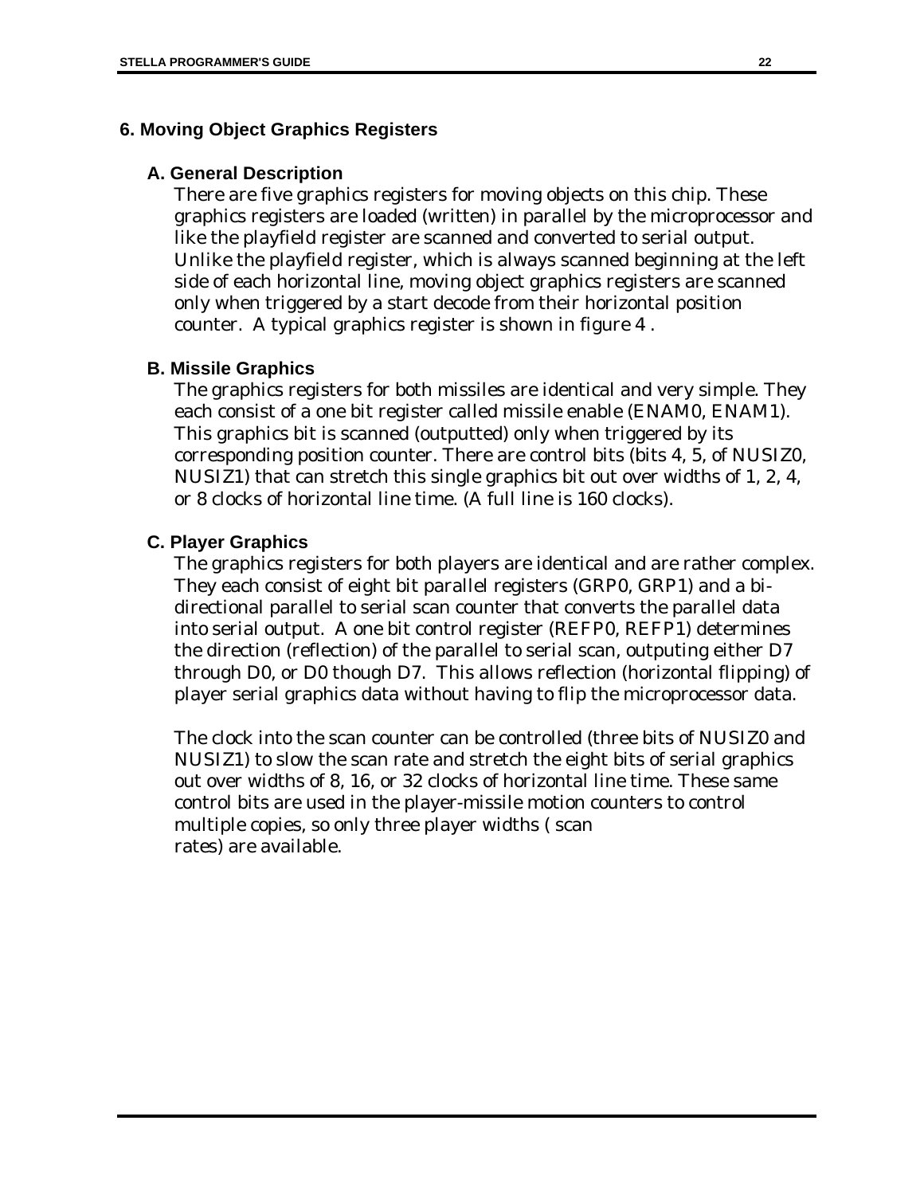## 6. Moving Object Graphics Registers

### A. General Description

There are five graphics registers for moving objects on this chip. These graphics registers are loaded (written) in parallel by the microprocessor and like the playfield register are scanned and converted to serial output. Unlike the playfield register, which is always scanned beginning at the left side of each horizontal line, moving object graphics registers are scanned only when triggered by a start decode from their horizontal position counter. A typical graphics register is shown in figure 4 .

### B. Missile Graphics

The graphics registers for both missiles are identical and very simple. They each consist of a one bit register called missile enable (ENAM0, ENAM1). This graphics bit is scanned (outputted) only when triggered by its corresponding position counter. There are control bits (bits 4, 5, of NUSIZ0, NUSIZ1) that can stretch this single graphics bit out over widths of 1, 2, 4, or 8 clocks of horizontal line time. (A full line is 160 clocks).

### C. Player Graphics

The graphics registers for both players are identical and are rather complex. They each consist of eight bit parallel registers (GRP0, GRP1) and a bi-directional parallel to serial scan counter that converts the parallel data into serial output. A one bit control register (REFP0, REFP1) determines the direction (reflection) of the parallel to serial scan, outputing either D7 through D0, or D0 though D7. This allows reflection (horizontal flipping) of player serial graphics data without having to flip the microprocessor data.

The clock into the scan counter can be controlled (three bits of NUSIZ0 and NUSIZ1) to slow the scan rate and stretch the eight bits of serial graphics out over widths of 8, 16, or 32 clocks of horizontal line time. These same control bits are used in the player-missile motion counters to control multiple copies, so only three player widths ( scan rates) are available.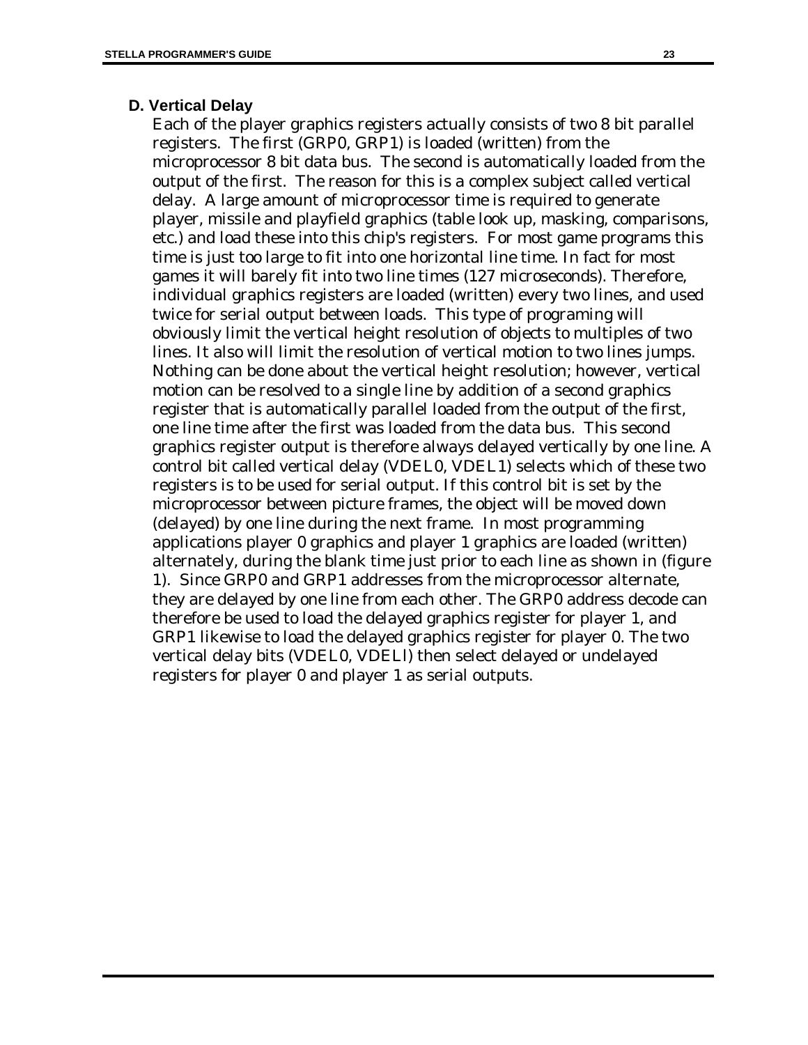### D. Vertical Delay

Each of the player graphics registers actually consists of two 8 bit parallel registers. The first (GRP0, GRP1) is loaded (written) from the microprocessor 8 bit data bus. The second is automatically loaded from the output of the first. The reason for this is a complex subject called vertical delay. A large amount of microprocessor time is required to generate player, missile and playfield graphics (table look up, masking, comparisons, etc.) and load these into this chip's registers. For most game programs this time is just too large to fit into one horizontal line time. In fact for most games it will barely fit into two line times (127 microseconds). Therefore, individual graphics registers are loaded (written) every two lines, and used twice for serial output between loads. This type of programing will obviously limit the vertical height resolution of objects to multiples of two lines. It also will limit the resolution of vertical motion to two lines jumps. Nothing can be done about the vertical height resolution; however, vertical motion can be resolved to a single line by addition of a second graphics register that is automatically parallel loaded from the output of the first, one line time after the first was loaded from the data bus. This second graphics register output is therefore always delayed vertically by one line. A control bit called vertical delay (VDEL0, VDEL1) selects which of these two registers is to be used for serial output. If this control bit is set by the microprocessor between picture frames, the object will be moved down (delayed) by one line during the next frame. In most programming applications player 0 graphics and player 1 graphics are loaded (written) alternately, during the blank time just prior to each line as shown in (figure 1). Since GRP0 and GRP1 addresses from the microprocessor alternate, they are delayed by one line from each other. The GRP0 address decode can therefore be used to load the delayed graphics register for player 1, and GRP1 likewise to load the delayed graphics register for player 0. The two vertical delay bits (VDEL0, VDELl) then select delayed or undelayed registers for player 0 and player 1 as serial outputs.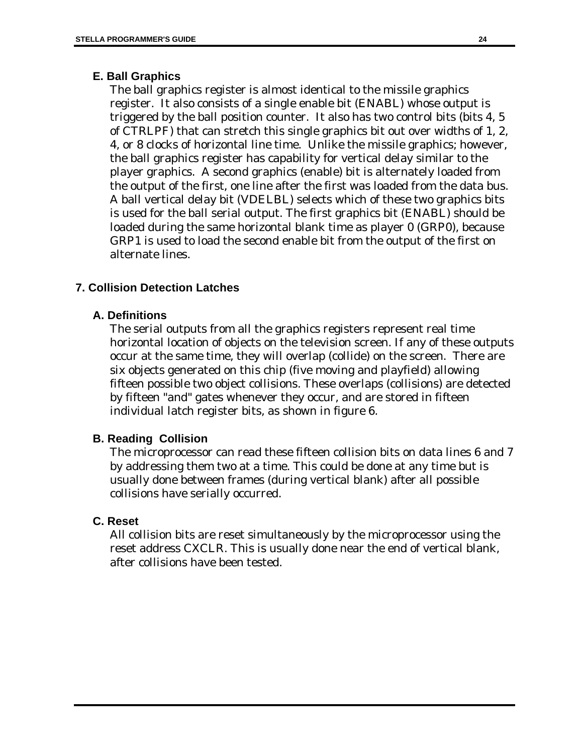### E. Ball Graphics

The ball graphics register is almost identical to the missile graphics register. It also consists of a single enable bit (ENABL) whose output is triggered by the ball position counter. It also has two control bits (bits 4, 5 of CTRLPF) that can stretch this single graphics bit out over widths of 1, 2, 4, or 8 clocks of horizontal line time. Unlike the missile graphics; however, the ball graphics register has capability for vertical delay similar to the player graphics. A second graphics (enable) bit is alternately loaded from the output of the first, one line after the first was loaded from the data bus. A ball vertical delay bit (VDELBL) selects which of these two graphics bits is used for the ball serial output. The first graphics bit (ENABL) should be loaded during the same horizontal blank time as player 0 (GRP0), because GRP1 is used to load the second enable bit from the output of the first on alternate lines.

## 7. Collision Detection Latches

### A. Definitions

The serial outputs from all the graphics registers represent real time horizontal location of objects on the television screen. If any of these outputs occur at the same time, they will overlap (collide) on the screen. There are six objects generated on this chip (five moving and playfield) allowing fifteen possible two object collisions. These overlaps (collisions) are detected by fifteen "and" gates whenever they occur, and are stored in fifteen individual latch register bits, as shown in figure 6.

### B. Reading Collision

The microprocessor can read these fifteen collision bits on data lines 6 and 7 by addressing them two at a time. This could be done at any time but is usually done between frames (during vertical blank) after all possible collisions have serially occurred.

### C. Reset

All collision bits are reset simultaneously by the microprocessor using the reset address CXCLR. This is usually done near the end of vertical blank, after collisions have been tested.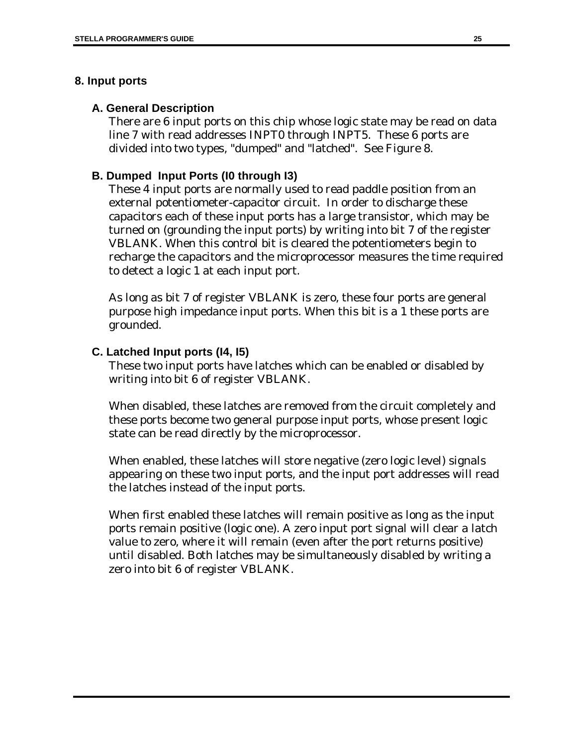## 8. Input ports

### A. General Description

There are 6 input ports on this chip whose logic state may be read on data line 7 with read addresses INPT0 through INPT5. These 6 ports are divided into two types, "dumped" and "latched". See Figure 8.

### B. Dumped Input Ports (I0 through I3)

These 4 input ports are normally used to read paddle position from an external potentiometer-capacitor circuit. In order to discharge these capacitors each of these input ports has a large transistor, which may be turned on (grounding the input ports) by writing into bit 7 of the register VBLANK. When this control bit is cleared the potentiometers begin to recharge the capacitors and the microprocessor measures the time required to detect a logic 1 at each input port.

As long as bit 7 of register VBLANK is zero, these four ports are general purpose high impedance input ports. When this bit is a 1 these ports are grounded.

### C. Latched Input ports (I4, I5)

These two input ports have latches which can be enabled or disabled by writing into bit 6 of register VBLANK.

When disabled, these latches are removed from the circuit completely and these ports become two general purpose input ports, whose present logic state can be read directly by the microprocessor.

When enabled, these latches will store negative (zero logic level) signals appearing on these two input ports, and the input port addresses will read the latches instead of the input ports.

When first enabled these latches will remain positive as long as the input ports remain positive (logic one). A zero input port signal will clear a latch value to zero, where it will remain (even after the port returns positive) until disabled. Both latches may be simultaneously disabled by writing a zero into bit 6 of register VBLANK.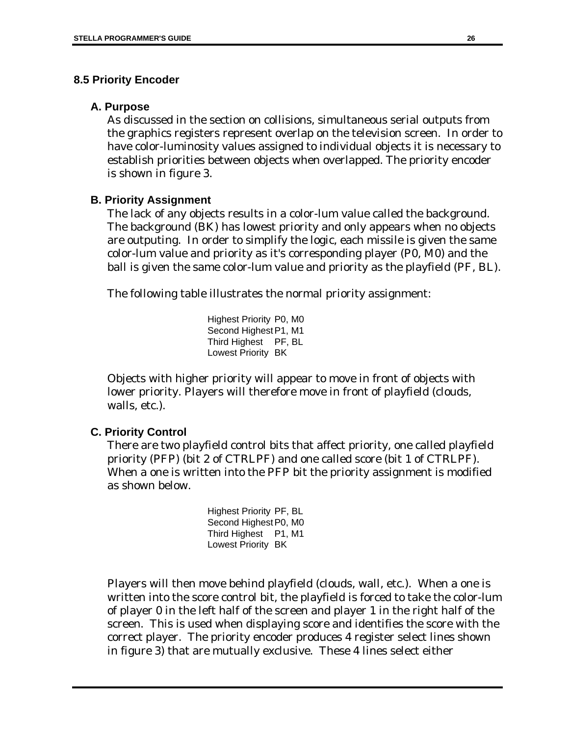## 8.5 Priority Encoder

### A. Purpose

As discussed in the section on collisions, simultaneous serial outputs from the graphics registers represent overlap on the television screen. In order to have color-luminosity values assigned to individual objects it is necessary to establish priorities between objects when overlapped. The priority encoder is shown in figure 3.

### B. Priority Assignment

The lack of any objects results in a color-lum value called the background. The background (BK) has lowest priority and only appears when no objects are outputing. In order to simplify the logic, each missile is given the same color-lum value and priority as it's corresponding player (P0, M0) and the ball is given the same color-lum value and priority as the playfield (PF, BL).

The following table illustrates the normal priority assignment:

| | |
|---|---|
| Highest Priority | P0, M0 |
| Second Highest | P1, M1 |
| Third Highest | PF, BL |
| Lowest Priority | BK |

Objects with higher priority will appear to move in front of objects with lower priority. Players will therefore move in front of playfield (clouds, walls, etc.).

### C. Priority Control

There are two playfield control bits that affect priority, one called playfield priority (PFP) (bit 2 of CTRLPF) and one called score (bit 1 of CTRLPF). When a one is written into the PFP bit the priority assignment is modified as shown below.

| | |
|---|---|
| Highest Priority | PF, BL |
| Second Highest | P0, M0 |
| Third Highest | P1, M1 |
| Lowest Priority | BK |

Players will then move behind playfield (clouds, wall, etc.). When a one is written into the score control bit, the playfield is forced to take the color-lum of player 0 in the left half of the screen and player 1 in the right half of the screen. This is used when displaying score and identifies the score with the correct player. The priority encoder produces 4 register select lines shown in figure 3) that are mutually exclusive. These 4 lines select either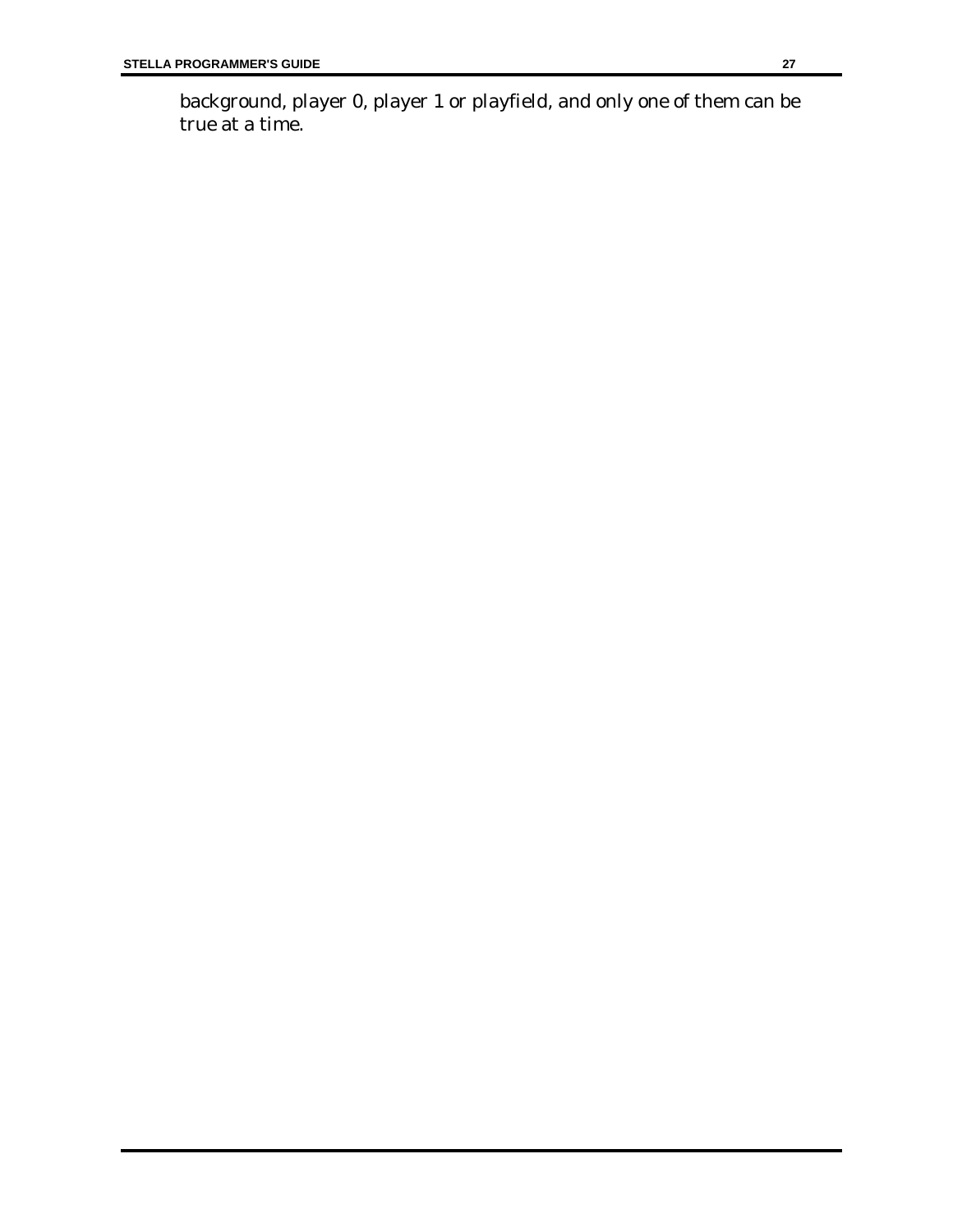background, player 0, player 1 or playfield, and only one of them can be true at a time.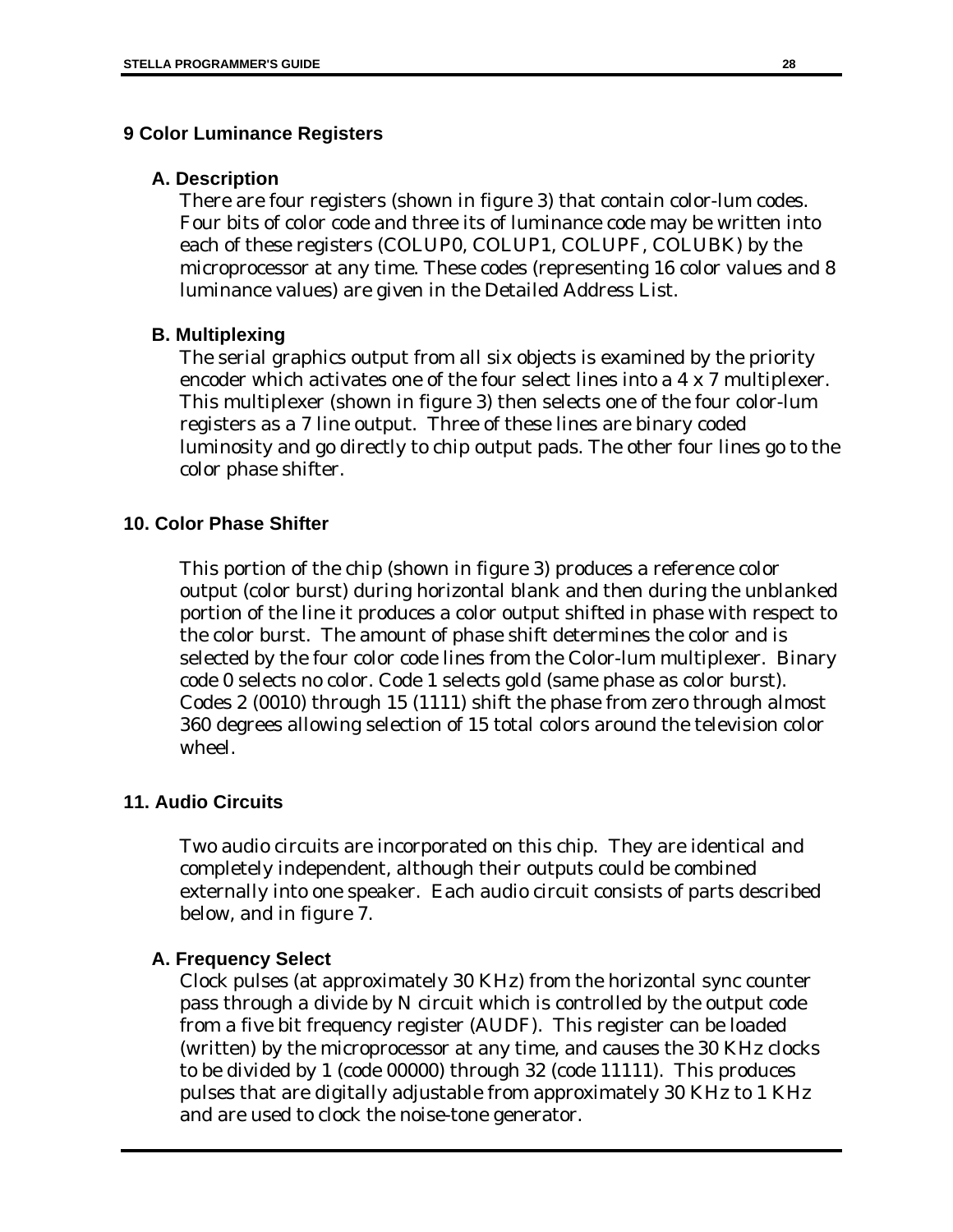## 9 Color Luminance Registers

### A. Description

There are four registers (shown in figure 3) that contain color-lum codes. Four bits of color code and three its of luminance code may be written into each of these registers (COLUP0, COLUP1, COLUPF, COLUBK) by the microprocessor at any time. These codes (representing 16 color values and 8 luminance values) are given in the Detailed Address List.

### B. Multiplexing

The serial graphics output from all six objects is examined by the priority encoder which activates one of the four select lines into a 4 x 7 multiplexer. This multiplexer (shown in figure 3) then selects one of the four color-lum registers as a 7 line output. Three of these lines are binary coded luminosity and go directly to chip output pads. The other four lines go to the color phase shifter.

## 10. Color Phase Shifter

This portion of the chip (shown in figure 3) produces a reference color output (color burst) during horizontal blank and then during the unblanked portion of the line it produces a color output shifted in phase with respect to the color burst. The amount of phase shift determines the color and is selected by the four color code lines from the Color-lum multiplexer. Binary code 0 selects no color. Code 1 selects gold (same phase as color burst). Codes 2 (0010) through 15 (1111) shift the phase from zero through almost 360 degrees allowing selection of 15 total colors around the television color wheel.

## 11. Audio Circuits

Two audio circuits are incorporated on this chip. They are identical and completely independent, although their outputs could be combined externally into one speaker. Each audio circuit consists of parts described below, and in figure 7.

### A. Frequency Select

Clock pulses (at approximately 30 KHz) from the horizontal sync counter pass through a divide by N circuit which is controlled by the output code from a five bit frequency register (AUDF). This register can be loaded (written) by the microprocessor at any time, and causes the 30 KHz clocks to be divided by 1 (code 00000) through 32 (code 11111). This produces pulses that are digitally adjustable from approximately 30 KHz to 1 KHz and are used to clock the noise-tone generator.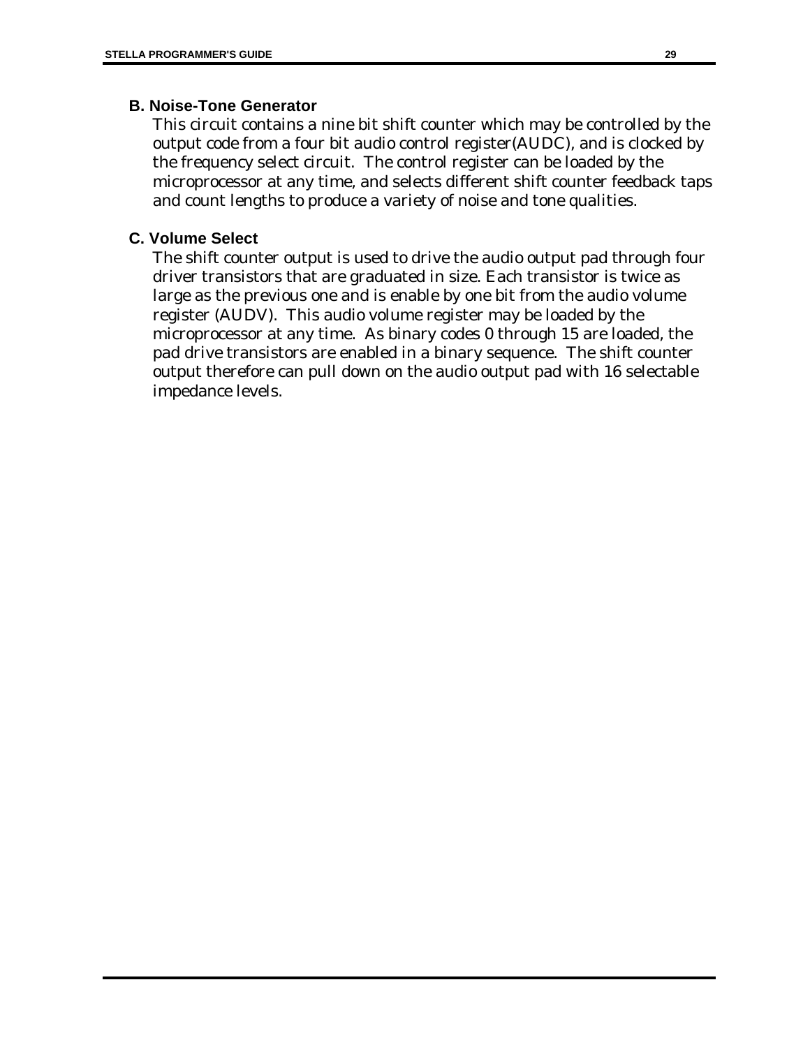### B. Noise-Tone Generator

This circuit contains a nine bit shift counter which may be controlled by the output code from a four bit audio control register(AUDC), and is clocked by the frequency select circuit. The control register can be loaded by the microprocessor at any time, and selects different shift counter feedback taps and count lengths to produce a variety of noise and tone qualities.

### C. Volume Select

The shift counter output is used to drive the audio output pad through four driver transistors that are graduated in size. Each transistor is twice as large as the previous one and is enable by one bit from the audio volume register (AUDV). This audio volume register may be loaded by the microprocessor at any time. As binary codes 0 through 15 are loaded, the pad drive transistors are enabled in a binary sequence. The shift counter output therefore can pull down on the audio output pad with 16 selectable impedance levels.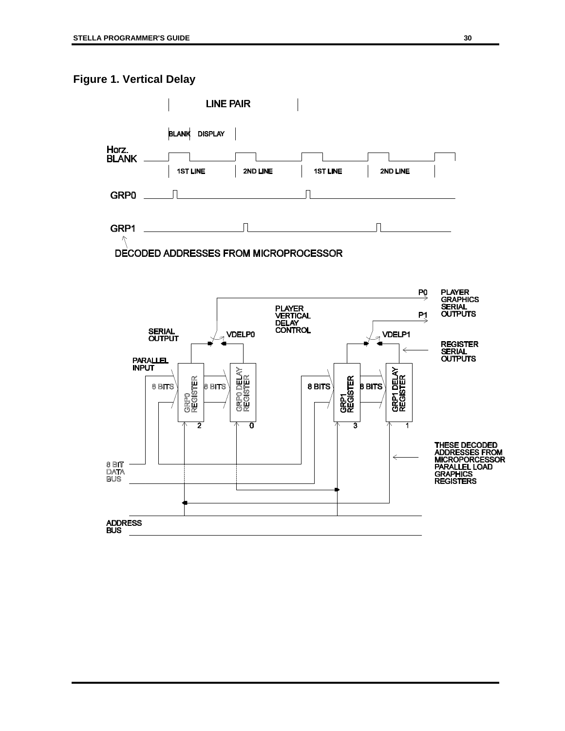# Figure 1. Vertical Delay

LINE PAIR

BLANK DISPLAY

Horz. BLANK

1ST LINE 2ND LINE 1ST LINE 2ND LINE

GRP0

GRP1

DECODED ADDRESSES FROM MICROPROCESSOR

P0 PLAYER GRAPHICS SERIAL OUTPUTS

PLAYER VERTICAL DELAY CONTROL

P1

SERIAL OUTPUT

VDELP0

VDELP1

REGISTER SERIAL OUTPUTS

PARALLEL INPUT

8 BITS GRP0 REGISTER 8 BITS GRP0 DELAY REGISTER

8 BITS GRP1 REGISTER 8 BITS GRP1 DELAY REGISTER

2 0 3 1

THESE DECODED ADDRESSES FROM MICROPORCESSOR PARALLEL LOAD GRAPHICS REGISTERS

8 BIT DATA BUS

ADDRESS BUS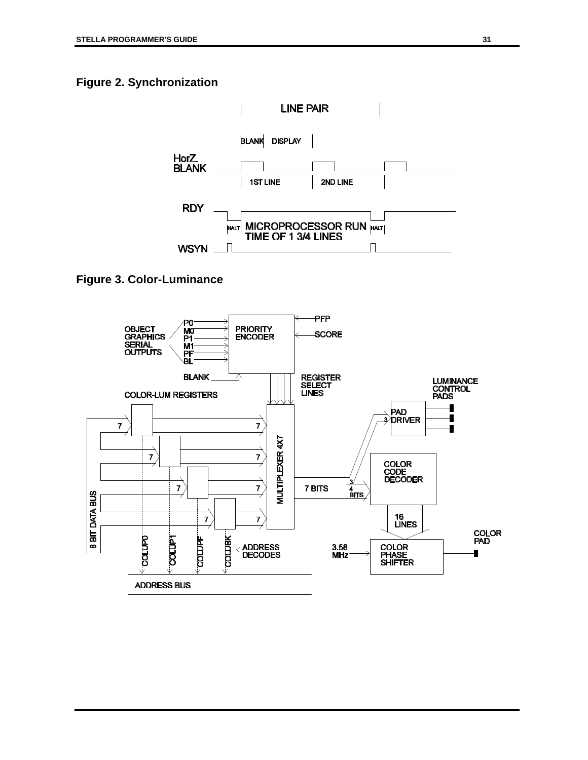**Figure 2. Synchronization**

LINE PAIR

BLANK DISPLAY

HorZ. BLANK

1ST LINE 2ND LINE

RDY

HALT MICROPROCESSOR RUN TIME OF 1 3/4 LINES HALT

WSYN

**Figure 3. Color-Luminance**

OBJECT GRAPHICS SERIAL OUTPUTS

P0 M0 P1 M1 PF BL

PRIORITY ENCODER

PFP

SCORE

BLANK

REGISTER SELECT LINES

COLOR-LUM REGISTERS

LUMINANCE CONTROL PADS

PAD DRIVER

MULTIPLEXER 4X7

7 BITS

COLOR CODE DECODER

16 LINES

8 BIT DATA BUS

COLUP0 COLUP1 COLUPF COLUBK

ADDRESS DECODES

ADDRESS BUS

3.58 MHz

COLOR PHASE SHIFTER

COLOR PAD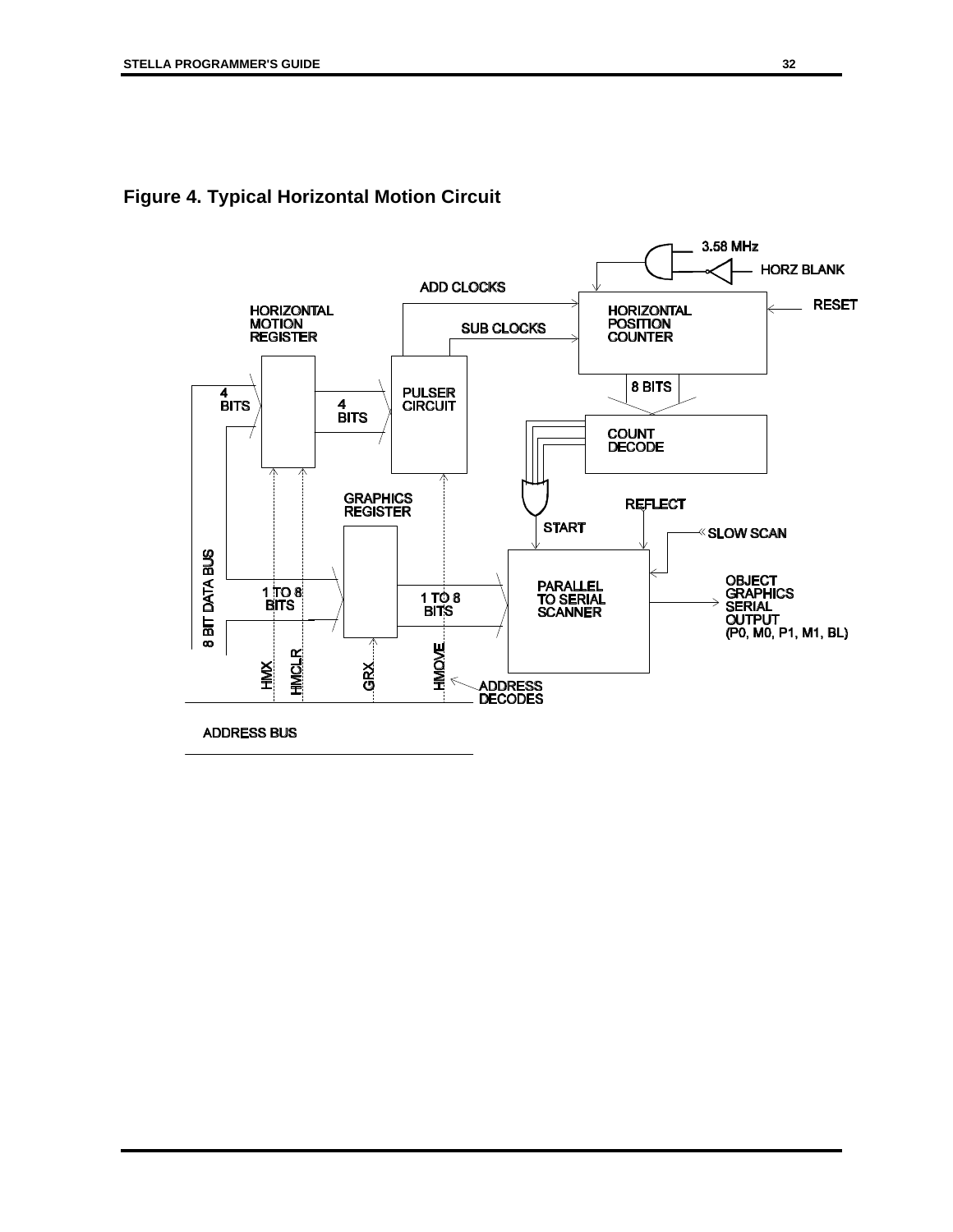## Figure 4. Typical Horizontal Motion Circuit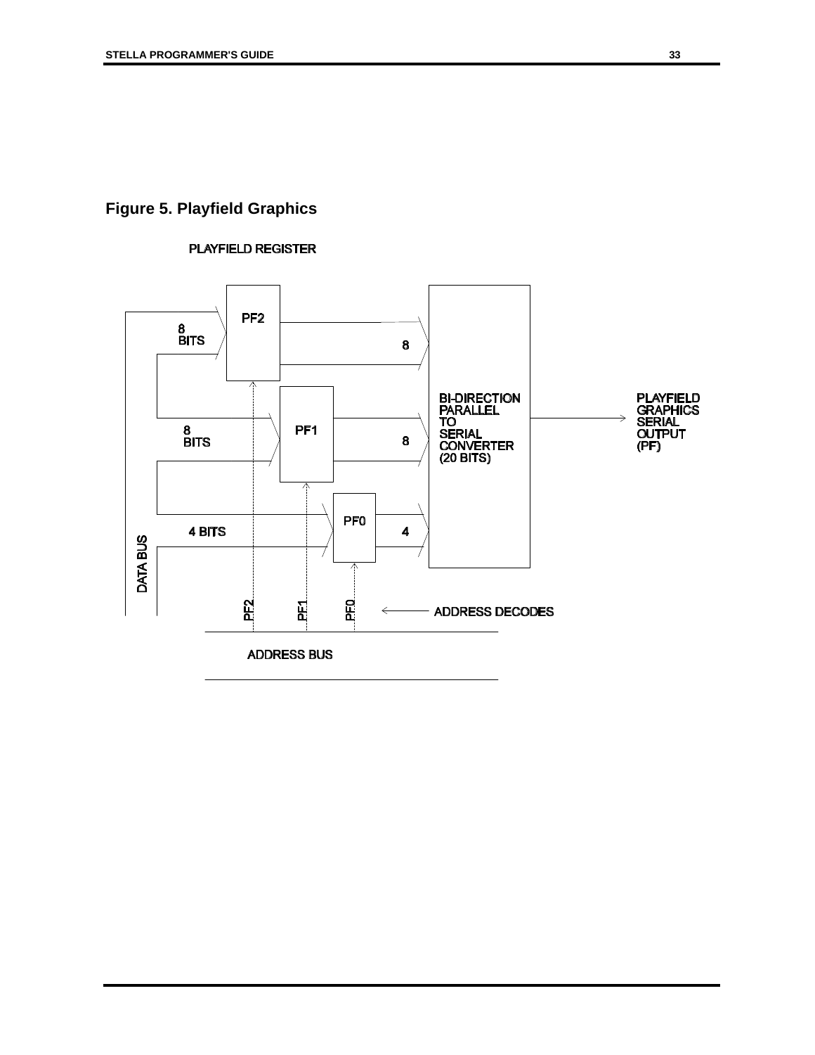## Figure 5. Playfield Graphics

PLAYFIELD REGISTER

PF2

8
BITS

8

PF1

8
BITS

8

PF0

4 BITS

4

BI-DIRECTION
PARALLEL
TO
SERIAL
CONVERTER
(20 BITS)

PLAYFIELD
GRAPHICS
SERIAL
OUTPUT
(PF)

DATA BUS

PF2 PF1 PF0

ADDRESS DECODES

ADDRESS BUS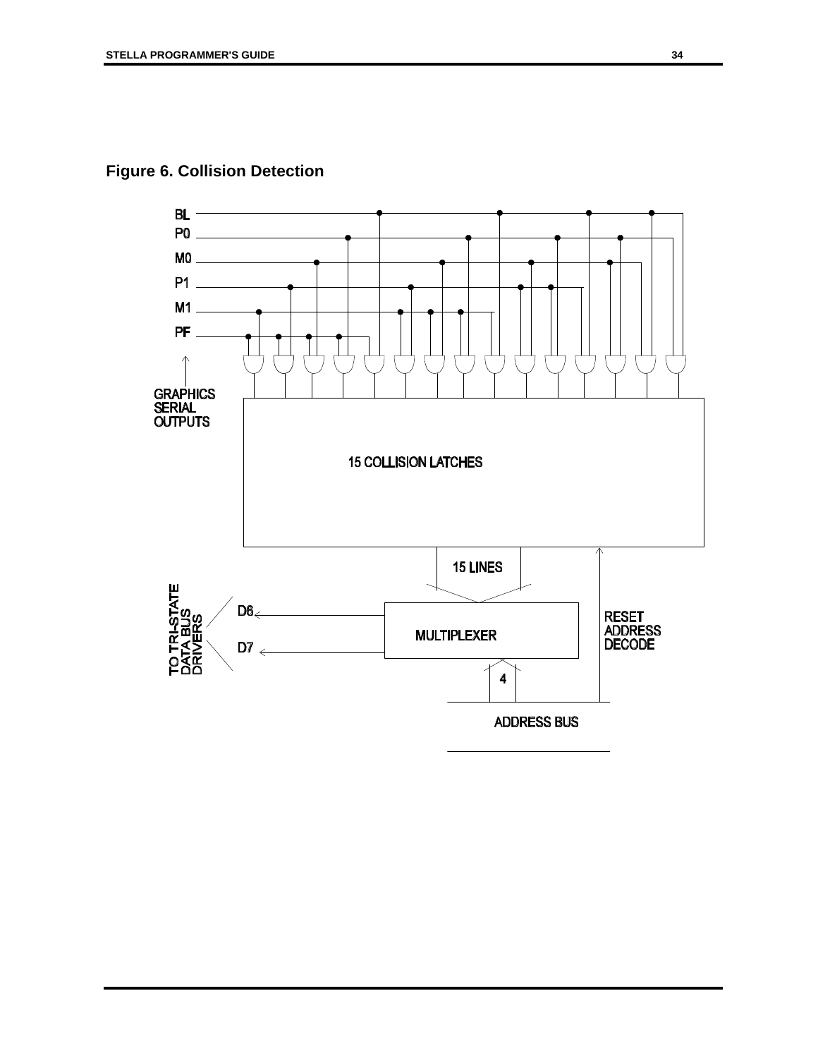**Figure 6. Collision Detection**

BL

P0

M0

P1

M1

PF

GRAPHICS SERIAL OUTPUTS

15 COLLISION LATCHES

15 LINES

TO TRI-STATE DATA BUS DRIVERS

D6

D7

MULTIPLEXER

RESET ADDRESS DECODE

4

ADDRESS BUS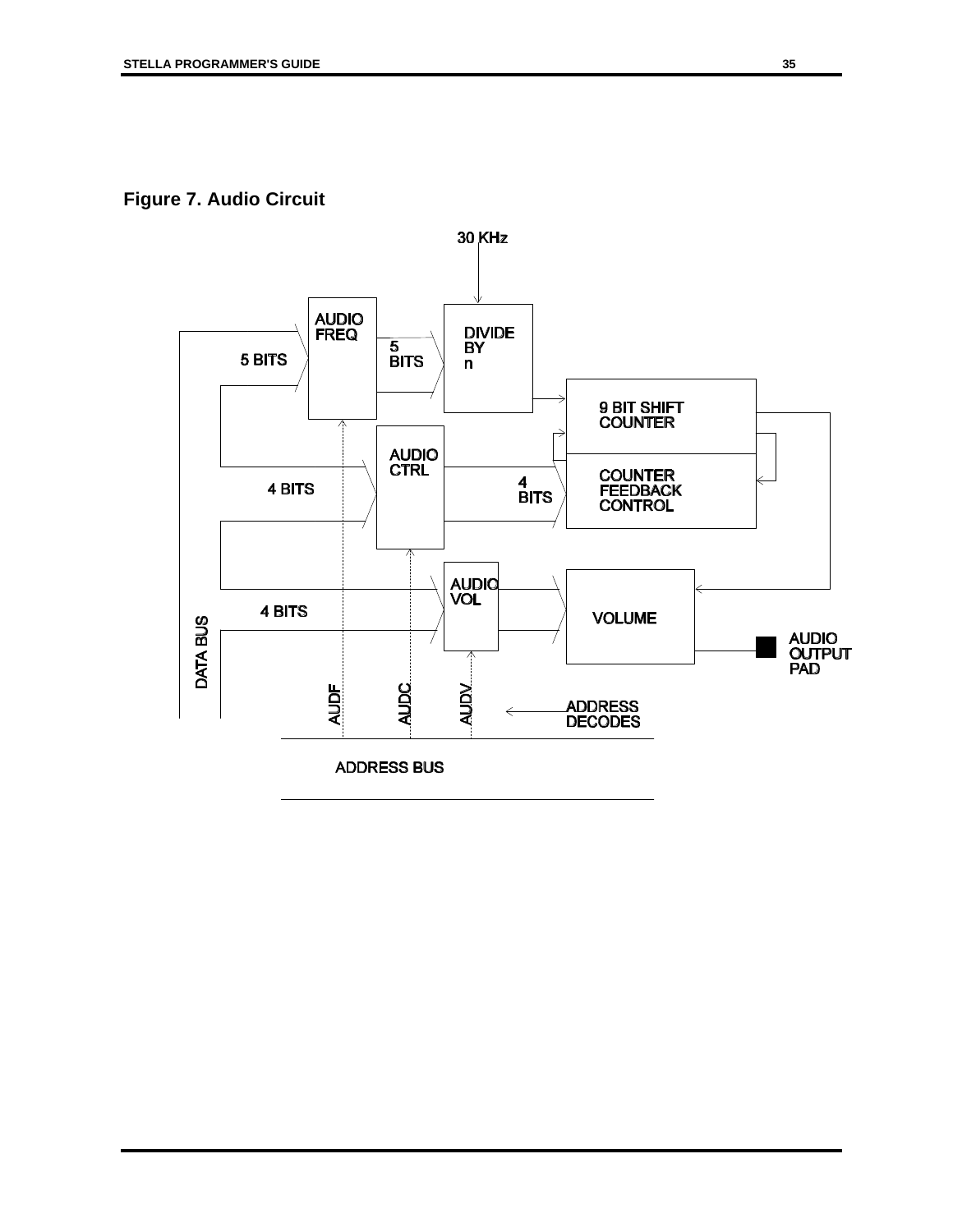**Figure 7. Audio Circuit**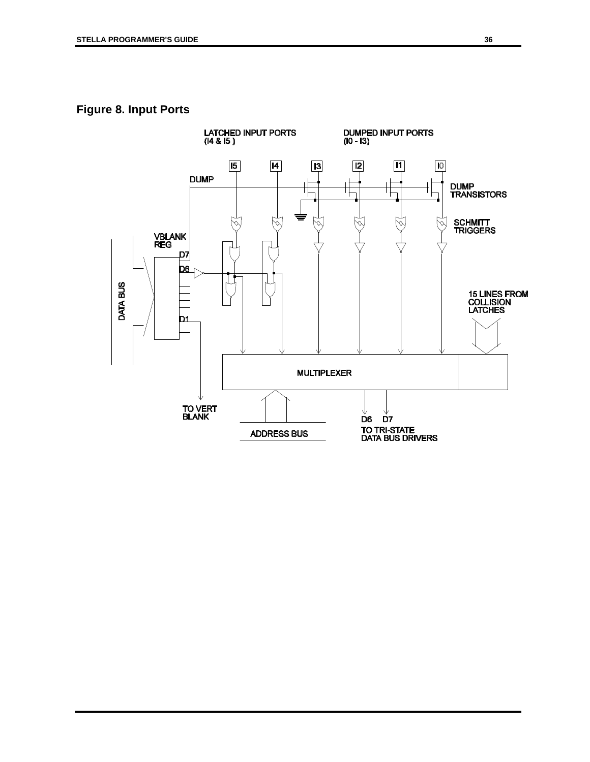## Figure 8. Input Ports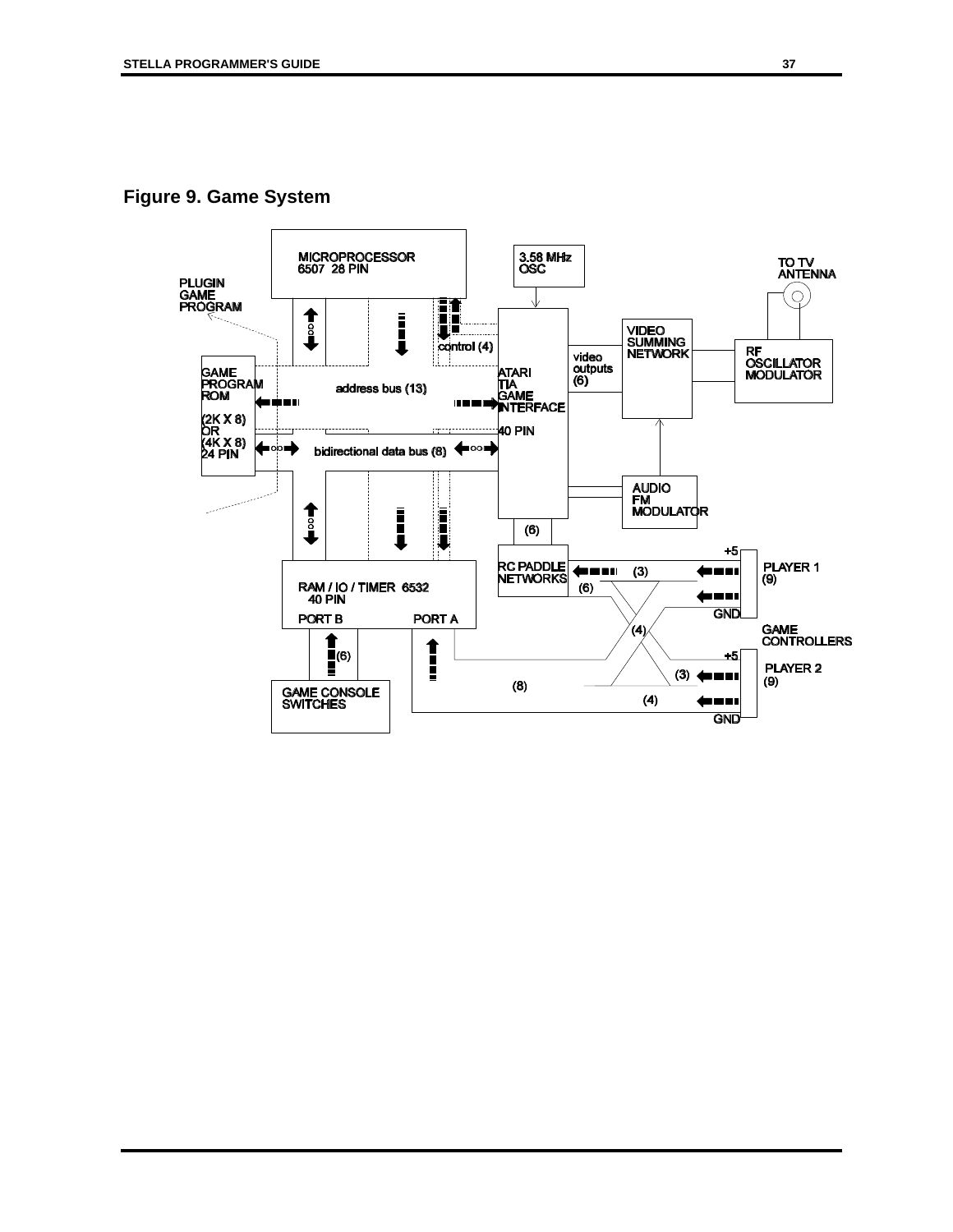## Figure 9. Game System

MICROPROCESSOR
6507 28 PIN

3.58 MHz
OSC

TO TV
ANTENNA

PLUGIN
GAME
PROGRAM

control (4)

VIDEO
SUMMING
NETWORK

RF
OSCILLATOR
MODULATOR

video
outputs
(6)

GAME
PROGRAM
ROM

(2K X 8)
OR
(4K X 8)
24 PIN

address bus (13)

ATARI
TIA
GAME
INTERFACE

40 PIN

bidirectional data bus (8)

AUDIO
FM
MODULATOR

(6)

RC PADDLE
NETWORKS

(3)

(6)

+5

PLAYER 1
(9)

GND

RAM / IO / TIMER 6532
40 PIN

PORT B

PORT A

(4)

GAME
CONTROLLERS

+5

PLAYER 2
(9)

(3)

(6)

GAME CONSOLE
SWITCHES

(8)

(4)

GND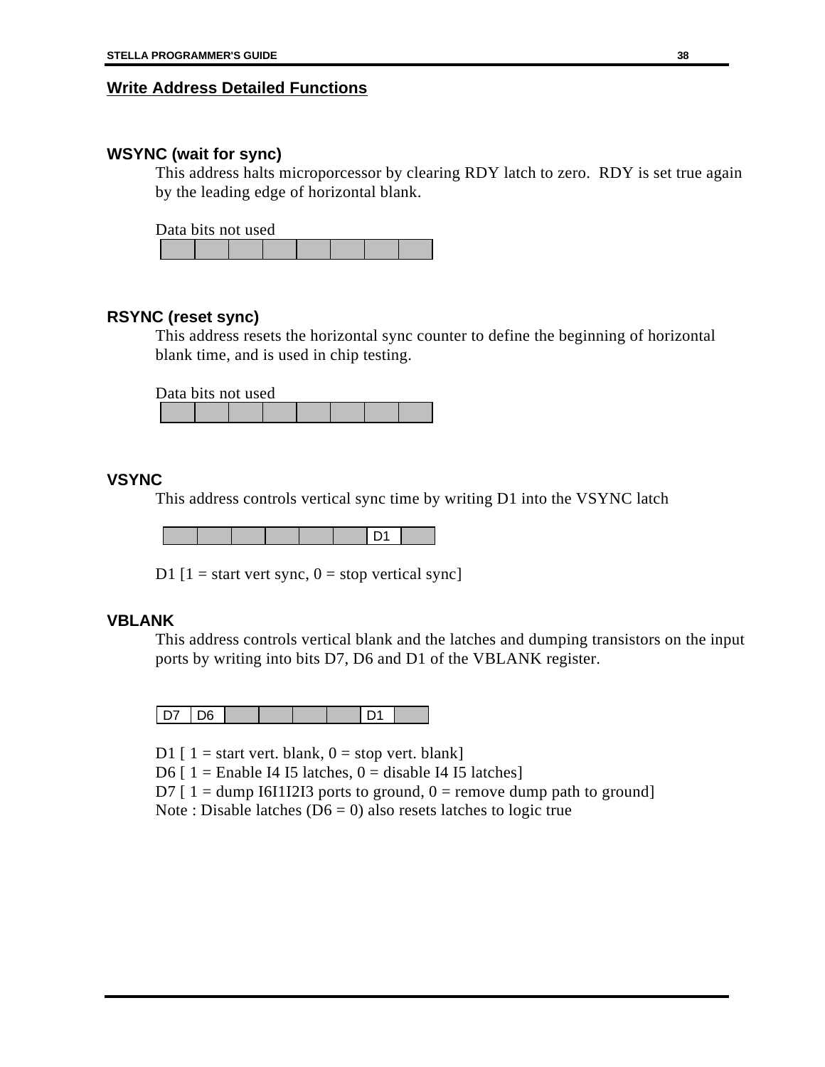## Write Address Detailed Functions

### WSYNC (wait for sync)

This address halts microporcessor by clearing RDY latch to zero.  RDY is set true again by the leading edge of horizontal blank.

Data bits not used

| | | | | | | | |
|---|---|---|---|---|---|---|---|
| | | | | | | | |

### RSYNC (reset sync)

This address resets the horizontal sync counter to define the beginning of horizontal blank time, and is used in chip testing.

Data bits not used

| | | | | | | | |
|---|---|---|---|---|---|---|---|
| | | | | | | | |

### VSYNC

This address controls vertical sync time by writing D1 into the VSYNC latch

| | | | | | | | |
|---|---|---|---|---|---|---|---|
| | | | | | | D1 | |

D1 [1 = start vert sync, 0 = stop vertical sync]

### VBLANK

This address controls vertical blank and the latches and dumping transistors on the input ports by writing into bits D7, D6 and D1 of the VBLANK register.

| | | | | | | | |
|---|---|---|---|---|---|---|---|
| D7 | D6 | | | | | D1 | |

D1 [ 1 = start vert. blank, 0 = stop vert. blank]
D6 [ 1 = Enable I4 I5 latches, 0 = disable I4 I5 latches]
D7 [ 1 = dump I6I1I2I3 ports to ground, 0 = remove dump path to ground]
Note : Disable latches (D6 = 0) also resets latches to logic true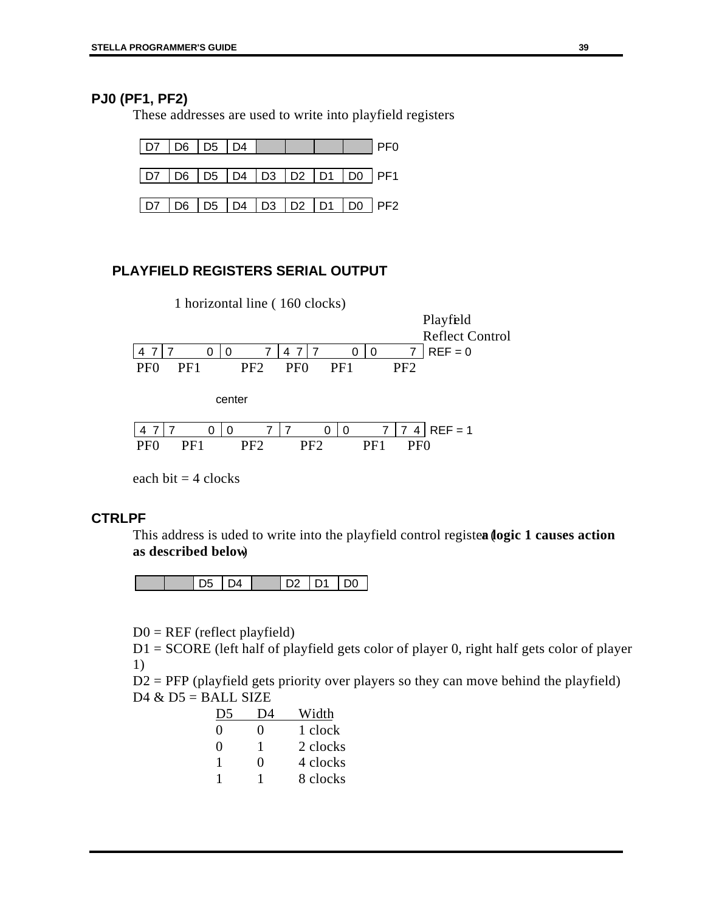## PJ0 (PF1, PF2)

These addresses are used to write into playfield registers

| D7 | D6 | D5 | D4 | | | | | PF0 |
|---|---|---|---|---|---|---|---|---|
| D7 | D6 | D5 | D4 | D3 | D2 | D1 | D0 | PF1 |
| D7 | D6 | D5 | D4 | D3 | D2 | D1 | D0 | PF2 |

## PLAYFIELD REGISTERS SERIAL OUTPUT

1 horizontal line ( 160 clocks)

Playfield Reflect Control

| 4 7 | 7 0 | 0 7 | 4 7 | 7 0 | 0 7 | REF = 0 |
|---|---|---|---|---|---|---|
| PF0 | PF1 | PF2 | PF0 | PF1 | PF2 | |

center

| 4 7 | 7 0 | 0 7 | 7 0 | 0 7 | 7 4 | REF = 1 |
|---|---|---|---|---|---|---|
| PF0 | PF1 | PF2 | PF2 | PF1 | PF0 | |

each bit = 4 clocks

## CTRLPF

This address is uded to write into the playfield control register (**a logic 1 causes action as described below**)

| | | D5 | D4 | | D2 | D1 | D0 |
|---|---|---|---|---|---|---|---|

D0 = REF (reflect playfield)
D1 = SCORE (left half of playfield gets color of player 0, right half gets color of player 1)
D2 = PFP (playfield gets priority over players so they can move behind the playfield)
D4 & D5 = BALL SIZE

| D5 | D4 | Width |
|---|---|---|
| 0 | 0 | 1 clock |
| 0 | 1 | 2 clocks |
| 1 | 0 | 4 clocks |
| 1 | 1 | 8 clocks |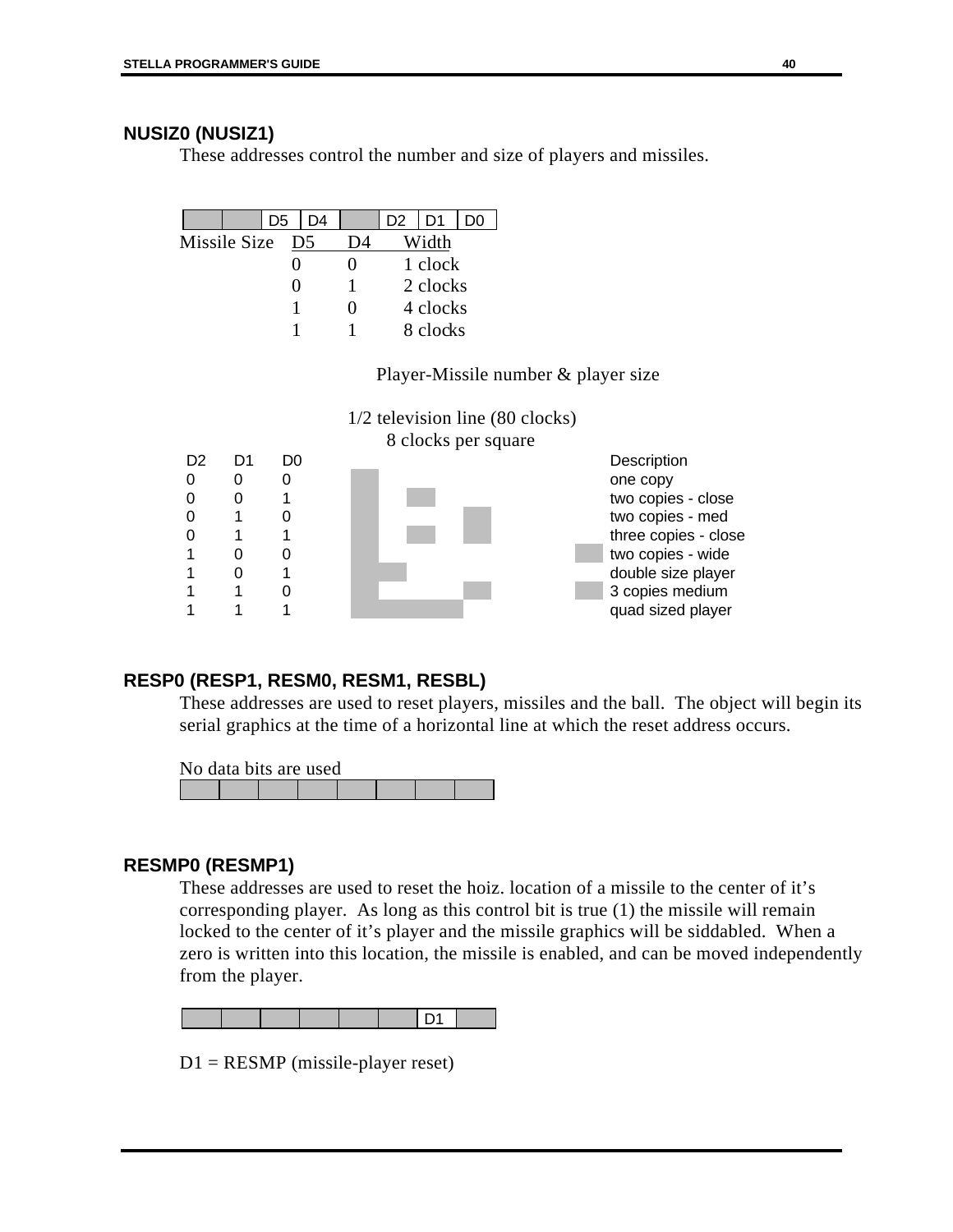## NUSIZ0 (NUSIZ1)

These addresses control the number and size of players and missiles.

| | | D5 | D4 | | D2 | D1 | D0 |
|---|---|---|---|---|---|---|---|

Missile Size

| D5 | D4 | Width |
|---|---|---|
| 0 | 0 | 1 clock |
| 0 | 1 | 2 clocks |
| 1 | 0 | 4 clocks |
| 1 | 1 | 8 clocks |

Player-Missile number & player size

1/2 television line (80 clocks)
8 clocks per square

| D2 | D1 | D0 | Description |
|---|---|---|---|
| 0 | 0 | 0 | one copy |
| 0 | 0 | 1 | two copies - close |
| 0 | 1 | 0 | two copies - med |
| 0 | 1 | 1 | three copies - close |
| 1 | 0 | 0 | two copies - wide |
| 1 | 0 | 1 | double size player |
| 1 | 1 | 0 | 3 copies medium |
| 1 | 1 | 1 | quad sized player |

## RESP0 (RESP1, RESM0, RESM1, RESBL)

These addresses are used to reset players, missiles and the ball. The object will begin its serial graphics at the time of a horizontal line at which the reset address occurs.

No data bits are used

| | | | | | | | |
|---|---|---|---|---|---|---|---|

## RESMP0 (RESMP1)

These addresses are used to reset the hoiz. location of a missile to the center of it's corresponding player. As long as this control bit is true (1) the missile will remain locked to the center of it's player and the missile graphics will be siddabled. When a zero is written into this location, the missile is enabled, and can be moved independently from the player.

| | | | | | | D1 | |
|---|---|---|---|---|---|---|---|

D1 = RESMP (missile-player reset)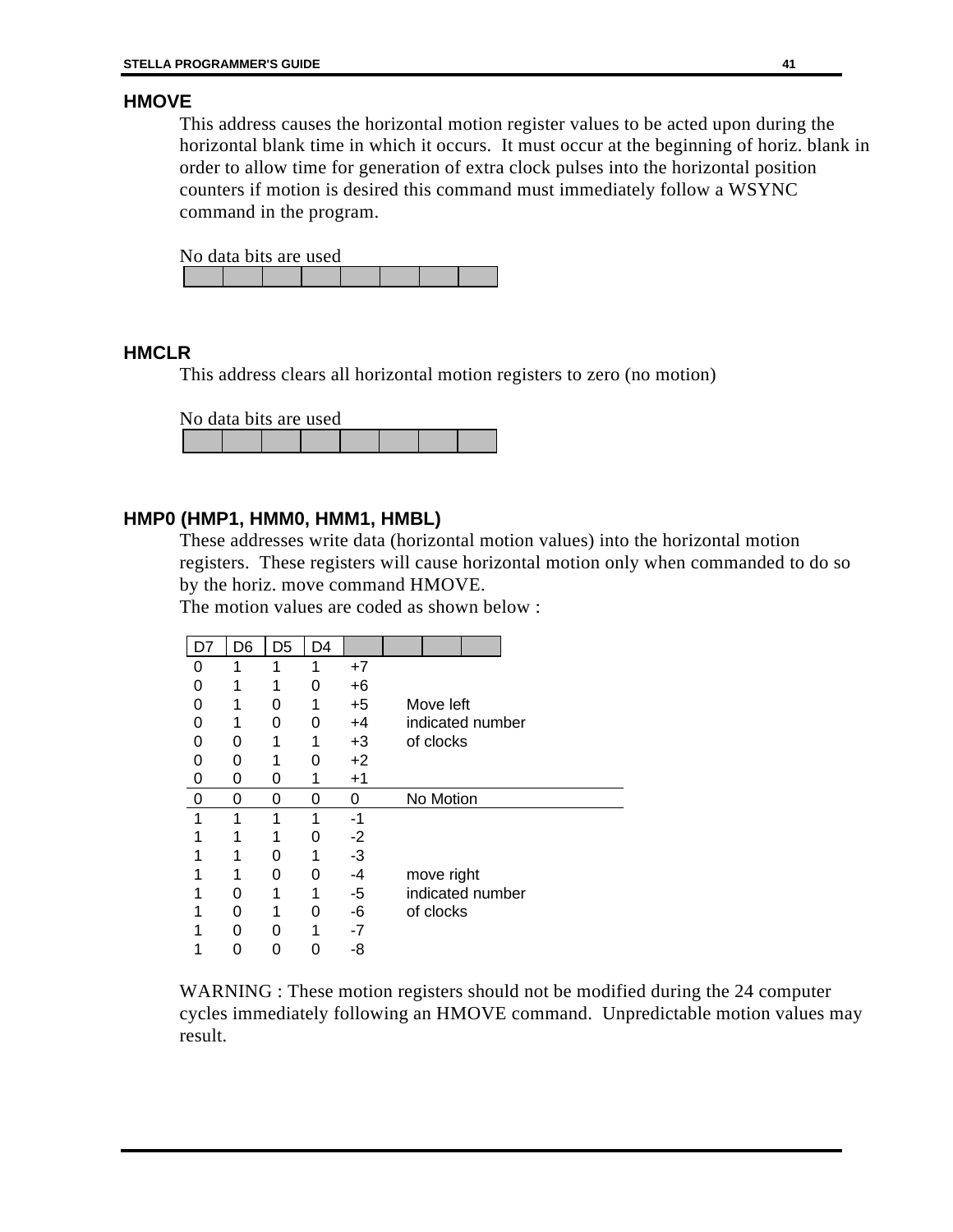## HMOVE

This address causes the horizontal motion register values to be acted upon during the horizontal blank time in which it occurs. It must occur at the beginning of horiz. blank in order to allow time for generation of extra clock pulses into the horizontal position counters if motion is desired this command must immediately follow a WSYNC command in the program.

No data bits are used

| | | | | | | | |
|---|---|---|---|---|---|---|---|
| | | | | | | | |

## HMCLR

This address clears all horizontal motion registers to zero (no motion)

No data bits are used

| | | | | | | | |
|---|---|---|---|---|---|---|---|
| | | | | | | | |

## HMP0 (HMP1, HMM0, HMM1, HMBL)

These addresses write data (horizontal motion values) into the horizontal motion registers. These registers will cause horizontal motion only when commanded to do so by the horiz. move command HMOVE.
The motion values are coded as shown below :

| D7 | D6 | D5 | D4 | | |
|---|---|---|---|---|---|
| 0 | 1 | 1 | 1 | +7 | |
| 0 | 1 | 1 | 0 | +6 | |
| 0 | 1 | 0 | 1 | +5 | Move left |
| 0 | 1 | 0 | 0 | +4 | indicated number |
| 0 | 0 | 1 | 1 | +3 | of clocks |
| 0 | 0 | 1 | 0 | +2 | |
| 0 | 0 | 0 | 1 | +1 | |
| 0 | 0 | 0 | 0 | 0 | No Motion |
| 1 | 1 | 1 | 1 | -1 | |
| 1 | 1 | 1 | 0 | -2 | |
| 1 | 1 | 0 | 1 | -3 | |
| 1 | 1 | 0 | 0 | -4 | move right |
| 1 | 0 | 1 | 1 | -5 | indicated number |
| 1 | 0 | 1 | 0 | -6 | of clocks |
| 1 | 0 | 0 | 1 | -7 | |
| 1 | 0 | 0 | 0 | -8 | |

WARNING : These motion registers should not be modified during the 24 computer cycles immediately following an HMOVE command. Unpredictable motion values may result.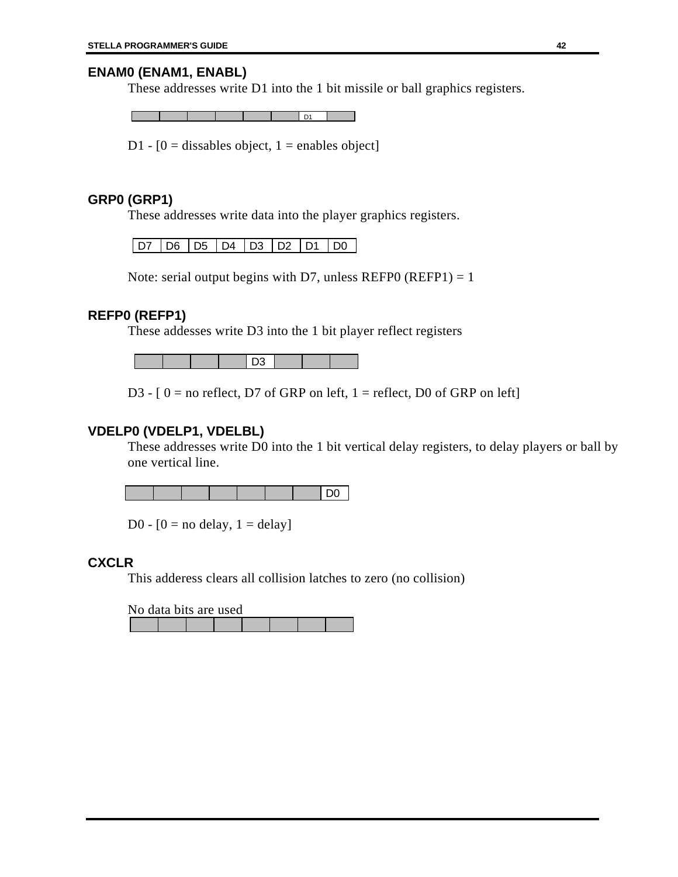## ENAM0 (ENAM1, ENABL)

These addresses write D1 into the 1 bit missile or ball graphics registers.

| | | | | | | | |
|---|---|---|---|---|---|---|---|
| | | | | | | D1 | |

D1 - [0 = dissables object, 1 = enables object]

## GRP0 (GRP1)

These addresses write data into the player graphics registers.

| | | | | | | | |
|---|---|---|---|---|---|---|---|
| D7 | D6 | D5 | D4 | D3 | D2 | D1 | D0 |

Note: serial output begins with D7, unless REFP0 (REFP1) = 1

## REFP0 (REFP1)

These addesses write D3 into the 1 bit player reflect registers

| | | | | | | | |
|---|---|---|---|---|---|---|---|
| | | | | D3 | | | |

D3 - [ 0 = no reflect, D7 of GRP on left, 1 = reflect, D0 of GRP on left]

## VDELP0 (VDELP1, VDELBL)

These addresses write D0 into the 1 bit vertical delay registers, to delay players or ball by one vertical line.

| | | | | | | | |
|---|---|---|---|---|---|---|---|
| | | | | | | | D0 |

D0 - [0 = no delay, 1 = delay]

## CXCLR

This adderess clears all collision latches to zero (no collision)

No data bits are used

| | | | | | | | |
|---|---|---|---|---|---|---|---|
| | | | | | | | |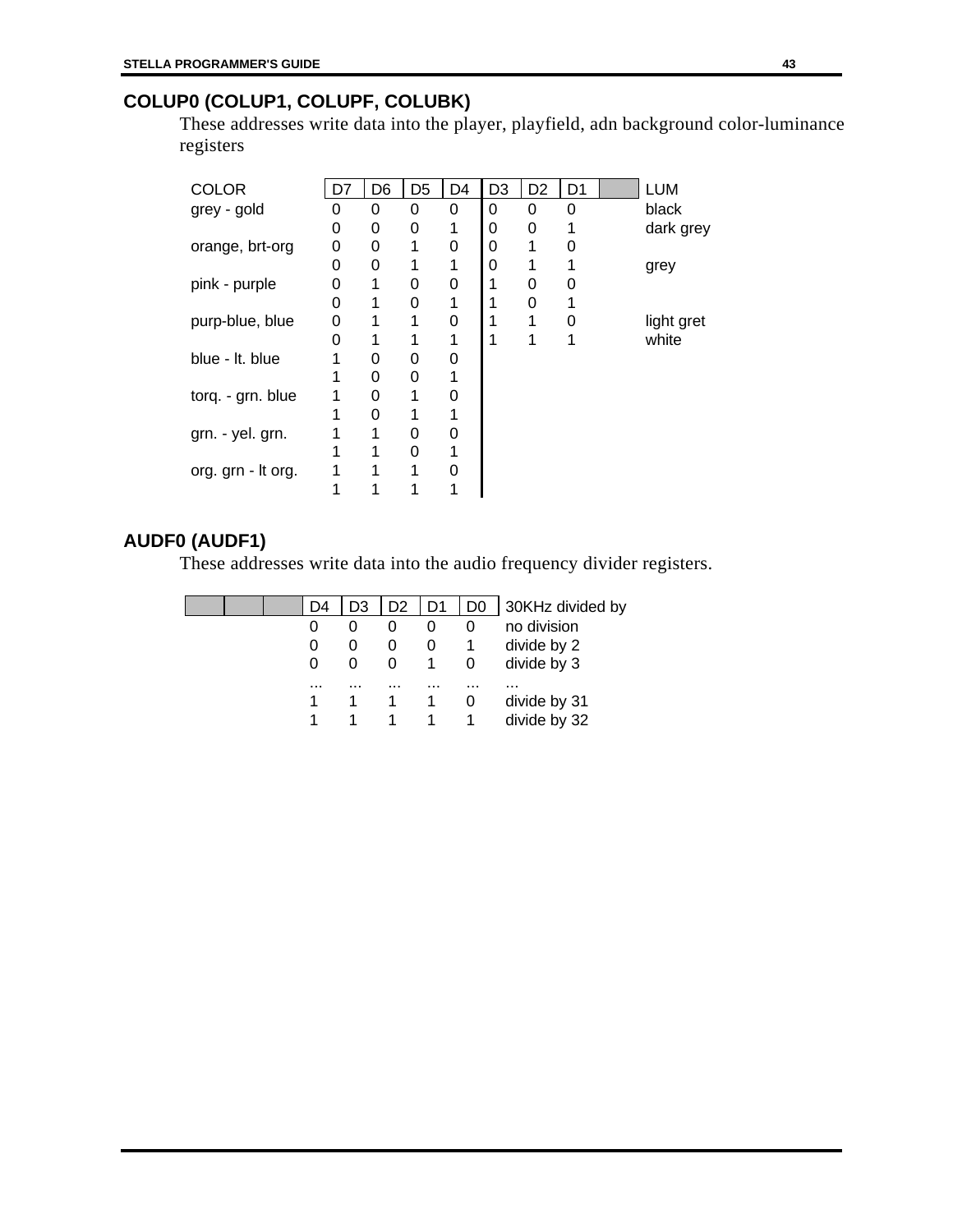## COLUP0 (COLUP1, COLUPF, COLUBK)

These addresses write data into the player, playfield, adn background color-luminance registers

| COLOR | D7 | D6 | D5 | D4 | D3 | D2 | D1 | | LUM |
|---|---|---|---|---|---|---|---|---|---|
| grey - gold | 0 | 0 | 0 | 0 | 0 | 0 | 0 | | black |
| | 0 | 0 | 0 | 1 | 0 | 0 | 1 | | dark grey |
| orange, brt-org | 0 | 0 | 1 | 0 | 0 | 1 | 0 | | |
| | 0 | 0 | 1 | 1 | 0 | 1 | 1 | | grey |
| pink - purple | 0 | 1 | 0 | 0 | 1 | 0 | 0 | | |
| | 0 | 1 | 0 | 1 | 1 | 0 | 1 | | |
| purp-blue, blue | 0 | 1 | 1 | 0 | 1 | 1 | 0 | | light gret |
| | 0 | 1 | 1 | 1 | 1 | 1 | 1 | | white |
| blue - lt. blue | 1 | 0 | 0 | 0 | | | | | |
| | 1 | 0 | 0 | 1 | | | | | |
| torq. - grn. blue | 1 | 0 | 1 | 0 | | | | | |
| | 1 | 0 | 1 | 1 | | | | | |
| grn. - yel. grn. | 1 | 1 | 0 | 0 | | | | | |
| | 1 | 1 | 0 | 1 | | | | | |
| org. grn - lt org. | 1 | 1 | 1 | 0 | | | | | |
| | 1 | 1 | 1 | 1 | | | | | |

## AUDF0 (AUDF1)

These addresses write data into the audio frequency divider registers.

| | | | D4 | D3 | D2 | D1 | D0 | 30KHz divided by |
|---|---|---|---|---|---|---|---|---|
| | | | 0 | 0 | 0 | 0 | 0 | no division |
| | | | 0 | 0 | 0 | 0 | 1 | divide by 2 |
| | | | 0 | 0 | 0 | 1 | 0 | divide by 3 |
| | | | ... | ... | ... | ... | ... | ... |
| | | | 1 | 1 | 1 | 1 | 0 | divide by 31 |
| | | | 1 | 1 | 1 | 1 | 1 | divide by 32 |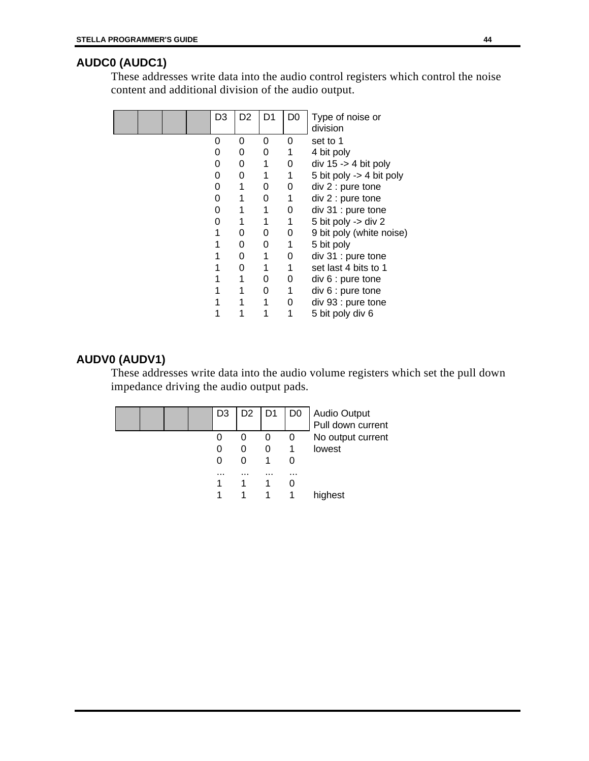## AUDC0 (AUDC1)

These addresses write data into the audio control registers which control the noise content and additional division of the audio output.

| | | | | D3 | D2 | D1 | D0 | Type of noise or division |
|---|---|---|---|---|---|---|---|---|
| | | | | 0 | 0 | 0 | 0 | set to 1 |
| | | | | 0 | 0 | 0 | 1 | 4 bit poly |
| | | | | 0 | 0 | 1 | 0 | div 15 -> 4 bit poly |
| | | | | 0 | 0 | 1 | 1 | 5 bit poly -> 4 bit poly |
| | | | | 0 | 1 | 0 | 0 | div 2 : pure tone |
| | | | | 0 | 1 | 0 | 1 | div 2 : pure tone |
| | | | | 0 | 1 | 1 | 0 | div 31 : pure tone |
| | | | | 0 | 1 | 1 | 1 | 5 bit poly -> div 2 |
| | | | | 1 | 0 | 0 | 0 | 9 bit poly (white noise) |
| | | | | 1 | 0 | 0 | 1 | 5 bit poly |
| | | | | 1 | 0 | 1 | 0 | div 31 : pure tone |
| | | | | 1 | 0 | 1 | 1 | set last 4 bits to 1 |
| | | | | 1 | 1 | 0 | 0 | div 6 : pure tone |
| | | | | 1 | 1 | 0 | 1 | div 6 : pure tone |
| | | | | 1 | 1 | 1 | 0 | div 93 : pure tone |
| | | | | 1 | 1 | 1 | 1 | 5 bit poly div 6 |

## AUDV0 (AUDV1)

These addresses write data into the audio volume registers which set the pull down impedance driving the audio output pads.

| | | | | D3 | D2 | D1 | D0 | Audio Output Pull down current |
|---|---|---|---|---|---|---|---|---|
| | | | | 0 | 0 | 0 | 0 | No output current |
| | | | | 0 | 0 | 0 | 1 | lowest |
| | | | | 0 | 0 | 1 | 0 | |
| | | | | ... | ... | ... | ... | |
| | | | | 1 | 1 | 1 | 0 | |
| | | | | 1 | 1 | 1 | 1 | highest |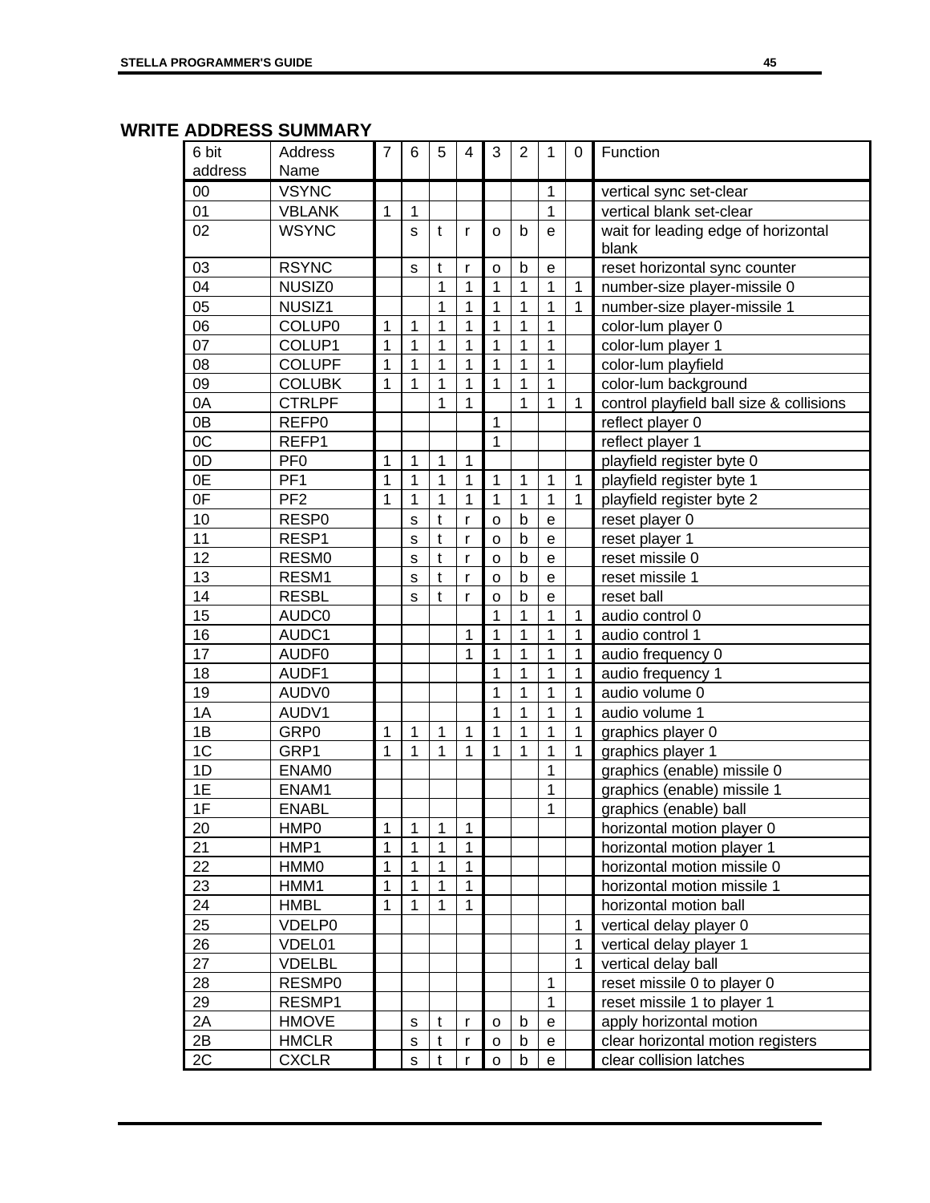## WRITE ADDRESS SUMMARY

| 6 bit address | Address Name | 7 | 6 | 5 | 4 | 3 | 2 | 1 | 0 | Function |
|---|---|---|---|---|---|---|---|---|---|---|
| 00 | VSYNC | | | | | | | 1 | | vertical sync set-clear |
| 01 | VBLANK | 1 | 1 | | | | | 1 | | vertical blank set-clear |
| 02 | WSYNC | | s | t | r | o | b | e | | wait for leading edge of horizontal blank |
| 03 | RSYNC | | s | t | r | o | b | e | | reset horizontal sync counter |
| 04 | NUSIZ0 | | | 1 | 1 | 1 | 1 | 1 | 1 | number-size player-missile 0 |
| 05 | NUSIZ1 | | | 1 | 1 | 1 | 1 | 1 | 1 | number-size player-missile 1 |
| 06 | COLUP0 | 1 | 1 | 1 | 1 | 1 | 1 | 1 | | color-lum player 0 |
| 07 | COLUP1 | 1 | 1 | 1 | 1 | 1 | 1 | 1 | | color-lum player 1 |
| 08 | COLUPF | 1 | 1 | 1 | 1 | 1 | 1 | 1 | | color-lum playfield |
| 09 | COLUBK | 1 | 1 | 1 | 1 | 1 | 1 | 1 | | color-lum background |
| 0A | CTRLPF | | | 1 | 1 | | 1 | 1 | 1 | control playfield ball size & collisions |
| 0B | REFP0 | | | | | 1 | | | | reflect player 0 |
| 0C | REFP1 | | | | | 1 | | | | reflect player 1 |
| 0D | PF0 | 1 | 1 | 1 | 1 | | | | | playfield register byte 0 |
| 0E | PF1 | 1 | 1 | 1 | 1 | 1 | 1 | 1 | 1 | playfield register byte 1 |
| 0F | PF2 | 1 | 1 | 1 | 1 | 1 | 1 | 1 | 1 | playfield register byte 2 |
| 10 | RESP0 | | s | t | r | o | b | e | | reset player 0 |
| 11 | RESP1 | | s | t | r | o | b | e | | reset player 1 |
| 12 | RESM0 | | s | t | r | o | b | e | | reset missile 0 |
| 13 | RESM1 | | s | t | r | o | b | e | | reset missile 1 |
| 14 | RESBL | | s | t | r | o | b | e | | reset ball |
| 15 | AUDC0 | | | | | 1 | 1 | 1 | 1 | audio control 0 |
| 16 | AUDC1 | | | | 1 | 1 | 1 | 1 | 1 | audio control 1 |
| 17 | AUDF0 | | | | 1 | 1 | 1 | 1 | 1 | audio frequency 0 |
| 18 | AUDF1 | | | | | 1 | 1 | 1 | 1 | audio frequency 1 |
| 19 | AUDV0 | | | | | 1 | 1 | 1 | 1 | audio volume 0 |
| 1A | AUDV1 | | | | | 1 | 1 | 1 | 1 | audio volume 1 |
| 1B | GRP0 | 1 | 1 | 1 | 1 | 1 | 1 | 1 | 1 | graphics player 0 |
| 1C | GRP1 | 1 | 1 | 1 | 1 | 1 | 1 | 1 | 1 | graphics player 1 |
| 1D | ENAM0 | | | | | | | 1 | | graphics (enable) missile 0 |
| 1E | ENAM1 | | | | | | | 1 | | graphics (enable) missile 1 |
| 1F | ENABL | | | | | | | 1 | | graphics (enable) ball |
| 20 | HMP0 | 1 | 1 | 1 | 1 | | | | | horizontal motion player 0 |
| 21 | HMP1 | 1 | 1 | 1 | 1 | | | | | horizontal motion player 1 |
| 22 | HMM0 | 1 | 1 | 1 | 1 | | | | | horizontal motion missile 0 |
| 23 | HMM1 | 1 | 1 | 1 | 1 | | | | | horizontal motion missile 1 |
| 24 | HMBL | 1 | 1 | 1 | 1 | | | | | horizontal motion ball |
| 25 | VDELP0 | | | | | | | | 1 | vertical delay player 0 |
| 26 | VDEL01 | | | | | | | | 1 | vertical delay player 1 |
| 27 | VDELBL | | | | | | | | 1 | vertical delay ball |
| 28 | RESMP0 | | | | | | | 1 | | reset missile 0 to player 0 |
| 29 | RESMP1 | | | | | | | 1 | | reset missile 1 to player 1 |
| 2A | HMOVE | | s | t | r | o | b | e | | apply horizontal motion |
| 2B | HMCLR | | s | t | r | o | b | e | | clear horizontal motion registers |
| 2C | CXCLR | | s | t | r | o | b | e | | clear collision latches |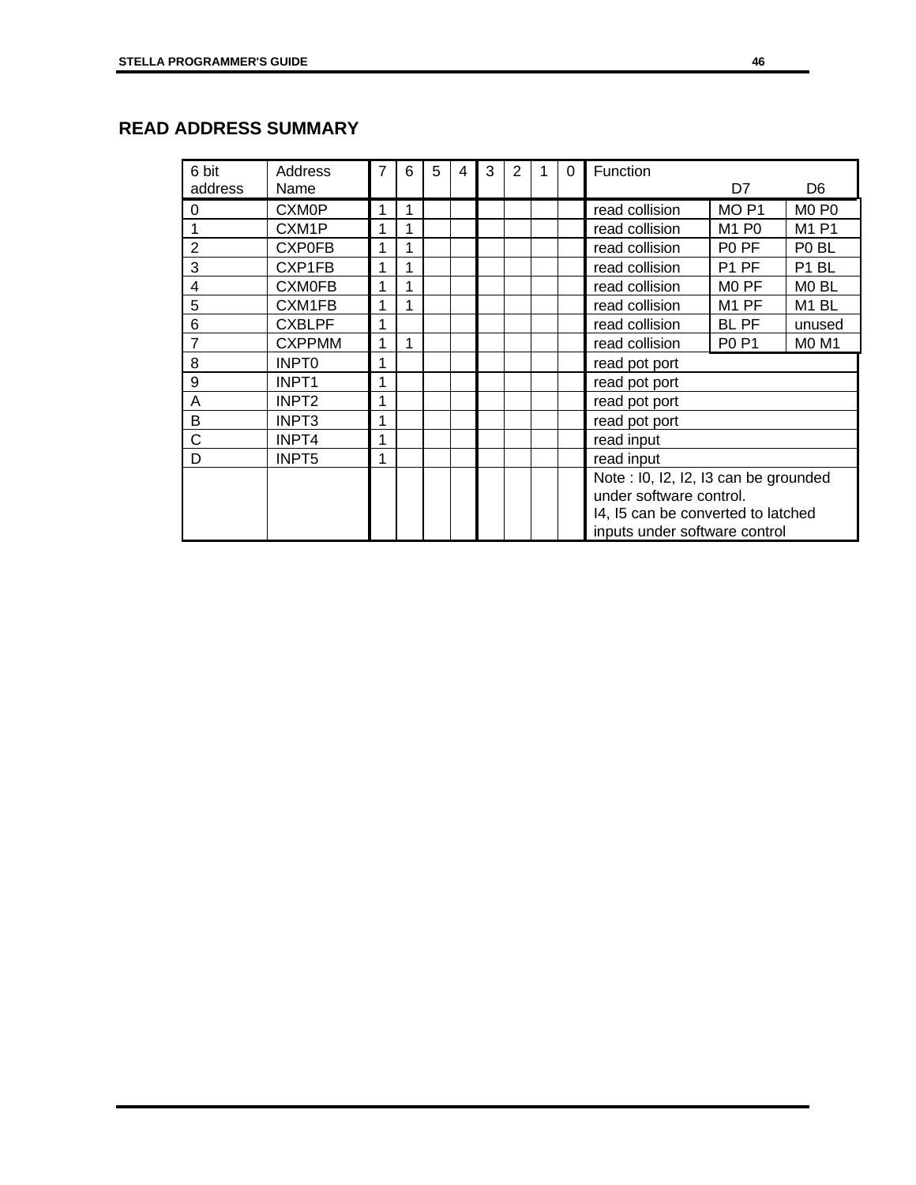# READ ADDRESS SUMMARY

| 6 bit address | Address Name | 7 | 6 | 5 | 4 | 3 | 2 | 1 | 0 | Function | D7 | D6 |
|---|---|---|---|---|---|---|---|---|---|---|---|---|
| 0 | CXM0P | 1 | 1 | | | | | | | read collision | MO P1 | M0 P0 |
| 1 | CXM1P | 1 | 1 | | | | | | | read collision | M1 P0 | M1 P1 |
| 2 | CXP0FB | 1 | 1 | | | | | | | read collision | P0 PF | P0 BL |
| 3 | CXP1FB | 1 | 1 | | | | | | | read collision | P1 PF | P1 BL |
| 4 | CXM0FB | 1 | 1 | | | | | | | read collision | M0 PF | M0 BL |
| 5 | CXM1FB | 1 | 1 | | | | | | | read collision | M1 PF | M1 BL |
| 6 | CXBLPF | 1 | | | | | | | | read collision | BL PF | unused |
| 7 | CXPPMM | 1 | 1 | | | | | | | read collision | P0 P1 | M0 M1 |
| 8 | INPT0 | 1 | | | | | | | | read pot port | | |
| 9 | INPT1 | 1 | | | | | | | | read pot port | | |
| A | INPT2 | 1 | | | | | | | | read pot port | | |
| B | INPT3 | 1 | | | | | | | | read pot port | | |
| C | INPT4 | 1 | | | | | | | | read input | | |
| D | INPT5 | 1 | | | | | | | | read input | | |
| | | | | | | | | | | Note : I0, I2, I2, I3 can be grounded under software control. I4, I5 can be converted to latched inputs under software control | | |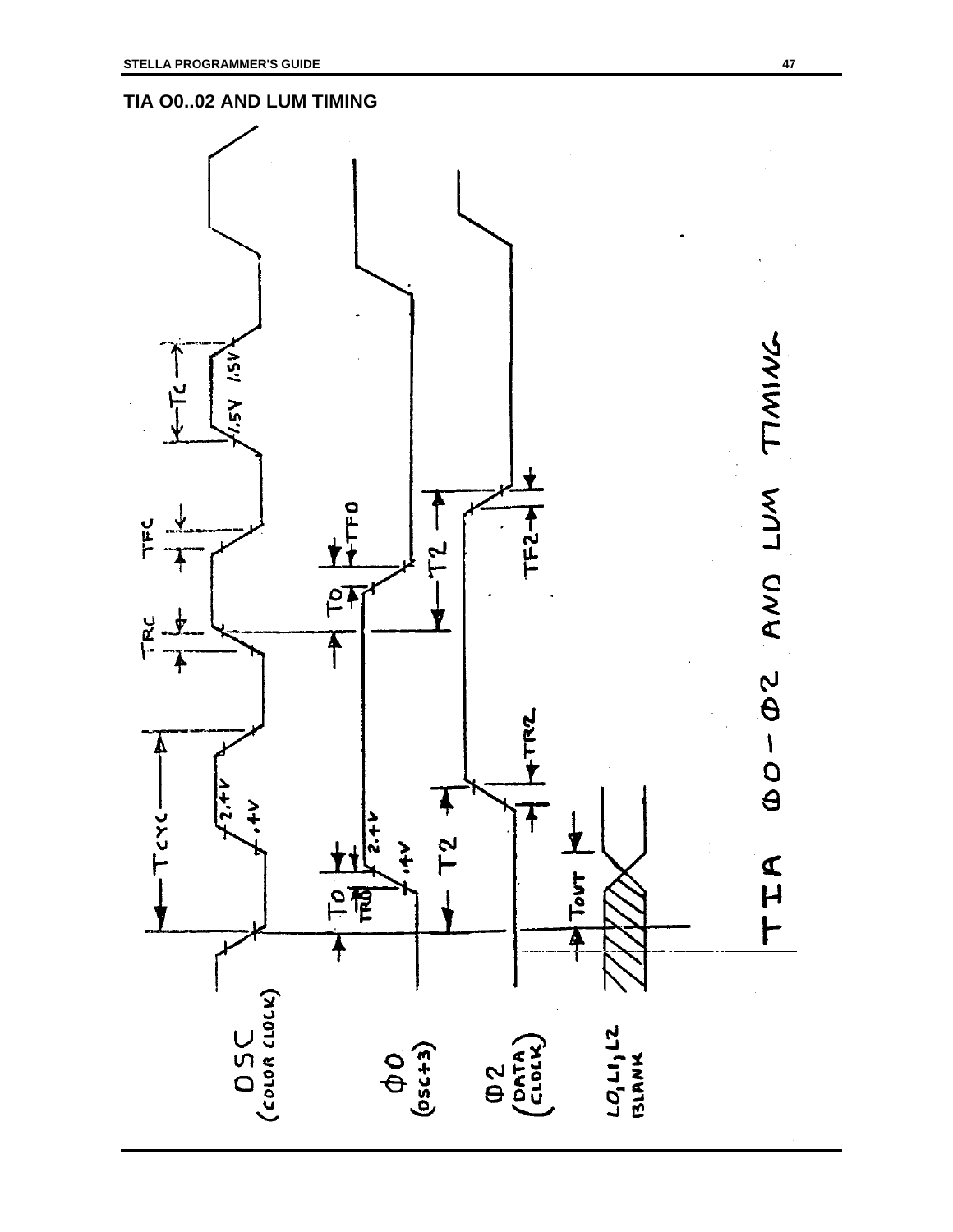## TIA O0..02 AND LUM TIMING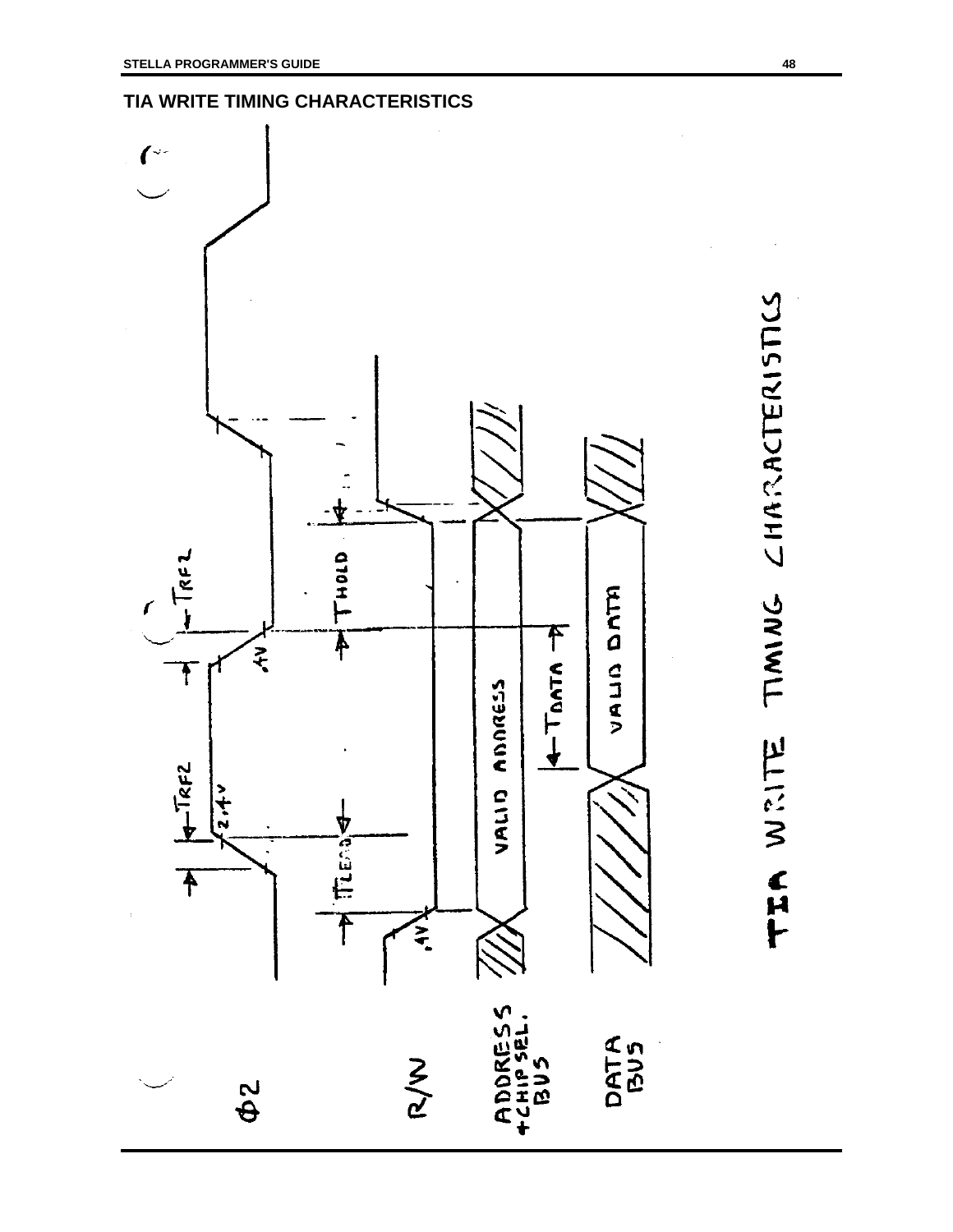# TIA WRITE TIMING CHARACTERISTICS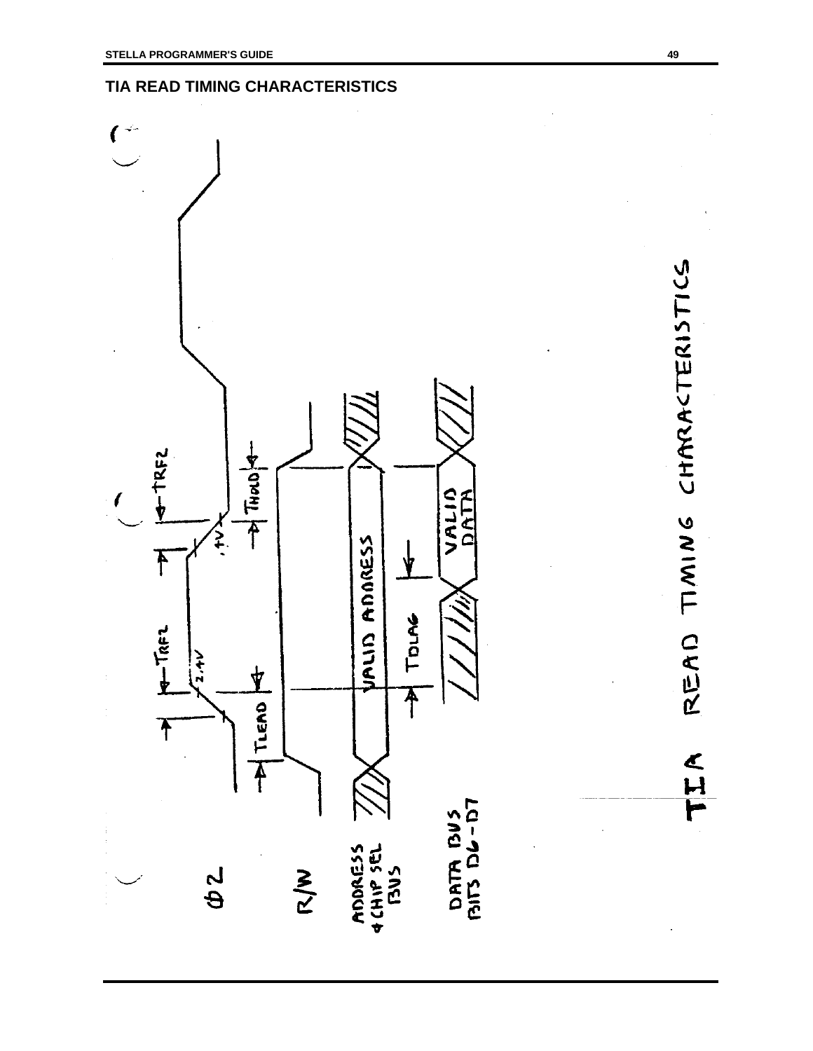# TIA READ TIMING CHARACTERISTICS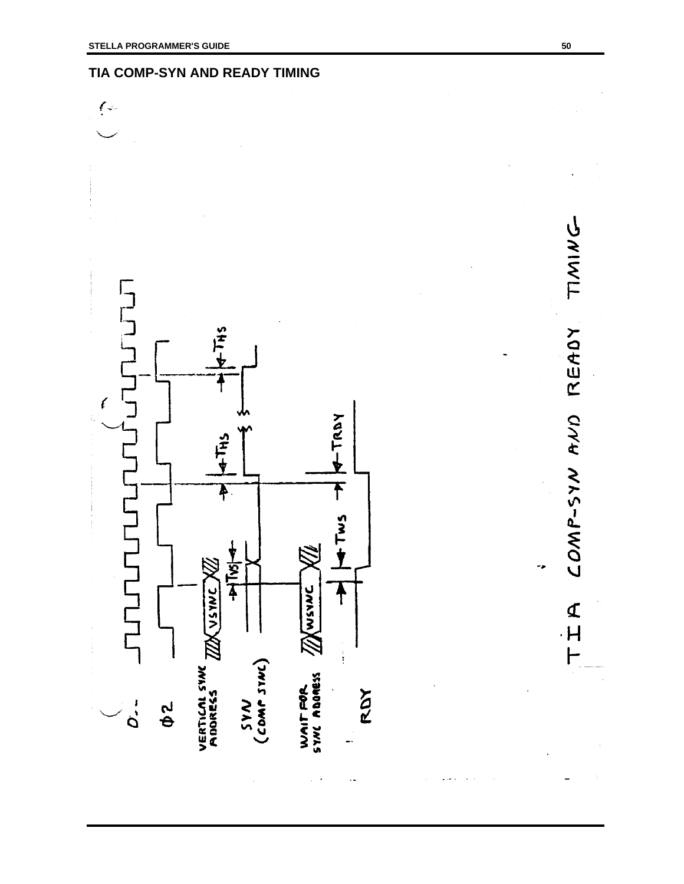# TIA COMP-SYN AND READY TIMING

Ø0

Ø2

VERTICAL SYNC ADDRESS

VSYNC

$T_{VS}$

$T_{HS}$

$T_{HS}$

SYN (COMP SYNC)

WAIT FOR SYNC ADDRESS

WSYNC

$T_{WS}$

$T_{RDY}$

RDY

TIA COMP-SYN AND READY TIMING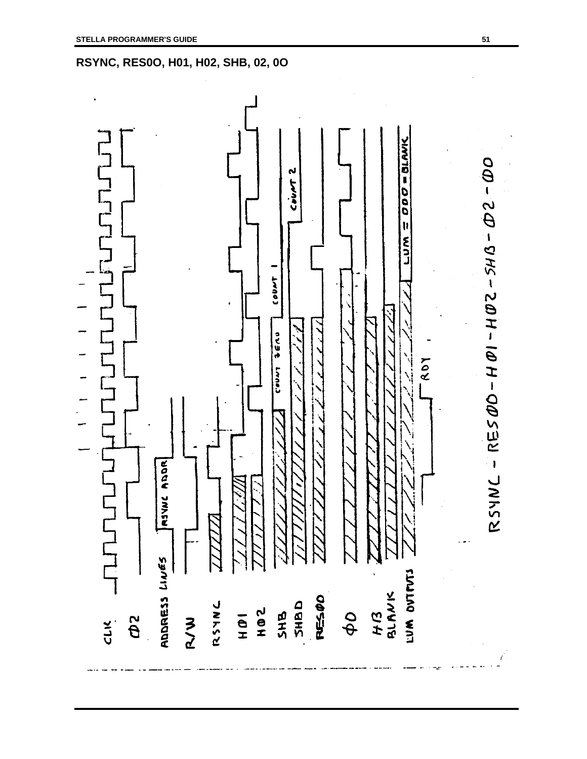## RSYNC, RES0O, H01, H02, SHB, 02, 0O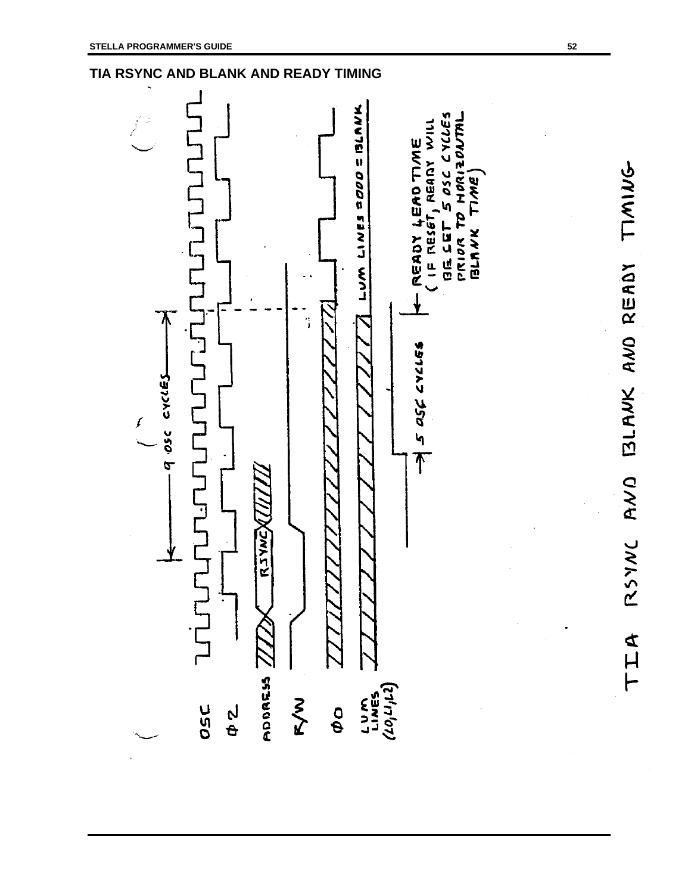## TIA RSYNC AND BLANK AND READY TIMING

OSC

Φ2

ADDRESS

R/W

Φ0

LUM LINES (L0,L1,L2)

9 OSC CYCLES

RSYNC

LUM LINES = 000 = BLANK

5 OSC CYCLES

READY LEAD TIME (IF RESET, READY WILL BE SET 5 OSC CYCLES PRIOR TO HORIZONTAL BLANK TIME)

TIA RSYNC AND BLANK AND READY TIMING